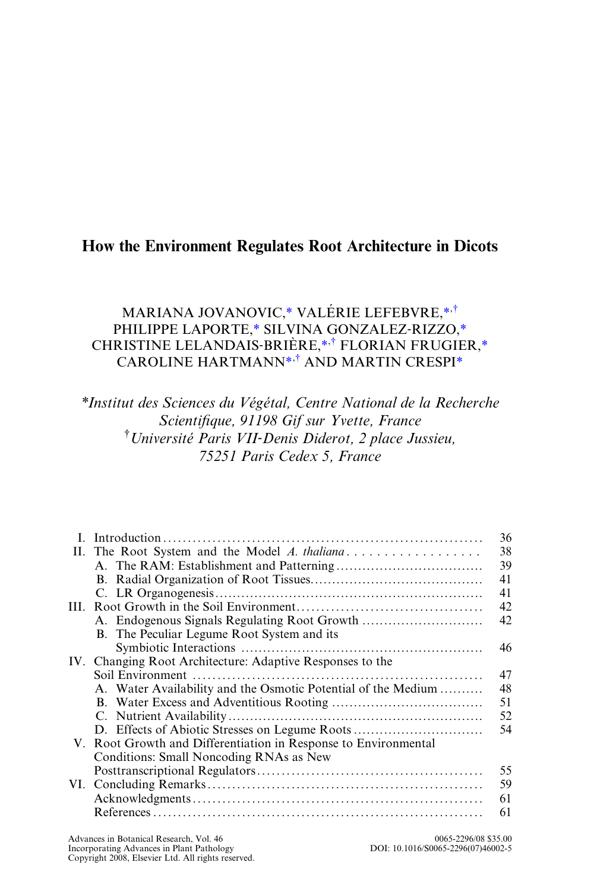# How the Environment Regulates Root Architecture in Dicots

MARIANA JOVANOVIC,* VALÉRIE LEFEBVRE,*,† PHILIPPE LAPORTE,* SILVINA GONZALEZ-RIZZO,* CHRISTINE LELANDAIS-BRIÈRE,*,† FLORIAN FRUGIER,* CAROLINE HARTMANN*,† AND MARTIN CRESPI*

*\*Institut des Sciences du Végétal, Centre National de la Recherche Scientifique, 91198 Gif sur Yvette, France*
*†Université Paris VII-Denis Diderot, 2 place Jussieu, 75251 Paris Cedex 5, France*

| | | |
|---|---|---|
| I. | Introduction | 36 |
| II. | The Root System and the Model *A. thaliana* | 38 |
| | A. The RAM: Establishment and Patterning | 39 |
| | B. Radial Organization of Root Tissues | 41 |
| | C. LR Organogenesis | 41 |
| III. | Root Growth in the Soil Environment | 42 |
| | A. Endogenous Signals Regulating Root Growth | 42 |
| | B. The Peculiar Legume Root System and its Symbiotic Interactions | 46 |
| IV. | Changing Root Architecture: Adaptive Responses to the Soil Environment | 47 |
| | A. Water Availability and the Osmotic Potential of the Medium | 48 |
| | B. Water Excess and Adventitious Rooting | 51 |
| | C. Nutrient Availability | 52 |
| | D. Effects of Abiotic Stresses on Legume Roots | 54 |
| V. | Root Growth and Differentiation in Response to Environmental Conditions: Small Noncoding RNAs as New Posttranscriptional Regulators | 55 |
| VI. | Concluding Remarks | 59 |
| | Acknowledgments | 61 |
| | References | 61 |

Advances in Botanical Research, Vol. 46
Incorporating Advances in Plant Pathology
Copyright 2008, Elsevier Ltd. All rights reserved.

0065-2296/08 $35.00
DOI: 10.1016/S0065-2296(07)46002-5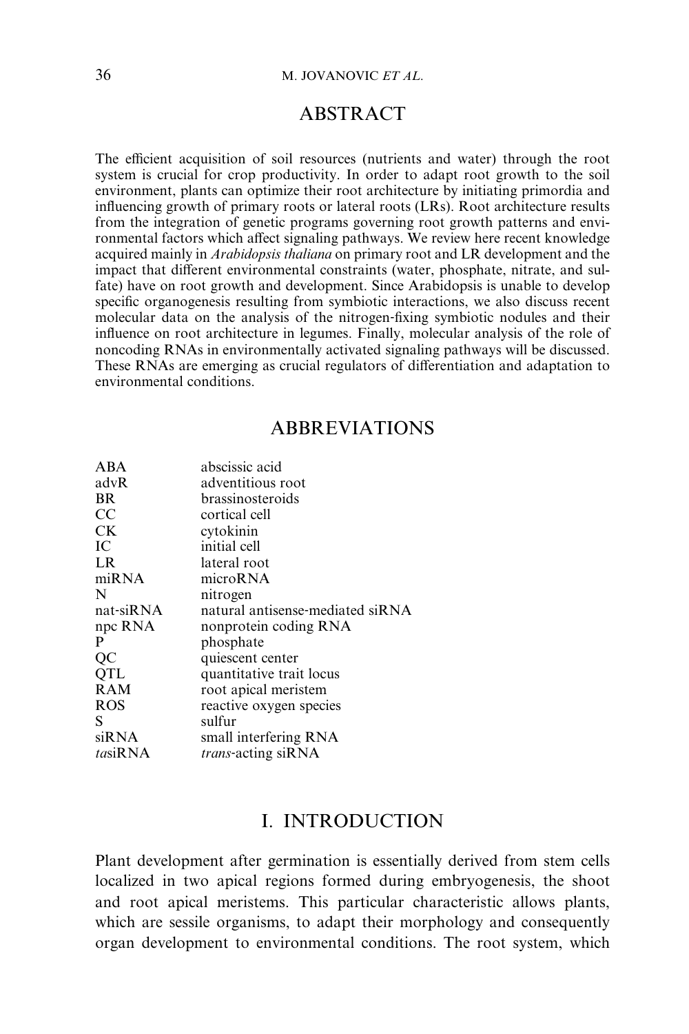## ABSTRACT

The efficient acquisition of soil resources (nutrients and water) through the root system is crucial for crop productivity. In order to adapt root growth to the soil environment, plants can optimize their root architecture by initiating primordia and influencing growth of primary roots or lateral roots (LRs). Root architecture results from the integration of genetic programs governing root growth patterns and environmental factors which affect signaling pathways. We review here recent knowledge acquired mainly in *Arabidopsis thaliana* on primary root and LR development and the impact that different environmental constraints (water, phosphate, nitrate, and sulfate) have on root growth and development. Since Arabidopsis is unable to develop specific organogenesis resulting from symbiotic interactions, we also discuss recent molecular data on the analysis of the nitrogen-fixing symbiotic nodules and their influence on root architecture in legumes. Finally, molecular analysis of the role of noncoding RNAs in environmentally activated signaling pathways will be discussed. These RNAs are emerging as crucial regulators of differentiation and adaptation to environmental conditions.

## ABBREVIATIONS

| | |
|---|---|
| ABA | abscissic acid |
| advR | adventitious root |
| BR | brassinosteroids |
| CC | cortical cell |
| CK | cytokinin |
| IC | initial cell |
| LR | lateral root |
| miRNA | microRNA |
| N | nitrogen |
| nat-siRNA | natural antisense-mediated siRNA |
| npc RNA | nonprotein coding RNA |
| P | phosphate |
| QC | quiescent center |
| QTL | quantitative trait locus |
| RAM | root apical meristem |
| ROS | reactive oxygen species |
| S | sulfur |
| siRNA | small interfering RNA |
| *ta*siRNA | *trans*-acting siRNA |

## I. INTRODUCTION

Plant development after germination is essentially derived from stem cells localized in two apical regions formed during embryogenesis, the shoot and root apical meristems. This particular characteristic allows plants, which are sessile organisms, to adapt their morphology and consequently organ development to environmental conditions. The root system, which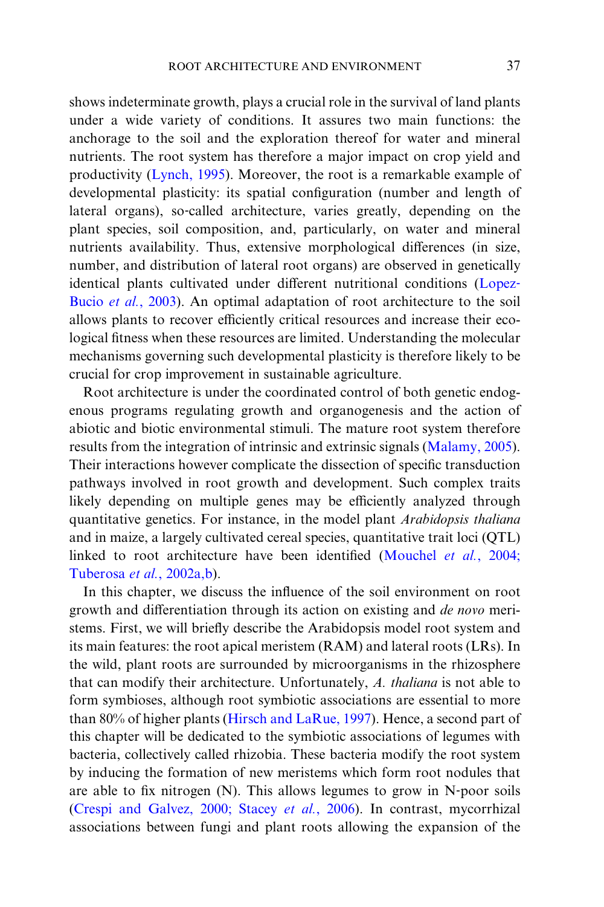shows indeterminate growth, plays a crucial role in the survival of land plants under a wide variety of conditions. It assures two main functions: the anchorage to the soil and the exploration thereof for water and mineral nutrients. The root system has therefore a major impact on crop yield and productivity (Lynch, 1995). Moreover, the root is a remarkable example of developmental plasticity: its spatial configuration (number and length of lateral organs), so-called architecture, varies greatly, depending on the plant species, soil composition, and, particularly, on water and mineral nutrients availability. Thus, extensive morphological differences (in size, number, and distribution of lateral root organs) are observed in genetically identical plants cultivated under different nutritional conditions (Lopez-Bucio *et al.*, 2003). An optimal adaptation of root architecture to the soil allows plants to recover efficiently critical resources and increase their ecological fitness when these resources are limited. Understanding the molecular mechanisms governing such developmental plasticity is therefore likely to be crucial for crop improvement in sustainable agriculture.

Root architecture is under the coordinated control of both genetic endogenous programs regulating growth and organogenesis and the action of abiotic and biotic environmental stimuli. The mature root system therefore results from the integration of intrinsic and extrinsic signals (Malamy, 2005). Their interactions however complicate the dissection of specific transduction pathways involved in root growth and development. Such complex traits likely depending on multiple genes may be efficiently analyzed through quantitative genetics. For instance, in the model plant *Arabidopsis thaliana* and in maize, a largely cultivated cereal species, quantitative trait loci (QTL) linked to root architecture have been identified (Mouchel *et al.*, 2004; Tuberosa *et al.*, 2002a,b).

In this chapter, we discuss the influence of the soil environment on root growth and differentiation through its action on existing and *de novo* meristems. First, we will briefly describe the Arabidopsis model root system and its main features: the root apical meristem (RAM) and lateral roots (LRs). In the wild, plant roots are surrounded by microorganisms in the rhizosphere that can modify their architecture. Unfortunately, *A. thaliana* is not able to form symbioses, although root symbiotic associations are essential to more than 80% of higher plants (Hirsch and LaRue, 1997). Hence, a second part of this chapter will be dedicated to the symbiotic associations of legumes with bacteria, collectively called rhizobia. These bacteria modify the root system by inducing the formation of new meristems which form root nodules that are able to fix nitrogen (N). This allows legumes to grow in N-poor soils (Crespi and Galvez, 2000; Stacey *et al.*, 2006). In contrast, mycorrhizal associations between fungi and plant roots allowing the expansion of the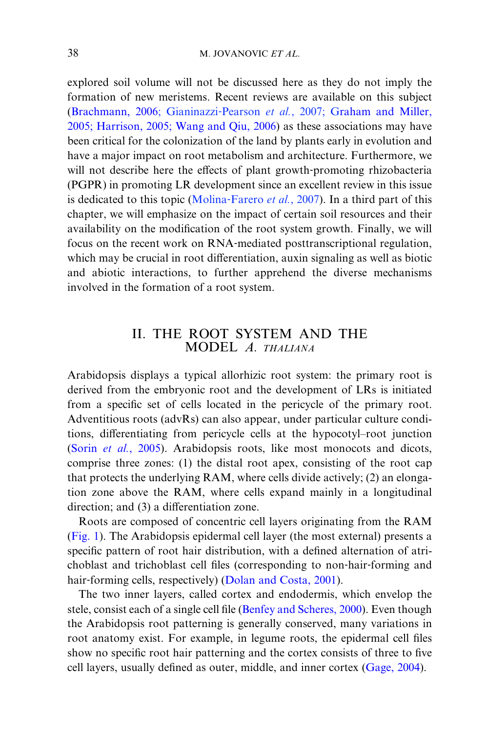explored soil volume will not be discussed here as they do not imply the formation of new meristems. Recent reviews are available on this subject (Brachmann, 2006; Gianinazzi-Pearson *et al.*, 2007; Graham and Miller, 2005; Harrison, 2005; Wang and Qiu, 2006) as these associations may have been critical for the colonization of the land by plants early in evolution and have a major impact on root metabolism and architecture. Furthermore, we will not describe here the effects of plant growth-promoting rhizobacteria (PGPR) in promoting LR development since an excellent review in this issue is dedicated to this topic (Molina-Farero *et al.*, 2007). In a third part of this chapter, we will emphasize on the impact of certain soil resources and their availability on the modification of the root system growth. Finally, we will focus on the recent work on RNA-mediated posttranscriptional regulation, which may be crucial in root differentiation, auxin signaling as well as biotic and abiotic interactions, to further apprehend the diverse mechanisms involved in the formation of a root system.

## II. THE ROOT SYSTEM AND THE MODEL *A. THALIANA*

Arabidopsis displays a typical allorhizic root system: the primary root is derived from the embryonic root and the development of LRs is initiated from a specific set of cells located in the pericycle of the primary root. Adventitious roots (advRs) can also appear, under particular culture conditions, differentiating from pericycle cells at the hypocotyl–root junction (Sorin *et al.*, 2005). Arabidopsis roots, like most monocots and dicots, comprise three zones: (1) the distal root apex, consisting of the root cap that protects the underlying RAM, where cells divide actively; (2) an elongation zone above the RAM, where cells expand mainly in a longitudinal direction; and (3) a differentiation zone.

Roots are composed of concentric cell layers originating from the RAM (Fig. 1). The Arabidopsis epidermal cell layer (the most external) presents a specific pattern of root hair distribution, with a defined alternation of atrichoblast and trichoblast cell files (corresponding to non-hair-forming and hair-forming cells, respectively) (Dolan and Costa, 2001).

The two inner layers, called cortex and endodermis, which envelop the stele, consist each of a single cell file (Benfey and Scheres, 2000). Even though the Arabidopsis root patterning is generally conserved, many variations in root anatomy exist. For example, in legume roots, the epidermal cell files show no specific root hair patterning and the cortex consists of three to five cell layers, usually defined as outer, middle, and inner cortex (Gage, 2004).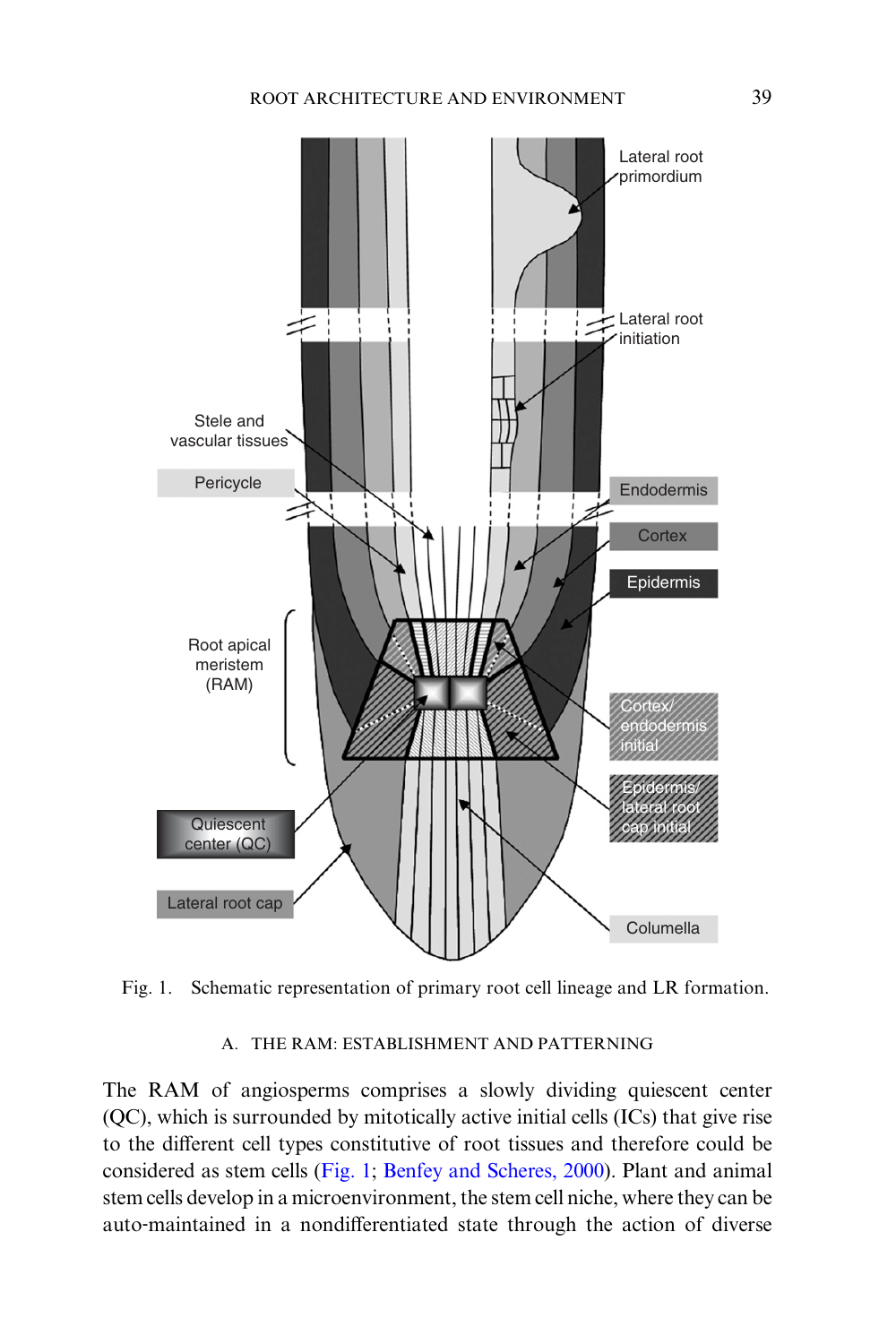Fig. 1. Schematic representation of primary root cell lineage and LR formation.

## A. THE RAM: ESTABLISHMENT AND PATTERNING

The RAM of angiosperms comprises a slowly dividing quiescent center (QC), which is surrounded by mitotically active initial cells (ICs) that give rise to the different cell types constitutive of root tissues and therefore could be considered as stem cells (Fig. 1; Benfey and Scheres, 2000). Plant and animal stem cells develop in a microenvironment, the stem cell niche, where they can be auto-maintained in a nondifferentiated state through the action of diverse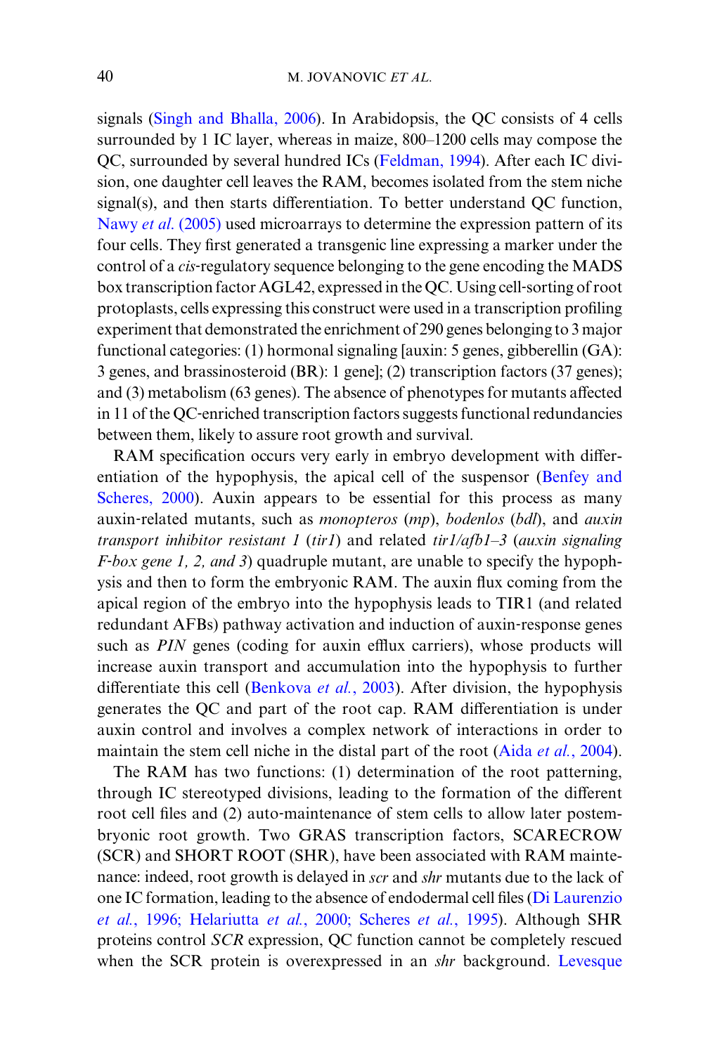signals (Singh and Bhalla, 2006). In Arabidopsis, the QC consists of 4 cells surrounded by 1 IC layer, whereas in maize, 800–1200 cells may compose the QC, surrounded by several hundred ICs (Feldman, 1994). After each IC division, one daughter cell leaves the RAM, becomes isolated from the stem niche signal(s), and then starts differentiation. To better understand QC function, Nawy *et al.* (2005) used microarrays to determine the expression pattern of its four cells. They first generated a transgenic line expressing a marker under the control of a *cis*-regulatory sequence belonging to the gene encoding the MADS box transcription factor AGL42, expressed in the QC. Using cell-sorting of root protoplasts, cells expressing this construct were used in a transcription profiling experiment that demonstrated the enrichment of 290 genes belonging to 3 major functional categories: (1) hormonal signaling [auxin: 5 genes, gibberellin (GA): 3 genes, and brassinosteroid (BR): 1 gene]; (2) transcription factors (37 genes); and (3) metabolism (63 genes). The absence of phenotypes for mutants affected in 11 of the QC-enriched transcription factors suggests functional redundancies between them, likely to assure root growth and survival.

RAM specification occurs very early in embryo development with differentiation of the hypophysis, the apical cell of the suspensor (Benfey and Scheres, 2000). Auxin appears to be essential for this process as many auxin-related mutants, such as *monopteros* (*mp*), *bodenlos* (*bdl*), and *auxin transport inhibitor resistant 1* (*tir1*) and related *tir1/afb1–3* (*auxin signaling F-box gene 1, 2, and 3*) quadruple mutant, are unable to specify the hypophysis and then to form the embryonic RAM. The auxin flux coming from the apical region of the embryo into the hypophysis leads to TIR1 (and related redundant AFBs) pathway activation and induction of auxin-response genes such as *PIN* genes (coding for auxin efflux carriers), whose products will increase auxin transport and accumulation into the hypophysis to further differentiate this cell (Benkova *et al.*, 2003). After division, the hypophysis generates the QC and part of the root cap. RAM differentiation is under auxin control and involves a complex network of interactions in order to maintain the stem cell niche in the distal part of the root (Aida *et al.*, 2004).

The RAM has two functions: (1) determination of the root patterning, through IC stereotyped divisions, leading to the formation of the different root cell files and (2) auto-maintenance of stem cells to allow later postembryonic root growth. Two GRAS transcription factors, SCARECROW (SCR) and SHORT ROOT (SHR), have been associated with RAM maintenance: indeed, root growth is delayed in *scr* and *shr* mutants due to the lack of one IC formation, leading to the absence of endodermal cell files (Di Laurenzio *et al.*, 1996; Helariutta *et al.*, 2000; Scheres *et al.*, 1995). Although SHR proteins control *SCR* expression, QC function cannot be completely rescued when the SCR protein is overexpressed in an *shr* background. Levesque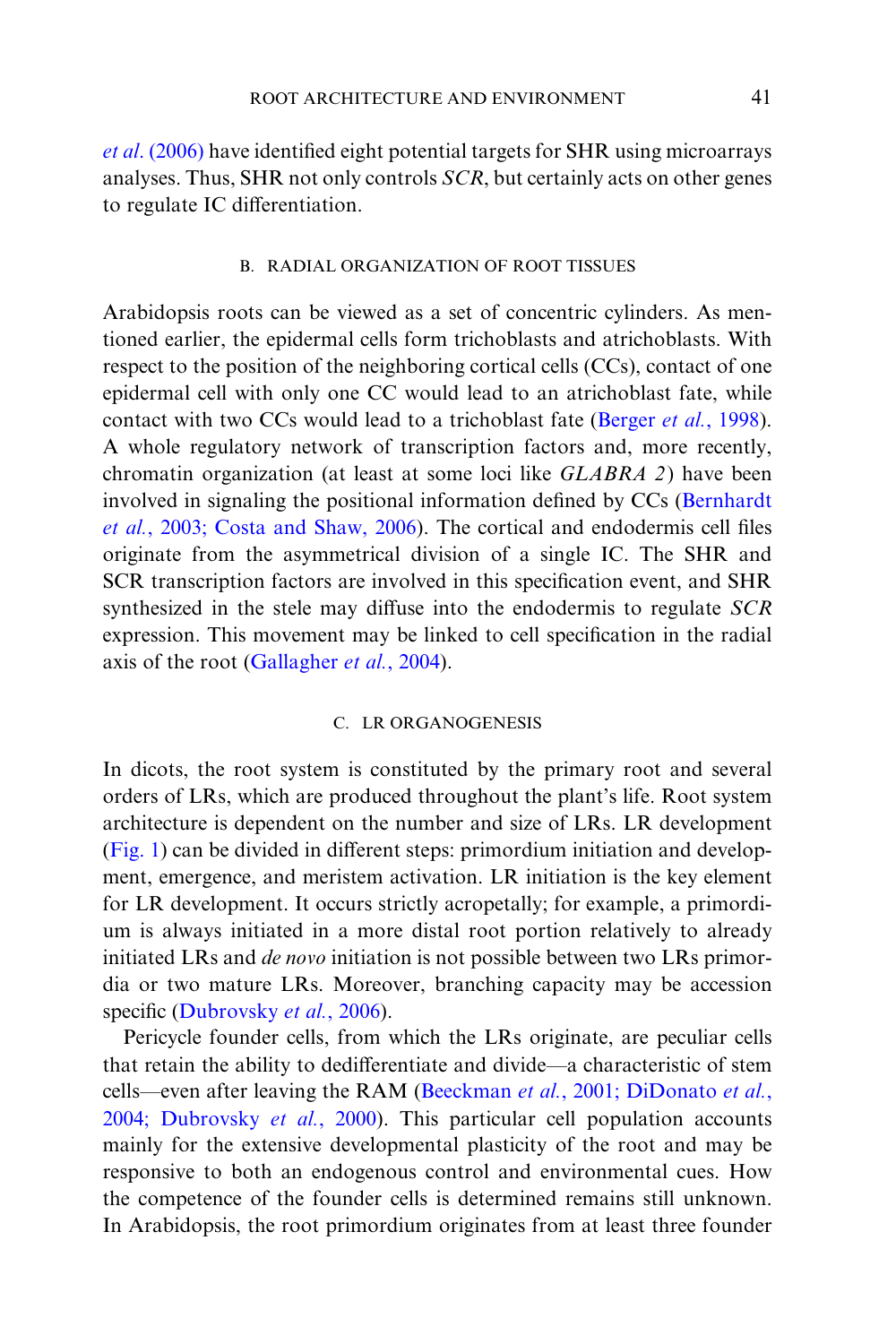*et al*. (2006) have identified eight potential targets for SHR using microarrays analyses. Thus, SHR not only controls *SCR*, but certainly acts on other genes to regulate IC differentiation.

### B. RADIAL ORGANIZATION OF ROOT TISSUES

Arabidopsis roots can be viewed as a set of concentric cylinders. As mentioned earlier, the epidermal cells form trichoblasts and atrichoblasts. With respect to the position of the neighboring cortical cells (CCs), contact of one epidermal cell with only one CC would lead to an atrichoblast fate, while contact with two CCs would lead to a trichoblast fate (Berger *et al.*, 1998). A whole regulatory network of transcription factors and, more recently, chromatin organization (at least at some loci like *GLABRA 2*) have been involved in signaling the positional information defined by CCs (Bernhardt *et al.*, 2003; Costa and Shaw, 2006). The cortical and endodermis cell files originate from the asymmetrical division of a single IC. The SHR and SCR transcription factors are involved in this specification event, and SHR synthesized in the stele may diffuse into the endodermis to regulate *SCR* expression. This movement may be linked to cell specification in the radial axis of the root (Gallagher *et al.*, 2004).

### C. LR ORGANOGENESIS

In dicots, the root system is constituted by the primary root and several orders of LRs, which are produced throughout the plant's life. Root system architecture is dependent on the number and size of LRs. LR development (Fig. 1) can be divided in different steps: primordium initiation and development, emergence, and meristem activation. LR initiation is the key element for LR development. It occurs strictly acropetally; for example, a primordium is always initiated in a more distal root portion relatively to already initiated LRs and *de novo* initiation is not possible between two LRs primordia or two mature LRs. Moreover, branching capacity may be accession specific (Dubrovsky *et al.*, 2006).

Pericycle founder cells, from which the LRs originate, are peculiar cells that retain the ability to dedifferentiate and divide—a characteristic of stem cells—even after leaving the RAM (Beeckman *et al.*, 2001; DiDonato *et al.*, 2004; Dubrovsky *et al.*, 2000). This particular cell population accounts mainly for the extensive developmental plasticity of the root and may be responsive to both an endogenous control and environmental cues. How the competence of the founder cells is determined remains still unknown. In Arabidopsis, the root primordium originates from at least three founder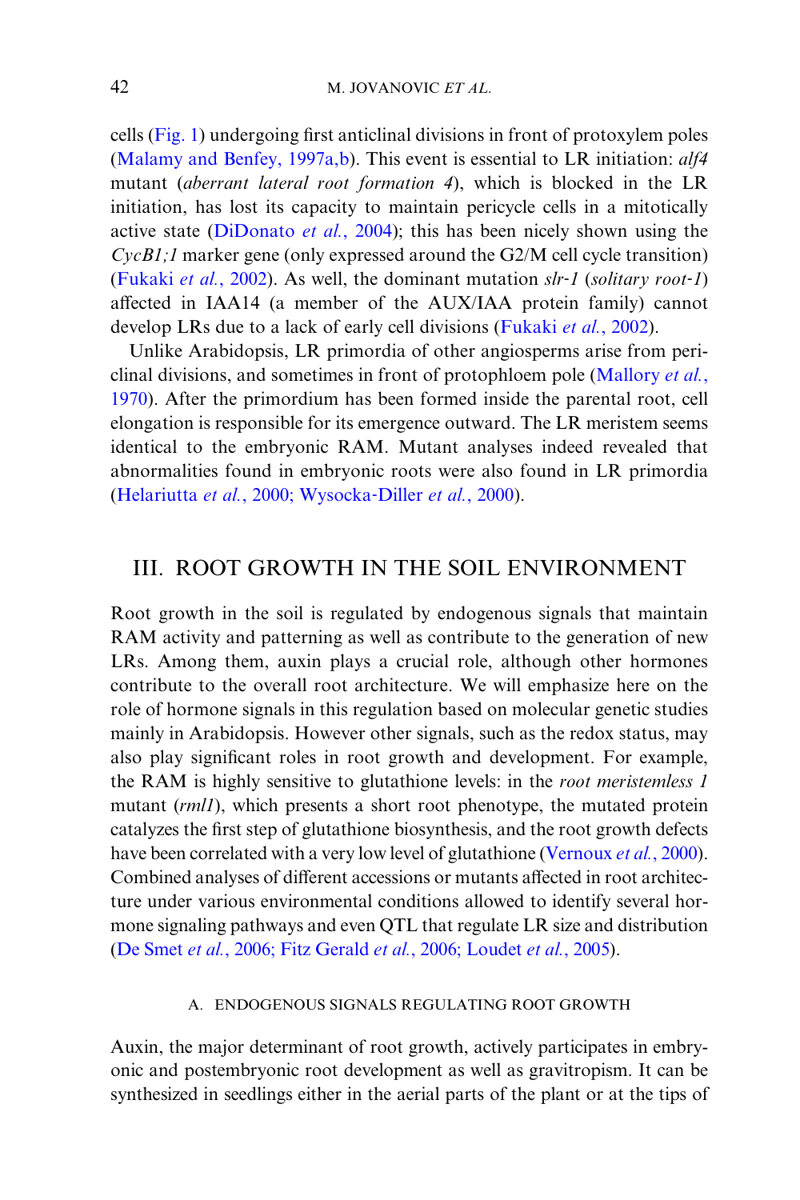cells (Fig. 1) undergoing first anticlinal divisions in front of protoxylem poles (Malamy and Benfey, 1997a,b). This event is essential to LR initiation: *alf4* mutant (*aberrant lateral root formation 4*), which is blocked in the LR initiation, has lost its capacity to maintain pericycle cells in a mitotically active state (DiDonato *et al.*, 2004); this has been nicely shown using the *CycB1;1* marker gene (only expressed around the G2/M cell cycle transition) (Fukaki *et al.*, 2002). As well, the dominant mutation *slr-1* (*solitary root-1*) affected in IAA14 (a member of the AUX/IAA protein family) cannot develop LRs due to a lack of early cell divisions (Fukaki *et al.*, 2002).

Unlike Arabidopsis, LR primordia of other angiosperms arise from periclinal divisions, and sometimes in front of protophloem pole (Mallory *et al.*, 1970). After the primordium has been formed inside the parental root, cell elongation is responsible for its emergence outward. The LR meristem seems identical to the embryonic RAM. Mutant analyses indeed revealed that abnormalities found in embryonic roots were also found in LR primordia (Helariutta *et al.*, 2000; Wysocka-Diller *et al.*, 2000).

## III. ROOT GROWTH IN THE SOIL ENVIRONMENT

Root growth in the soil is regulated by endogenous signals that maintain RAM activity and patterning as well as contribute to the generation of new LRs. Among them, auxin plays a crucial role, although other hormones contribute to the overall root architecture. We will emphasize here on the role of hormone signals in this regulation based on molecular genetic studies mainly in Arabidopsis. However other signals, such as the redox status, may also play significant roles in root growth and development. For example, the RAM is highly sensitive to glutathione levels: in the *root meristemless 1* mutant (*rml1*), which presents a short root phenotype, the mutated protein catalyzes the first step of glutathione biosynthesis, and the root growth defects have been correlated with a very low level of glutathione (Vernoux *et al.*, 2000). Combined analyses of different accessions or mutants affected in root architecture under various environmental conditions allowed to identify several hormone signaling pathways and even QTL that regulate LR size and distribution (De Smet *et al.*, 2006; Fitz Gerald *et al.*, 2006; Loudet *et al.*, 2005).

### A. ENDOGENOUS SIGNALS REGULATING ROOT GROWTH

Auxin, the major determinant of root growth, actively participates in embryonic and postembryonic root development as well as gravitropism. It can be synthesized in seedlings either in the aerial parts of the plant or at the tips of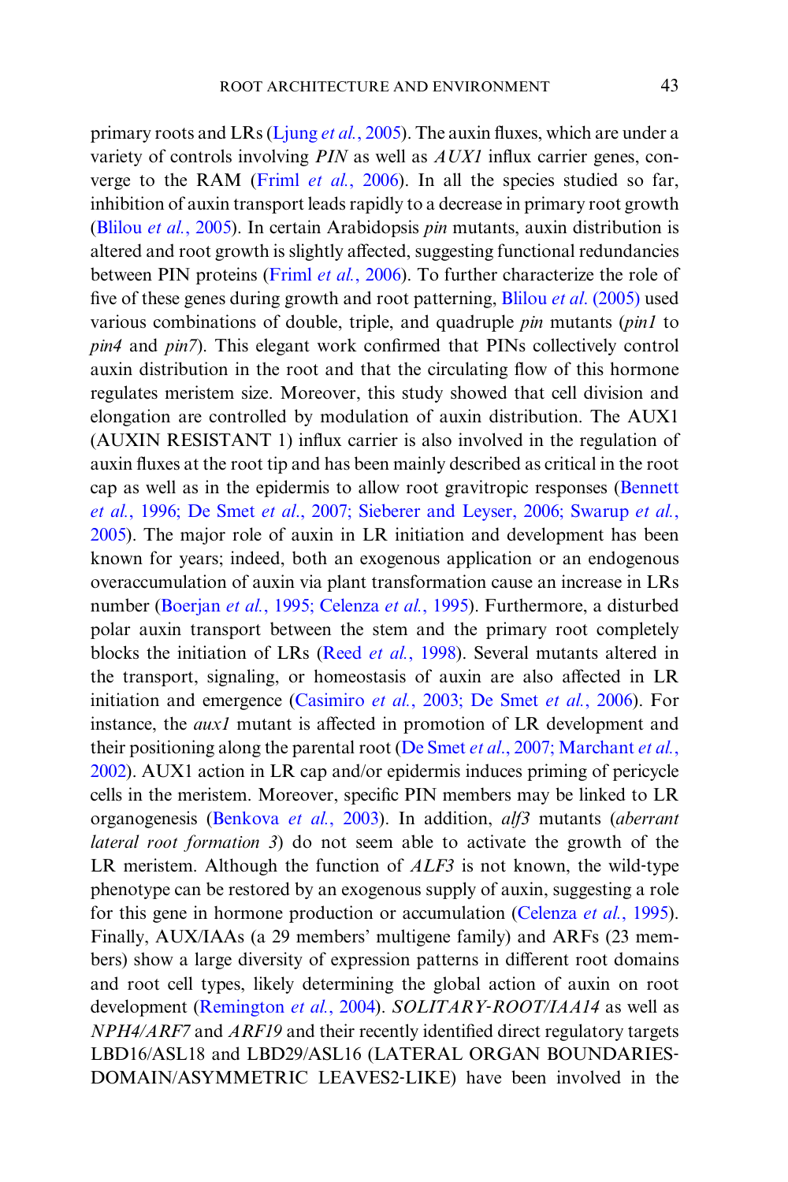primary roots and LRs (Ljung *et al.*, 2005). The auxin fluxes, which are under a variety of controls involving *PIN* as well as *AUX1* influx carrier genes, converge to the RAM (Friml *et al.*, 2006). In all the species studied so far, inhibition of auxin transport leads rapidly to a decrease in primary root growth (Blilou *et al.*, 2005). In certain Arabidopsis *pin* mutants, auxin distribution is altered and root growth is slightly affected, suggesting functional redundancies between PIN proteins (Friml *et al.*, 2006). To further characterize the role of five of these genes during growth and root patterning, Blilou *et al.* (2005) used various combinations of double, triple, and quadruple *pin* mutants (*pin1* to *pin4* and *pin7*). This elegant work confirmed that PINs collectively control auxin distribution in the root and that the circulating flow of this hormone regulates meristem size. Moreover, this study showed that cell division and elongation are controlled by modulation of auxin distribution. The AUX1 (AUXIN RESISTANT 1) influx carrier is also involved in the regulation of auxin fluxes at the root tip and has been mainly described as critical in the root cap as well as in the epidermis to allow root gravitropic responses (Bennett *et al.*, 1996; De Smet *et al.*, 2007; Sieberer and Leyser, 2006; Swarup *et al.*, 2005). The major role of auxin in LR initiation and development has been known for years; indeed, both an exogenous application or an endogenous overaccumulation of auxin via plant transformation cause an increase in LRs number (Boerjan *et al.*, 1995; Celenza *et al.*, 1995). Furthermore, a disturbed polar auxin transport between the stem and the primary root completely blocks the initiation of LRs (Reed *et al.*, 1998). Several mutants altered in the transport, signaling, or homeostasis of auxin are also affected in LR initiation and emergence (Casimiro *et al.*, 2003; De Smet *et al.*, 2006). For instance, the *aux1* mutant is affected in promotion of LR development and their positioning along the parental root (De Smet *et al.*, 2007; Marchant *et al.*, 2002). AUX1 action in LR cap and/or epidermis induces priming of pericycle cells in the meristem. Moreover, specific PIN members may be linked to LR organogenesis (Benkova *et al.*, 2003). In addition, *alf3* mutants (*aberrant lateral root formation 3*) do not seem able to activate the growth of the LR meristem. Although the function of *ALF3* is not known, the wild-type phenotype can be restored by an exogenous supply of auxin, suggesting a role for this gene in hormone production or accumulation (Celenza *et al.*, 1995). Finally, AUX/IAAs (a 29 members' multigene family) and ARFs (23 members) show a large diversity of expression patterns in different root domains and root cell types, likely determining the global action of auxin on root development (Remington *et al.*, 2004). *SOLITARY-ROOT/IAA14* as well as *NPH4/ARF7* and *ARF19* and their recently identified direct regulatory targets LBD16/ASL18 and LBD29/ASL16 (LATERAL ORGAN BOUNDARIES-DOMAIN/ASYMMETRIC LEAVES2-LIKE) have been involved in the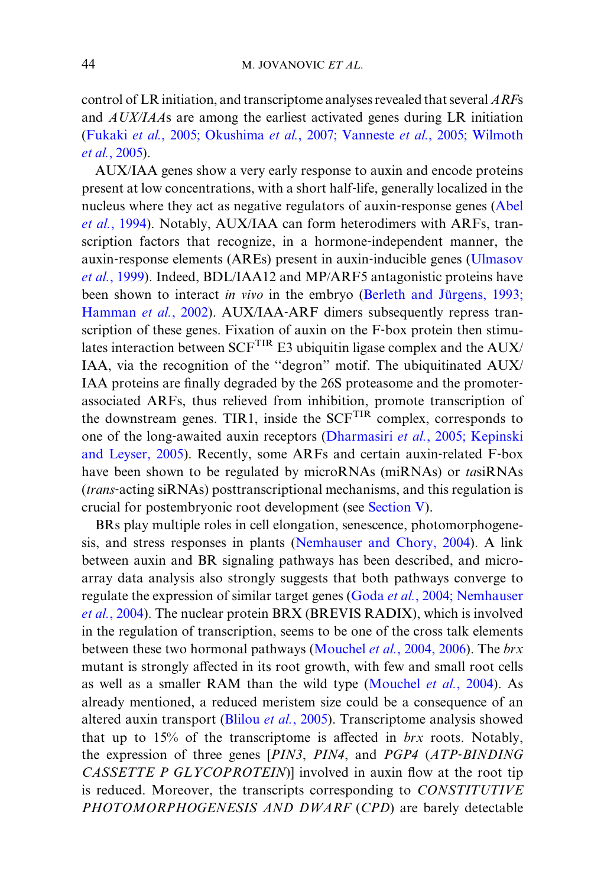control of LR initiation, and transcriptome analyses revealed that several *ARF*s and *AUX/IAA*s are among the earliest activated genes during LR initiation (Fukaki *et al.*, 2005; Okushima *et al.*, 2007; Vanneste *et al.*, 2005; Wilmoth *et al.*, 2005).

AUX/IAA genes show a very early response to auxin and encode proteins present at low concentrations, with a short half-life, generally localized in the nucleus where they act as negative regulators of auxin-response genes (Abel *et al.*, 1994). Notably, AUX/IAA can form heterodimers with ARFs, transcription factors that recognize, in a hormone-independent manner, the auxin-response elements (AREs) present in auxin-inducible genes (Ulmasov *et al.*, 1999). Indeed, BDL/IAA12 and MP/ARF5 antagonistic proteins have been shown to interact *in vivo* in the embryo (Berleth and Jürgens, 1993; Hamman *et al.*, 2002). AUX/IAA-ARF dimers subsequently repress transcription of these genes. Fixation of auxin on the F-box protein then stimulates interaction between SCF$^{TIR}$ E3 ubiquitin ligase complex and the AUX/IAA, via the recognition of the "degron" motif. The ubiquitinated AUX/IAA proteins are finally degraded by the 26S proteasome and the promoter-associated ARFs, thus relieved from inhibition, promote transcription of the downstream genes. TIR1, inside the SCF$^{TIR}$ complex, corresponds to one of the long-awaited auxin receptors (Dharmasiri *et al.*, 2005; Kepinski and Leyser, 2005). Recently, some ARFs and certain auxin-related F-box have been shown to be regulated by microRNAs (miRNAs) or *ta*siRNAs (*trans*-acting siRNAs) posttranscriptional mechanisms, and this regulation is crucial for postembryonic root development (see Section V).

BRs play multiple roles in cell elongation, senescence, photomorphogenesis, and stress responses in plants (Nemhauser and Chory, 2004). A link between auxin and BR signaling pathways has been described, and microarray data analysis also strongly suggests that both pathways converge to regulate the expression of similar target genes (Goda *et al.*, 2004; Nemhauser *et al.*, 2004). The nuclear protein BRX (BREVIS RADIX), which is involved in the regulation of transcription, seems to be one of the cross talk elements between these two hormonal pathways (Mouchel *et al.*, 2004, 2006). The *brx* mutant is strongly affected in its root growth, with few and small root cells as well as a smaller RAM than the wild type (Mouchel *et al.*, 2004). As already mentioned, a reduced meristem size could be a consequence of an altered auxin transport (Blilou *et al.*, 2005). Transcriptome analysis showed that up to 15% of the transcriptome is affected in *brx* roots. Notably, the expression of three genes [*PIN3*, *PIN4*, and *PGP4* (*ATP-BINDING CASSETTE P GLYCOPROTEIN*)] involved in auxin flow at the root tip is reduced. Moreover, the transcripts corresponding to *CONSTITUTIVE PHOTOMORPHOGENESIS AND DWARF* (*CPD*) are barely detectable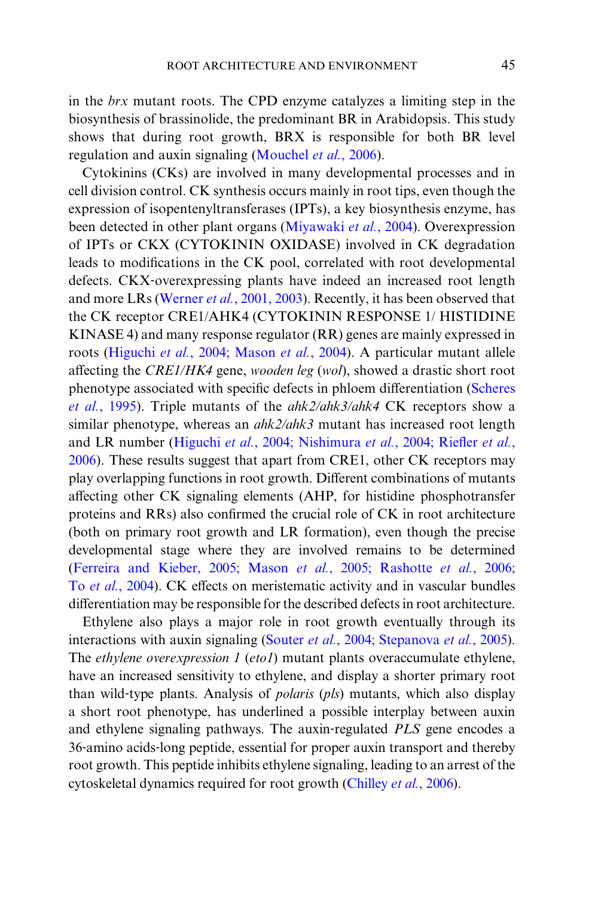in the *brx* mutant roots. The CPD enzyme catalyzes a limiting step in the biosynthesis of brassinolide, the predominant BR in Arabidopsis. This study shows that during root growth, BRX is responsible for both BR level regulation and auxin signaling (Mouchel *et al.*, 2006).

Cytokinins (CKs) are involved in many developmental processes and in cell division control. CK synthesis occurs mainly in root tips, even though the expression of isopentenyltransferases (IPTs), a key biosynthesis enzyme, has been detected in other plant organs (Miyawaki *et al.*, 2004). Overexpression of IPTs or CKX (CYTOKININ OXIDASE) involved in CK degradation leads to modifications in the CK pool, correlated with root developmental defects. CKX-overexpressing plants have indeed an increased root length and more LRs (Werner *et al.*, 2001, 2003). Recently, it has been observed that the CK receptor CRE1/AHK4 (CYTOKININ RESPONSE 1/ HISTIDINE KINASE 4) and many response regulator (RR) genes are mainly expressed in roots (Higuchi *et al.*, 2004; Mason *et al.*, 2004). A particular mutant allele affecting the *CRE1/HK4* gene, *wooden leg* (*wol*), showed a drastic short root phenotype associated with specific defects in phloem differentiation (Scheres *et al.*, 1995). Triple mutants of the *ahk2/ahk3/ahk4* CK receptors show a similar phenotype, whereas an *ahk2/ahk3* mutant has increased root length and LR number (Higuchi *et al.*, 2004; Nishimura *et al.*, 2004; Riefler *et al.*, 2006). These results suggest that apart from CRE1, other CK receptors may play overlapping functions in root growth. Different combinations of mutants affecting other CK signaling elements (AHP, for histidine phosphotransfer proteins and RRs) also confirmed the crucial role of CK in root architecture (both on primary root growth and LR formation), even though the precise developmental stage where they are involved remains to be determined (Ferreira and Kieber, 2005; Mason *et al.*, 2005; Rashotte *et al.*, 2006; To *et al.*, 2004). CK effects on meristematic activity and in vascular bundles differentiation may be responsible for the described defects in root architecture.

Ethylene also plays a major role in root growth eventually through its interactions with auxin signaling (Souter *et al.*, 2004; Stepanova *et al.*, 2005). The *ethylene overexpression 1* (*eto1*) mutant plants overaccumulate ethylene, have an increased sensitivity to ethylene, and display a shorter primary root than wild-type plants. Analysis of *polaris* (*pls*) mutants, which also display a short root phenotype, has underlined a possible interplay between auxin and ethylene signaling pathways. The auxin-regulated *PLS* gene encodes a 36-amino acids-long peptide, essential for proper auxin transport and thereby root growth. This peptide inhibits ethylene signaling, leading to an arrest of the cytoskeletal dynamics required for root growth (Chilley *et al.*, 2006).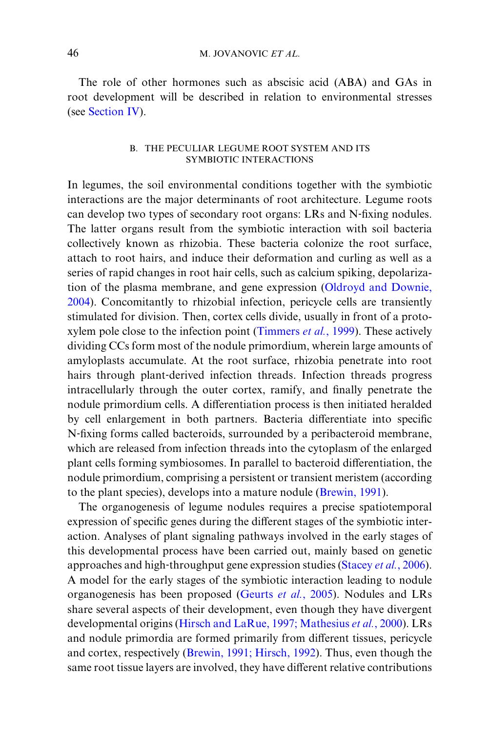The role of other hormones such as abscisic acid (ABA) and GAs in root development will be described in relation to environmental stresses (see Section IV).

### B. THE PECULIAR LEGUME ROOT SYSTEM AND ITS SYMBIOTIC INTERACTIONS

In legumes, the soil environmental conditions together with the symbiotic interactions are the major determinants of root architecture. Legume roots can develop two types of secondary root organs: LRs and N-fixing nodules. The latter organs result from the symbiotic interaction with soil bacteria collectively known as rhizobia. These bacteria colonize the root surface, attach to root hairs, and induce their deformation and curling as well as a series of rapid changes in root hair cells, such as calcium spiking, depolarization of the plasma membrane, and gene expression (Oldroyd and Downie, 2004). Concomitantly to rhizobial infection, pericycle cells are transiently stimulated for division. Then, cortex cells divide, usually in front of a protoxylem pole close to the infection point (Timmers *et al.*, 1999). These actively dividing CCs form most of the nodule primordium, wherein large amounts of amyloplasts accumulate. At the root surface, rhizobia penetrate into root hairs through plant-derived infection threads. Infection threads progress intracellularly through the outer cortex, ramify, and finally penetrate the nodule primordium cells. A differentiation process is then initiated heralded by cell enlargement in both partners. Bacteria differentiate into specific N-fixing forms called bacteroids, surrounded by a peribacteroid membrane, which are released from infection threads into the cytoplasm of the enlarged plant cells forming symbiosomes. In parallel to bacteroid differentiation, the nodule primordium, comprising a persistent or transient meristem (according to the plant species), develops into a mature nodule (Brewin, 1991).

The organogenesis of legume nodules requires a precise spatiotemporal expression of specific genes during the different stages of the symbiotic interaction. Analyses of plant signaling pathways involved in the early stages of this developmental process have been carried out, mainly based on genetic approaches and high-throughput gene expression studies (Stacey *et al.*, 2006). A model for the early stages of the symbiotic interaction leading to nodule organogenesis has been proposed (Geurts *et al.*, 2005). Nodules and LRs share several aspects of their development, even though they have divergent developmental origins (Hirsch and LaRue, 1997; Mathesius *et al.*, 2000). LRs and nodule primordia are formed primarily from different tissues, pericycle and cortex, respectively (Brewin, 1991; Hirsch, 1992). Thus, even though the same root tissue layers are involved, they have different relative contributions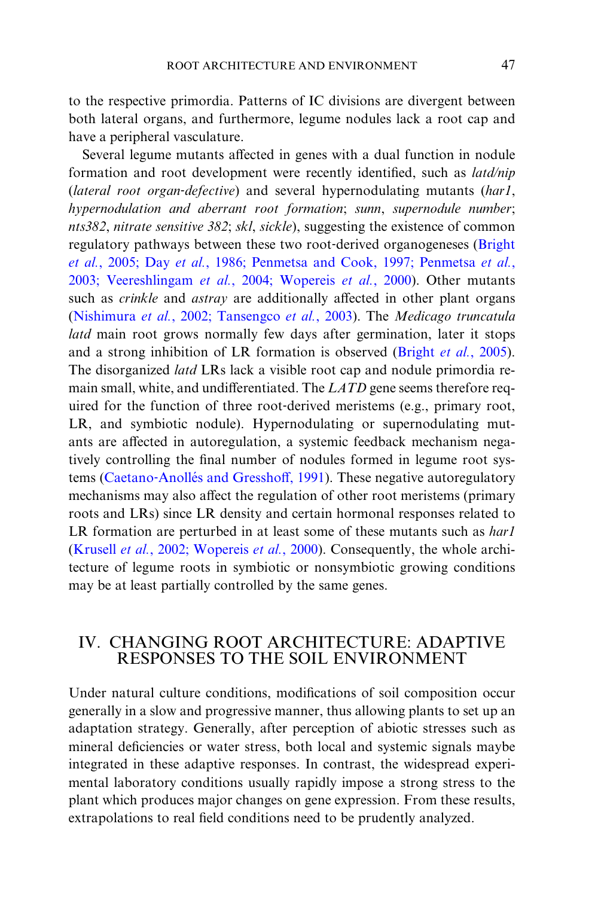to the respective primordia. Patterns of IC divisions are divergent between both lateral organs, and furthermore, legume nodules lack a root cap and have a peripheral vasculature.

Several legume mutants affected in genes with a dual function in nodule formation and root development were recently identified, such as *latd/nip* (*lateral root organ-defective*) and several hypernodulating mutants (*har1*, *hypernodulation and aberrant root formation*; *sunn*, *supernodule number*; *nts382*, *nitrate sensitive 382*; *skl*, *sickle*), suggesting the existence of common regulatory pathways between these two root-derived organogeneses (Bright *et al.*, 2005; Day *et al.*, 1986; Penmetsa and Cook, 1997; Penmetsa *et al.*, 2003; Veereshlingam *et al.*, 2004; Wopereis *et al.*, 2000). Other mutants such as *crinkle* and *astray* are additionally affected in other plant organs (Nishimura *et al.*, 2002; Tansengco *et al.*, 2003). The *Medicago truncatula latd* main root grows normally few days after germination, later it stops and a strong inhibition of LR formation is observed (Bright *et al.*, 2005). The disorganized *latd* LRs lack a visible root cap and nodule primordia remain small, white, and undifferentiated. The *LATD* gene seems therefore required for the function of three root-derived meristems (e.g., primary root, LR, and symbiotic nodule). Hypernodulating or supernodulating mutants are affected in autoregulation, a systemic feedback mechanism negatively controlling the final number of nodules formed in legume root systems (Caetano-Anollés and Gresshoff, 1991). These negative autoregulatory mechanisms may also affect the regulation of other root meristems (primary roots and LRs) since LR density and certain hormonal responses related to LR formation are perturbed in at least some of these mutants such as *har1* (Krusell *et al.*, 2002; Wopereis *et al.*, 2000). Consequently, the whole architecture of legume roots in symbiotic or nonsymbiotic growing conditions may be at least partially controlled by the same genes.

## IV. CHANGING ROOT ARCHITECTURE: ADAPTIVE RESPONSES TO THE SOIL ENVIRONMENT

Under natural culture conditions, modifications of soil composition occur generally in a slow and progressive manner, thus allowing plants to set up an adaptation strategy. Generally, after perception of abiotic stresses such as mineral deficiencies or water stress, both local and systemic signals maybe integrated in these adaptive responses. In contrast, the widespread experimental laboratory conditions usually rapidly impose a strong stress to the plant which produces major changes on gene expression. From these results, extrapolations to real field conditions need to be prudently analyzed.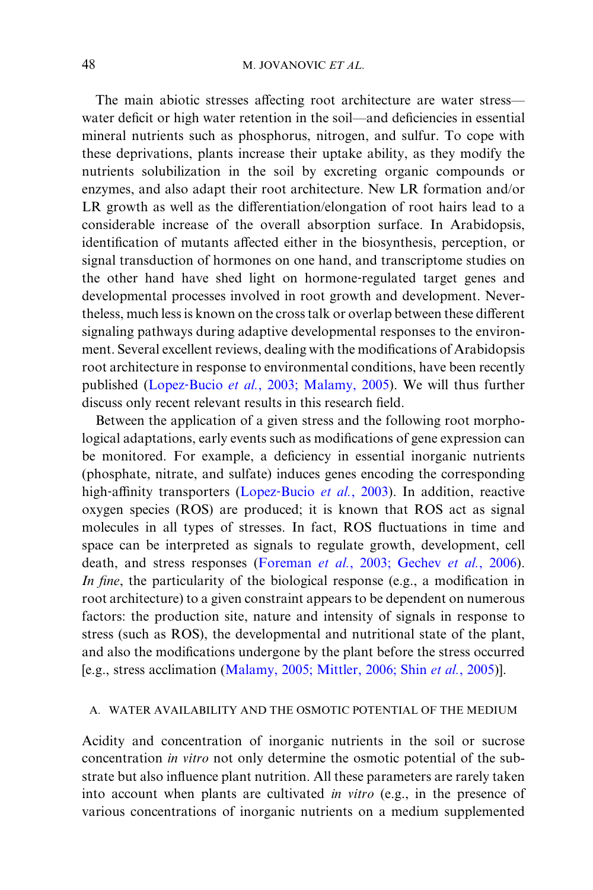The main abiotic stresses affecting root architecture are water stress—water deficit or high water retention in the soil—and deficiencies in essential mineral nutrients such as phosphorus, nitrogen, and sulfur. To cope with these deprivations, plants increase their uptake ability, as they modify the nutrients solubilization in the soil by excreting organic compounds or enzymes, and also adapt their root architecture. New LR formation and/or LR growth as well as the differentiation/elongation of root hairs lead to a considerable increase of the overall absorption surface. In Arabidopsis, identification of mutants affected either in the biosynthesis, perception, or signal transduction of hormones on one hand, and transcriptome studies on the other hand have shed light on hormone-regulated target genes and developmental processes involved in root growth and development. Nevertheless, much less is known on the cross talk or overlap between these different signaling pathways during adaptive developmental responses to the environment. Several excellent reviews, dealing with the modifications of Arabidopsis root architecture in response to environmental conditions, have been recently published (Lopez-Bucio *et al.*, 2003; Malamy, 2005). We will thus further discuss only recent relevant results in this research field.

Between the application of a given stress and the following root morphological adaptations, early events such as modifications of gene expression can be monitored. For example, a deficiency in essential inorganic nutrients (phosphate, nitrate, and sulfate) induces genes encoding the corresponding high-affinity transporters (Lopez-Bucio *et al.*, 2003). In addition, reactive oxygen species (ROS) are produced; it is known that ROS act as signal molecules in all types of stresses. In fact, ROS fluctuations in time and space can be interpreted as signals to regulate growth, development, cell death, and stress responses (Foreman *et al.*, 2003; Gechev *et al.*, 2006). *In fine*, the particularity of the biological response (e.g., a modification in root architecture) to a given constraint appears to be dependent on numerous factors: the production site, nature and intensity of signals in response to stress (such as ROS), the developmental and nutritional state of the plant, and also the modifications undergone by the plant before the stress occurred [e.g., stress acclimation (Malamy, 2005; Mittler, 2006; Shin *et al.*, 2005)].

### A. Water Availability and the Osmotic Potential of the Medium

Acidity and concentration of inorganic nutrients in the soil or sucrose concentration *in vitro* not only determine the osmotic potential of the substrate but also influence plant nutrition. All these parameters are rarely taken into account when plants are cultivated *in vitro* (e.g., in the presence of various concentrations of inorganic nutrients on a medium supplemented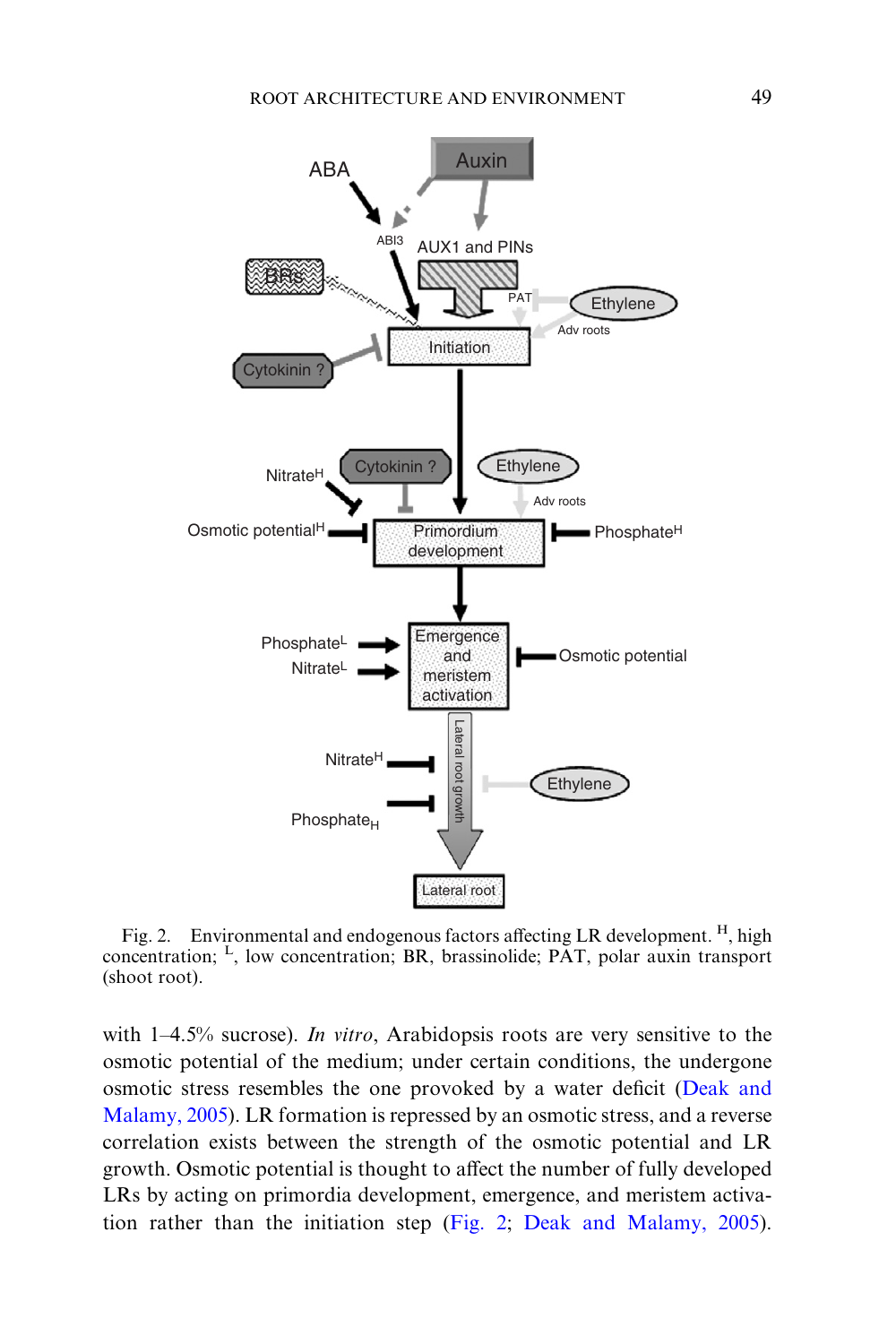Fig. 2. Environmental and endogenous factors affecting LR development. [H], high concentration; [L], low concentration; BR, brassinolide; PAT, polar auxin transport (shoot root).

with 1–4.5% sucrose). *In vitro*, Arabidopsis roots are very sensitive to the osmotic potential of the medium; under certain conditions, the undergone osmotic stress resembles the one provoked by a water deficit (Deak and Malamy, 2005). LR formation is repressed by an osmotic stress, and a reverse correlation exists between the strength of the osmotic potential and LR growth. Osmotic potential is thought to affect the number of fully developed LRs by acting on primordia development, emergence, and meristem activation rather than the initiation step (Fig. 2; Deak and Malamy, 2005).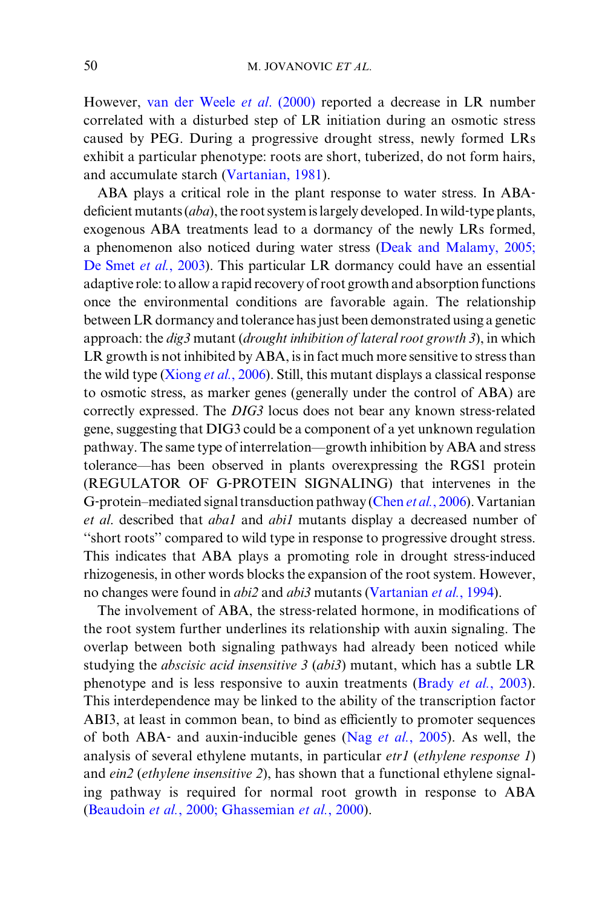However, van der Weele *et al*. (2000) reported a decrease in LR number correlated with a disturbed step of LR initiation during an osmotic stress caused by PEG. During a progressive drought stress, newly formed LRs exhibit a particular phenotype: roots are short, tuberized, do not form hairs, and accumulate starch (Vartanian, 1981).

ABA plays a critical role in the plant response to water stress. In ABA-deficient mutants (*aba*), the root system is largely developed. In wild-type plants, exogenous ABA treatments lead to a dormancy of the newly LRs formed, a phenomenon also noticed during water stress (Deak and Malamy, 2005; De Smet *et al*., 2003). This particular LR dormancy could have an essential adaptive role: to allow a rapid recovery of root growth and absorption functions once the environmental conditions are favorable again. The relationship between LR dormancy and tolerance has just been demonstrated using a genetic approach: the *dig3* mutant (*drought inhibition of lateral root growth 3*), in which LR growth is not inhibited by ABA, is in fact much more sensitive to stress than the wild type (Xiong *et al*., 2006). Still, this mutant displays a classical response to osmotic stress, as marker genes (generally under the control of ABA) are correctly expressed. The *DIG3* locus does not bear any known stress-related gene, suggesting that DIG3 could be a component of a yet unknown regulation pathway. The same type of interrelation—growth inhibition by ABA and stress tolerance—has been observed in plants overexpressing the RGS1 protein (REGULATOR OF G-PROTEIN SIGNALING) that intervenes in the G-protein–mediated signal transduction pathway (Chen *et al*., 2006). Vartanian *et al*. described that *aba1* and *abi1* mutants display a decreased number of "short roots" compared to wild type in response to progressive drought stress. This indicates that ABA plays a promoting role in drought stress-induced rhizogenesis, in other words blocks the expansion of the root system. However, no changes were found in *abi2* and *abi3* mutants (Vartanian *et al*., 1994).

The involvement of ABA, the stress-related hormone, in modifications of the root system further underlines its relationship with auxin signaling. The overlap between both signaling pathways had already been noticed while studying the *abscisic acid insensitive 3* (*abi3*) mutant, which has a subtle LR phenotype and is less responsive to auxin treatments (Brady *et al*., 2003). This interdependence may be linked to the ability of the transcription factor ABI3, at least in common bean, to bind as efficiently to promoter sequences of both ABA- and auxin-inducible genes (Nag *et al*., 2005). As well, the analysis of several ethylene mutants, in particular *etr1* (*ethylene response 1*) and *ein2* (*ethylene insensitive 2*), has shown that a functional ethylene signaling pathway is required for normal root growth in response to ABA (Beaudoin *et al*., 2000; Ghassemian *et al*., 2000).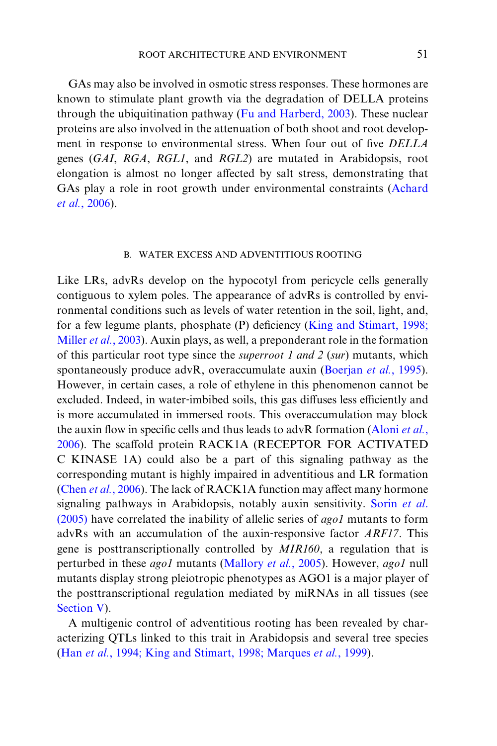GAs may also be involved in osmotic stress responses. These hormones are known to stimulate plant growth via the degradation of DELLA proteins through the ubiquitination pathway (Fu and Harberd, 2003). These nuclear proteins are also involved in the attenuation of both shoot and root development in response to environmental stress. When four out of five *DELLA* genes (*GAI*, *RGA*, *RGL1*, and *RGL2*) are mutated in Arabidopsis, root elongation is almost no longer affected by salt stress, demonstrating that GAs play a role in root growth under environmental constraints (Achard *et al.*, 2006).

### B. WATER EXCESS AND ADVENTITIOUS ROOTING

Like LRs, advRs develop on the hypocotyl from pericycle cells generally contiguous to xylem poles. The appearance of advRs is controlled by environmental conditions such as levels of water retention in the soil, light, and, for a few legume plants, phosphate (P) deficiency (King and Stimart, 1998; Miller *et al.*, 2003). Auxin plays, as well, a preponderant role in the formation of this particular root type since the *superroot 1 and 2* (*sur*) mutants, which spontaneously produce advR, overaccumulate auxin (Boerjan *et al.*, 1995). However, in certain cases, a role of ethylene in this phenomenon cannot be excluded. Indeed, in water-imbibed soils, this gas diffuses less efficiently and is more accumulated in immersed roots. This overaccumulation may block the auxin flow in specific cells and thus leads to advR formation (Aloni *et al.*, 2006). The scaffold protein RACK1A (RECEPTOR FOR ACTIVATED C KINASE 1A) could also be a part of this signaling pathway as the corresponding mutant is highly impaired in adventitious and LR formation (Chen *et al.*, 2006). The lack of RACK1A function may affect many hormone signaling pathways in Arabidopsis, notably auxin sensitivity. Sorin *et al.* (2005) have correlated the inability of allelic series of *ago1* mutants to form advRs with an accumulation of the auxin-responsive factor *ARF17*. This gene is posttranscriptionally controlled by *MIR160*, a regulation that is perturbed in these *ago1* mutants (Mallory *et al.*, 2005). However, *ago1* null mutants display strong pleiotropic phenotypes as AGO1 is a major player of the posttranscriptional regulation mediated by miRNAs in all tissues (see Section V).

A multigenic control of adventitious rooting has been revealed by characterizing QTLs linked to this trait in Arabidopsis and several tree species (Han *et al.*, 1994; King and Stimart, 1998; Marques *et al.*, 1999).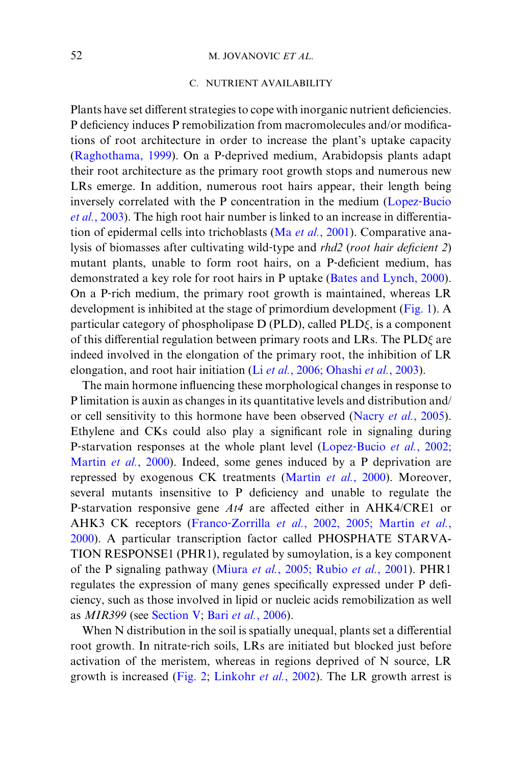### C. NUTRIENT AVAILABILITY

Plants have set different strategies to cope with inorganic nutrient deficiencies. P deficiency induces P remobilization from macromolecules and/or modifications of root architecture in order to increase the plant's uptake capacity (Raghothama, 1999). On a P-deprived medium, Arabidopsis plants adapt their root architecture as the primary root growth stops and numerous new LRs emerge. In addition, numerous root hairs appear, their length being inversely correlated with the P concentration in the medium (Lopez-Bucio *et al.*, 2003). The high root hair number is linked to an increase in differentiation of epidermal cells into trichoblasts (Ma *et al.*, 2001). Comparative analysis of biomasses after cultivating wild-type and *rhd2* (*root hair deficient 2*) mutant plants, unable to form root hairs, on a P-deficient medium, has demonstrated a key role for root hairs in P uptake (Bates and Lynch, 2000). On a P-rich medium, the primary root growth is maintained, whereas LR development is inhibited at the stage of primordium development (Fig. 1). A particular category of phospholipase D (PLD), called PLD$\xi$, is a component of this differential regulation between primary roots and LRs. The PLD$\xi$ are indeed involved in the elongation of the primary root, the inhibition of LR elongation, and root hair initiation (Li *et al.*, 2006; Ohashi *et al.*, 2003).

The main hormone influencing these morphological changes in response to P limitation is auxin as changes in its quantitative levels and distribution and/or cell sensitivity to this hormone have been observed (Nacry *et al.*, 2005). Ethylene and CKs could also play a significant role in signaling during P-starvation responses at the whole plant level (Lopez-Bucio *et al.*, 2002; Martin *et al.*, 2000). Indeed, some genes induced by a P deprivation are repressed by exogenous CK treatments (Martin *et al.*, 2000). Moreover, several mutants insensitive to P deficiency and unable to regulate the P-starvation responsive gene *At4* are affected either in AHK4/CRE1 or AHK3 CK receptors (Franco-Zorrilla *et al.*, 2002, 2005; Martin *et al.*, 2000). A particular transcription factor called PHOSPHATE STARVATION RESPONSE1 (PHR1), regulated by sumoylation, is a key component of the P signaling pathway (Miura *et al.*, 2005; Rubio *et al.*, 2001). PHR1 regulates the expression of many genes specifically expressed under P deficiency, such as those involved in lipid or nucleic acids remobilization as well as *MIR399* (see Section V; Bari *et al.*, 2006).

When N distribution in the soil is spatially unequal, plants set a differential root growth. In nitrate-rich soils, LRs are initiated but blocked just before activation of the meristem, whereas in regions deprived of N source, LR growth is increased (Fig. 2; Linkohr *et al.*, 2002). The LR growth arrest is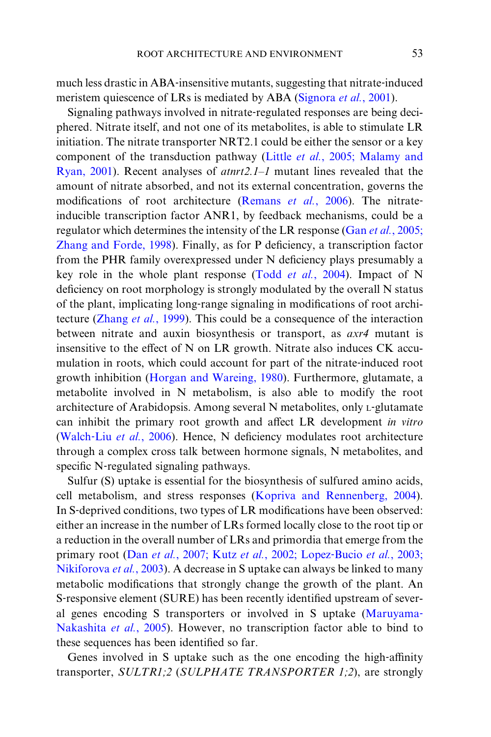much less drastic in ABA-insensitive mutants, suggesting that nitrate-induced meristem quiescence of LRs is mediated by ABA (Signora *et al.*, 2001).

Signaling pathways involved in nitrate-regulated responses are being deciphered. Nitrate itself, and not one of its metabolites, is able to stimulate LR initiation. The nitrate transporter NRT2.1 could be either the sensor or a key component of the transduction pathway (Little *et al.*, 2005; Malamy and Ryan, 2001). Recent analyses of *atnrt2.1–1* mutant lines revealed that the amount of nitrate absorbed, and not its external concentration, governs the modifications of root architecture (Remans *et al.*, 2006). The nitrate-inducible transcription factor ANR1, by feedback mechanisms, could be a regulator which determines the intensity of the LR response (Gan *et al.*, 2005; Zhang and Forde, 1998). Finally, as for P deficiency, a transcription factor from the PHR family overexpressed under N deficiency plays presumably a key role in the whole plant response (Todd *et al.*, 2004). Impact of N deficiency on root morphology is strongly modulated by the overall N status of the plant, implicating long-range signaling in modifications of root architecture (Zhang *et al.*, 1999). This could be a consequence of the interaction between nitrate and auxin biosynthesis or transport, as *axr4* mutant is insensitive to the effect of N on LR growth. Nitrate also induces CK accumulation in roots, which could account for part of the nitrate-induced root growth inhibition (Horgan and Wareing, 1980). Furthermore, glutamate, a metabolite involved in N metabolism, is also able to modify the root architecture of Arabidopsis. Among several N metabolites, only L-glutamate can inhibit the primary root growth and affect LR development *in vitro* (Walch-Liu *et al.*, 2006). Hence, N deficiency modulates root architecture through a complex cross talk between hormone signals, N metabolites, and specific N-regulated signaling pathways.

Sulfur (S) uptake is essential for the biosynthesis of sulfured amino acids, cell metabolism, and stress responses (Kopriva and Rennenberg, 2004). In S-deprived conditions, two types of LR modifications have been observed: either an increase in the number of LRs formed locally close to the root tip or a reduction in the overall number of LRs and primordia that emerge from the primary root (Dan *et al.*, 2007; Kutz *et al.*, 2002; Lopez-Bucio *et al.*, 2003; Nikiforova *et al.*, 2003). A decrease in S uptake can always be linked to many metabolic modifications that strongly change the growth of the plant. An S-responsive element (SURE) has been recently identified upstream of several genes encoding S transporters or involved in S uptake (Maruyama-Nakashita *et al.*, 2005). However, no transcription factor able to bind to these sequences has been identified so far.

Genes involved in S uptake such as the one encoding the high-affinity transporter, *SULTR1;2* (*SULPHATE TRANSPORTER 1;2*), are strongly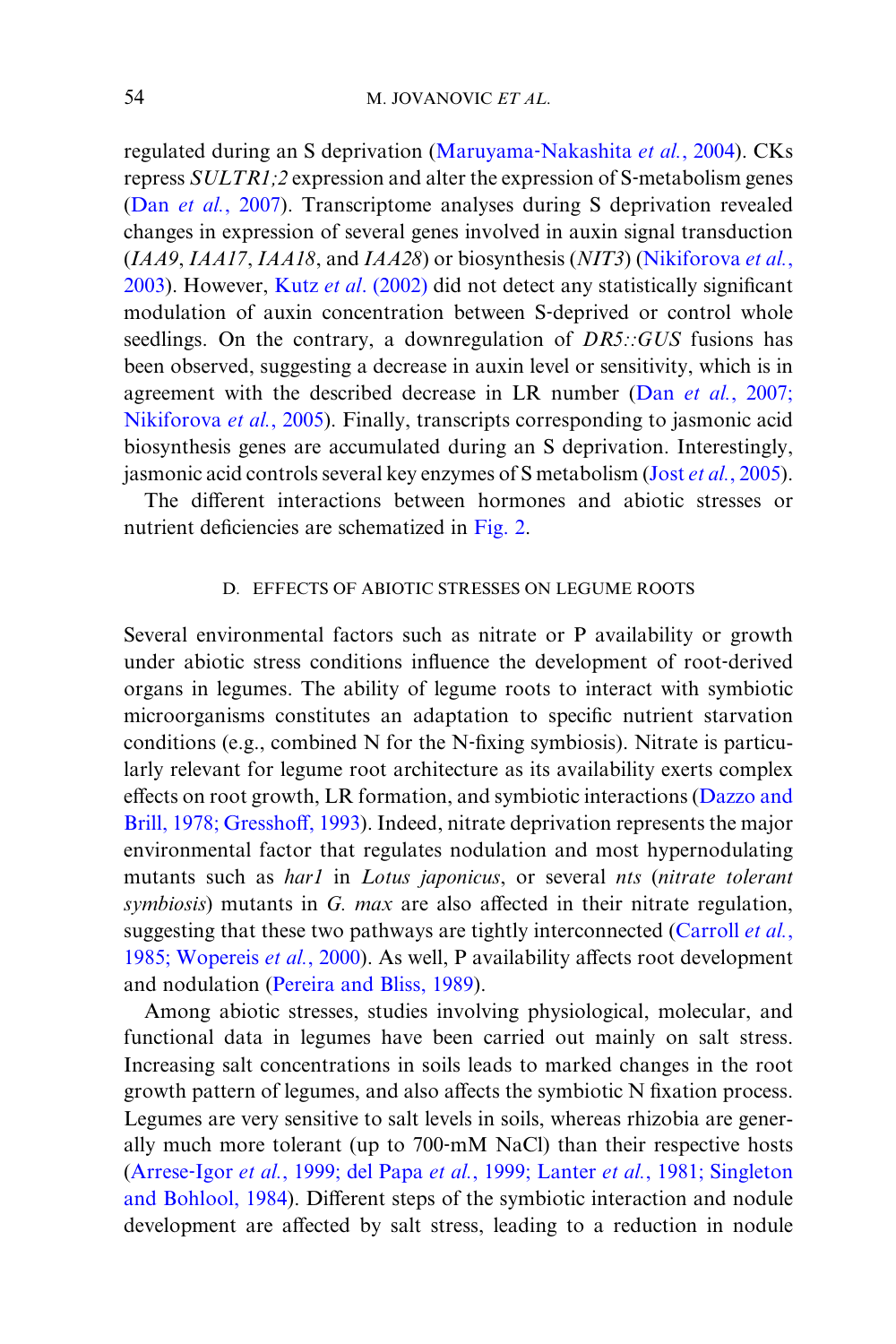regulated during an S deprivation (Maruyama-Nakashita *et al.*, 2004). CKs repress *SULTR1;2* expression and alter the expression of S-metabolism genes (Dan *et al.*, 2007). Transcriptome analyses during S deprivation revealed changes in expression of several genes involved in auxin signal transduction (*IAA9*, *IAA17*, *IAA18*, and *IAA28*) or biosynthesis (*NIT3*) (Nikiforova *et al.*, 2003). However, Kutz *et al*. (2002) did not detect any statistically significant modulation of auxin concentration between S-deprived or control whole seedlings. On the contrary, a downregulation of *DR5::GUS* fusions has been observed, suggesting a decrease in auxin level or sensitivity, which is in agreement with the described decrease in LR number (Dan *et al.*, 2007; Nikiforova *et al.*, 2005). Finally, transcripts corresponding to jasmonic acid biosynthesis genes are accumulated during an S deprivation. Interestingly, jasmonic acid controls several key enzymes of S metabolism (Jost *et al.*, 2005).

The different interactions between hormones and abiotic stresses or nutrient deficiencies are schematized in Fig. 2.

### D. EFFECTS OF ABIOTIC STRESSES ON LEGUME ROOTS

Several environmental factors such as nitrate or P availability or growth under abiotic stress conditions influence the development of root-derived organs in legumes. The ability of legume roots to interact with symbiotic microorganisms constitutes an adaptation to specific nutrient starvation conditions (e.g., combined N for the N-fixing symbiosis). Nitrate is particularly relevant for legume root architecture as its availability exerts complex effects on root growth, LR formation, and symbiotic interactions (Dazzo and Brill, 1978; Gresshoff, 1993). Indeed, nitrate deprivation represents the major environmental factor that regulates nodulation and most hypernodulating mutants such as *har1* in *Lotus japonicus*, or several *nts* (*nitrate tolerant symbiosis*) mutants in *G. max* are also affected in their nitrate regulation, suggesting that these two pathways are tightly interconnected (Carroll *et al.*, 1985; Wopereis *et al.*, 2000). As well, P availability affects root development and nodulation (Pereira and Bliss, 1989).

Among abiotic stresses, studies involving physiological, molecular, and functional data in legumes have been carried out mainly on salt stress. Increasing salt concentrations in soils leads to marked changes in the root growth pattern of legumes, and also affects the symbiotic N fixation process. Legumes are very sensitive to salt levels in soils, whereas rhizobia are generally much more tolerant (up to 700-mM NaCl) than their respective hosts (Arrese-Igor *et al.*, 1999; del Papa *et al.*, 1999; Lanter *et al.*, 1981; Singleton and Bohlool, 1984). Different steps of the symbiotic interaction and nodule development are affected by salt stress, leading to a reduction in nodule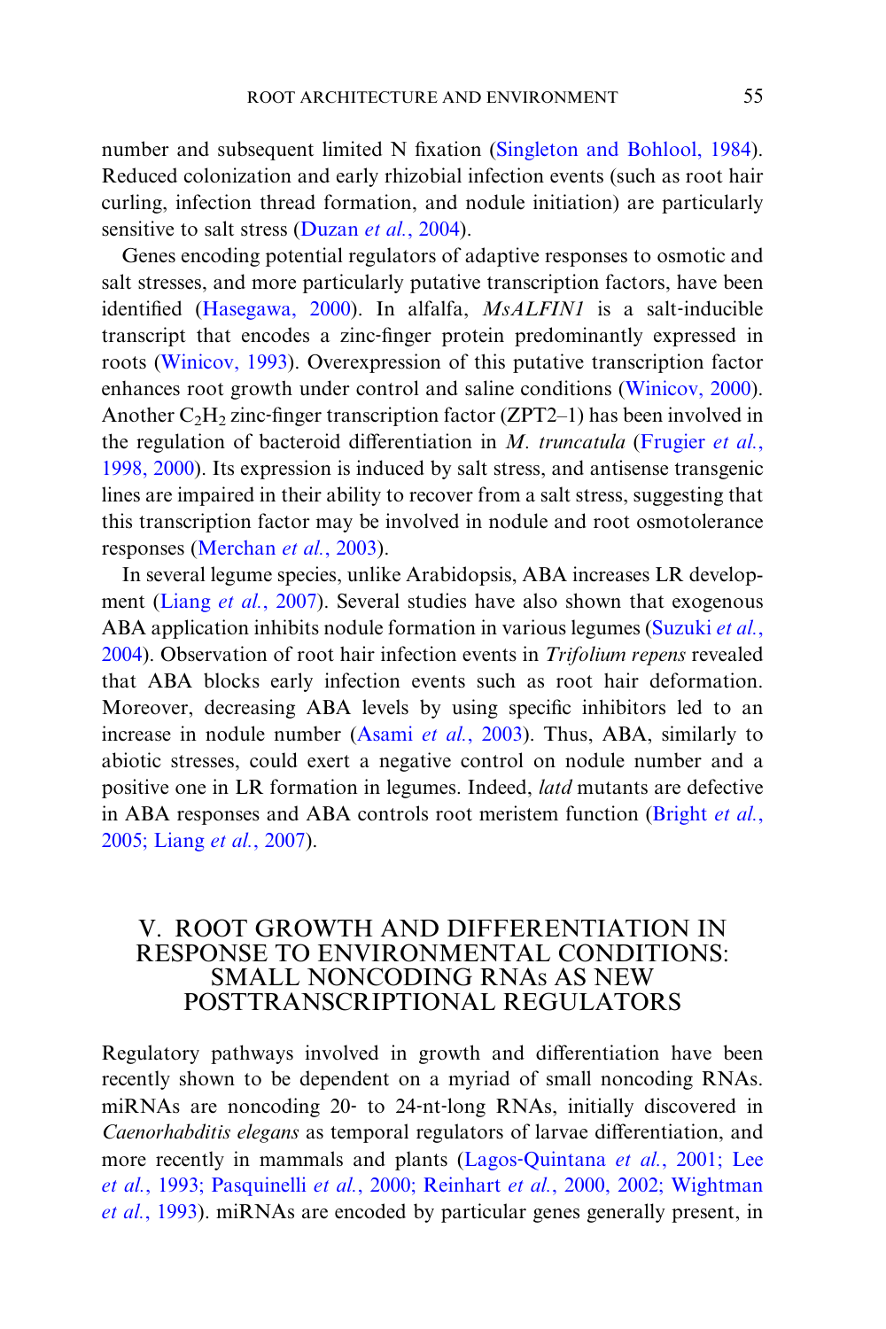number and subsequent limited N fixation (Singleton and Bohlool, 1984). Reduced colonization and early rhizobial infection events (such as root hair curling, infection thread formation, and nodule initiation) are particularly sensitive to salt stress (Duzan *et al.*, 2004).

Genes encoding potential regulators of adaptive responses to osmotic and salt stresses, and more particularly putative transcription factors, have been identified (Hasegawa, 2000). In alfalfa, *MsALFIN1* is a salt-inducible transcript that encodes a zinc-finger protein predominantly expressed in roots (Winicov, 1993). Overexpression of this putative transcription factor enhances root growth under control and saline conditions (Winicov, 2000). Another $C_2H_2$ zinc-finger transcription factor (ZPT2–1) has been involved in the regulation of bacteroid differentiation in *M. truncatula* (Frugier *et al.*, 1998, 2000). Its expression is induced by salt stress, and antisense transgenic lines are impaired in their ability to recover from a salt stress, suggesting that this transcription factor may be involved in nodule and root osmotolerance responses (Merchan *et al.*, 2003).

In several legume species, unlike Arabidopsis, ABA increases LR development (Liang *et al.*, 2007). Several studies have also shown that exogenous ABA application inhibits nodule formation in various legumes (Suzuki *et al.*, 2004). Observation of root hair infection events in *Trifolium repens* revealed that ABA blocks early infection events such as root hair deformation. Moreover, decreasing ABA levels by using specific inhibitors led to an increase in nodule number (Asami *et al.*, 2003). Thus, ABA, similarly to abiotic stresses, could exert a negative control on nodule number and a positive one in LR formation in legumes. Indeed, *latd* mutants are defective in ABA responses and ABA controls root meristem function (Bright *et al.*, 2005; Liang *et al.*, 2007).

## V. ROOT GROWTH AND DIFFERENTIATION IN RESPONSE TO ENVIRONMENTAL CONDITIONS: SMALL NONCODING RNAs AS NEW POSTTRANSCRIPTIONAL REGULATORS

Regulatory pathways involved in growth and differentiation have been recently shown to be dependent on a myriad of small noncoding RNAs. miRNAs are noncoding 20- to 24-nt-long RNAs, initially discovered in *Caenorhabditis elegans* as temporal regulators of larvae differentiation, and more recently in mammals and plants (Lagos-Quintana *et al.*, 2001; Lee *et al.*, 1993; Pasquinelli *et al.*, 2000; Reinhart *et al.*, 2000, 2002; Wightman *et al.*, 1993). miRNAs are encoded by particular genes generally present, in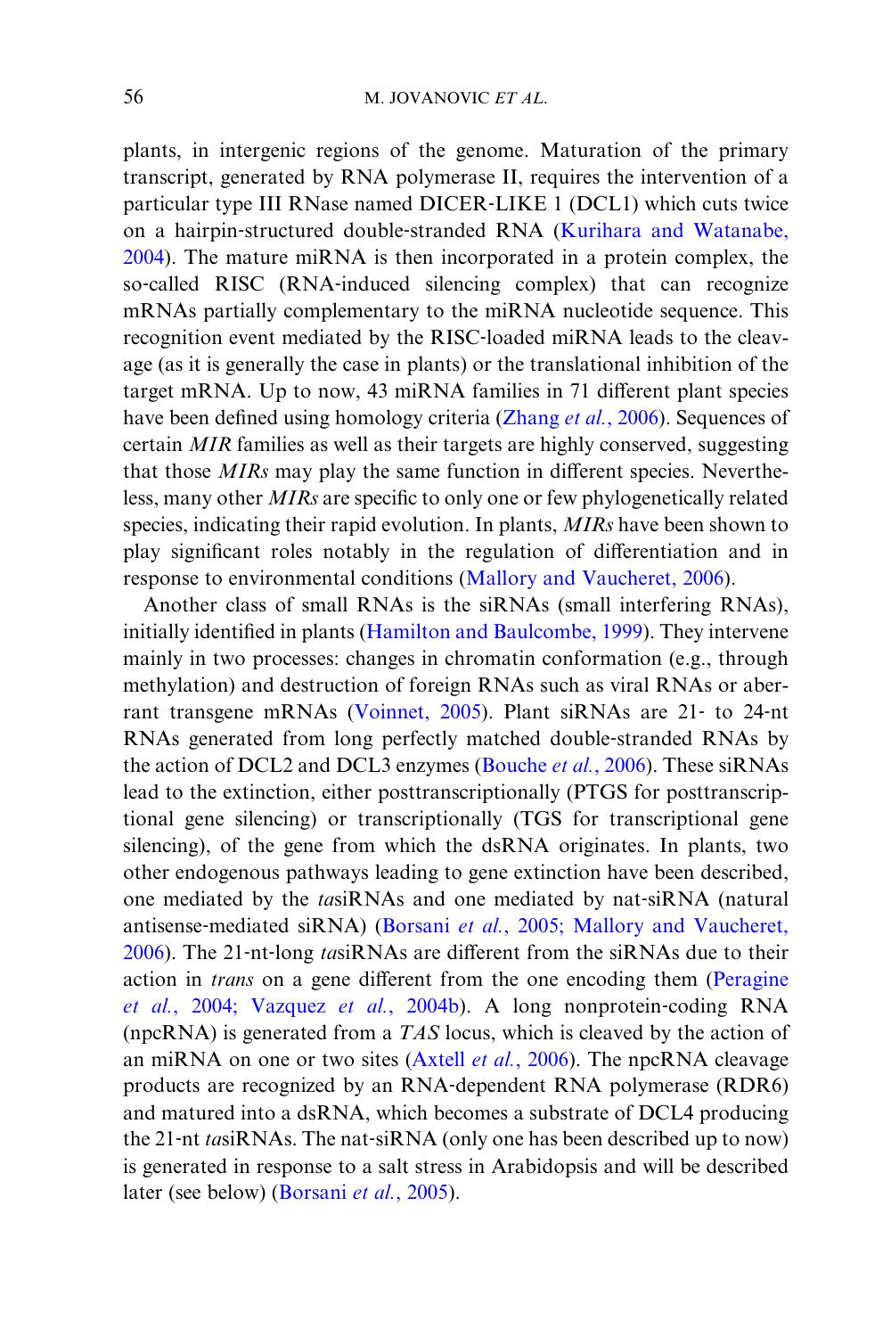plants, in intergenic regions of the genome. Maturation of the primary transcript, generated by RNA polymerase II, requires the intervention of a particular type III RNase named DICER-LIKE 1 (DCL1) which cuts twice on a hairpin-structured double-stranded RNA (Kurihara and Watanabe, 2004). The mature miRNA is then incorporated in a protein complex, the so-called RISC (RNA-induced silencing complex) that can recognize mRNAs partially complementary to the miRNA nucleotide sequence. This recognition event mediated by the RISC-loaded miRNA leads to the cleavage (as it is generally the case in plants) or the translational inhibition of the target mRNA. Up to now, 43 miRNA families in 71 different plant species have been defined using homology criteria (Zhang *et al.*, 2006). Sequences of certain *MIR* families as well as their targets are highly conserved, suggesting that those *MIRs* may play the same function in different species. Nevertheless, many other *MIRs* are specific to only one or few phylogenetically related species, indicating their rapid evolution. In plants, *MIRs* have been shown to play significant roles notably in the regulation of differentiation and in response to environmental conditions (Mallory and Vaucheret, 2006).

Another class of small RNAs is the siRNAs (small interfering RNAs), initially identified in plants (Hamilton and Baulcombe, 1999). They intervene mainly in two processes: changes in chromatin conformation (e.g., through methylation) and destruction of foreign RNAs such as viral RNAs or aberrant transgene mRNAs (Voinnet, 2005). Plant siRNAs are 21- to 24-nt RNAs generated from long perfectly matched double-stranded RNAs by the action of DCL2 and DCL3 enzymes (Bouche *et al.*, 2006). These siRNAs lead to the extinction, either posttranscriptionally (PTGS for posttranscriptional gene silencing) or transcriptionally (TGS for transcriptional gene silencing), of the gene from which the dsRNA originates. In plants, two other endogenous pathways leading to gene extinction have been described, one mediated by the *ta*siRNAs and one mediated by nat-siRNA (natural antisense-mediated siRNA) (Borsani *et al.*, 2005; Mallory and Vaucheret, 2006). The 21-nt-long *ta*siRNAs are different from the siRNAs due to their action in *trans* on a gene different from the one encoding them (Peragine *et al.*, 2004; Vazquez *et al.*, 2004b). A long nonprotein-coding RNA (npcRNA) is generated from a *TAS* locus, which is cleaved by the action of an miRNA on one or two sites (Axtell *et al.*, 2006). The npcRNA cleavage products are recognized by an RNA-dependent RNA polymerase (RDR6) and matured into a dsRNA, which becomes a substrate of DCL4 producing the 21-nt *ta*siRNAs. The nat-siRNA (only one has been described up to now) is generated in response to a salt stress in Arabidopsis and will be described later (see below) (Borsani *et al.*, 2005).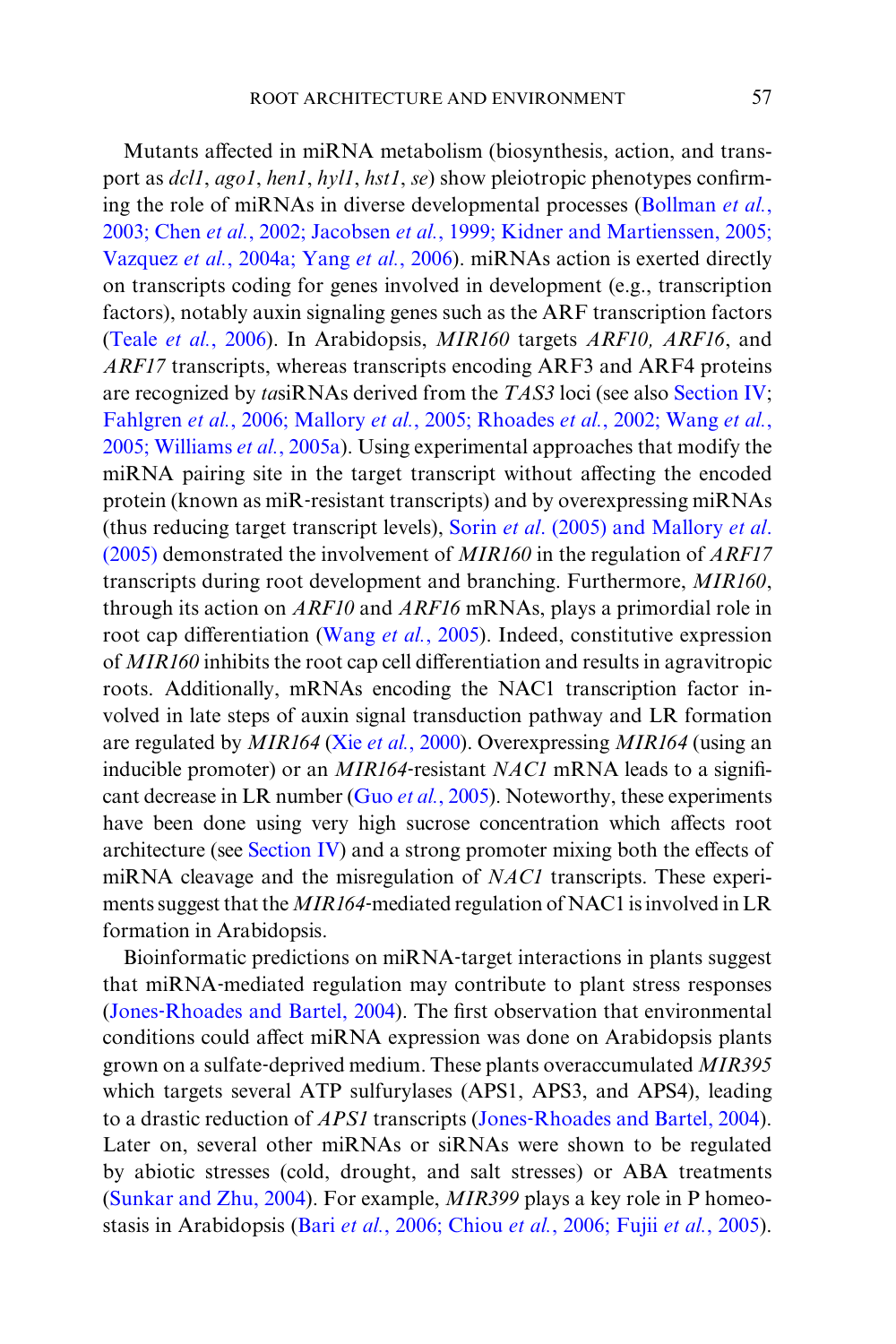Mutants affected in miRNA metabolism (biosynthesis, action, and transport as *dcl1*, *ago1*, *hen1*, *hyl1*, *hst1*, *se*) show pleiotropic phenotypes confirming the role of miRNAs in diverse developmental processes (Bollman *et al.*, 2003; Chen *et al.*, 2002; Jacobsen *et al.*, 1999; Kidner and Martienssen, 2005; Vazquez *et al.*, 2004a; Yang *et al.*, 2006). miRNAs action is exerted directly on transcripts coding for genes involved in development (e.g., transcription factors), notably auxin signaling genes such as the ARF transcription factors (Teale *et al.*, 2006). In Arabidopsis, *MIR160* targets *ARF10, ARF16*, and *ARF17* transcripts, whereas transcripts encoding ARF3 and ARF4 proteins are recognized by *ta*siRNAs derived from the *TAS3* loci (see also Section IV; Fahlgren *et al.*, 2006; Mallory *et al.*, 2005; Rhoades *et al.*, 2002; Wang *et al.*, 2005; Williams *et al.*, 2005a). Using experimental approaches that modify the miRNA pairing site in the target transcript without affecting the encoded protein (known as miR-resistant transcripts) and by overexpressing miRNAs (thus reducing target transcript levels), Sorin *et al.* (2005) and Mallory *et al.* (2005) demonstrated the involvement of *MIR160* in the regulation of *ARF17* transcripts during root development and branching. Furthermore, *MIR160*, through its action on *ARF10* and *ARF16* mRNAs, plays a primordial role in root cap differentiation (Wang *et al.*, 2005). Indeed, constitutive expression of *MIR160* inhibits the root cap cell differentiation and results in agravitropic roots. Additionally, mRNAs encoding the NAC1 transcription factor involved in late steps of auxin signal transduction pathway and LR formation are regulated by *MIR164* (Xie *et al.*, 2000). Overexpressing *MIR164* (using an inducible promoter) or an *MIR164*-resistant *NAC1* mRNA leads to a significant decrease in LR number (Guo *et al.*, 2005). Noteworthy, these experiments have been done using very high sucrose concentration which affects root architecture (see Section IV) and a strong promoter mixing both the effects of miRNA cleavage and the misregulation of *NAC1* transcripts. These experiments suggest that the *MIR164*-mediated regulation of NAC1 is involved in LR formation in Arabidopsis.

Bioinformatic predictions on miRNA-target interactions in plants suggest that miRNA-mediated regulation may contribute to plant stress responses (Jones-Rhoades and Bartel, 2004). The first observation that environmental conditions could affect miRNA expression was done on Arabidopsis plants grown on a sulfate-deprived medium. These plants overaccumulated *MIR395* which targets several ATP sulfurylases (APS1, APS3, and APS4), leading to a drastic reduction of *APS1* transcripts (Jones-Rhoades and Bartel, 2004). Later on, several other miRNAs or siRNAs were shown to be regulated by abiotic stresses (cold, drought, and salt stresses) or ABA treatments (Sunkar and Zhu, 2004). For example, *MIR399* plays a key role in P homeostasis in Arabidopsis (Bari *et al.*, 2006; Chiou *et al.*, 2006; Fujii *et al.*, 2005).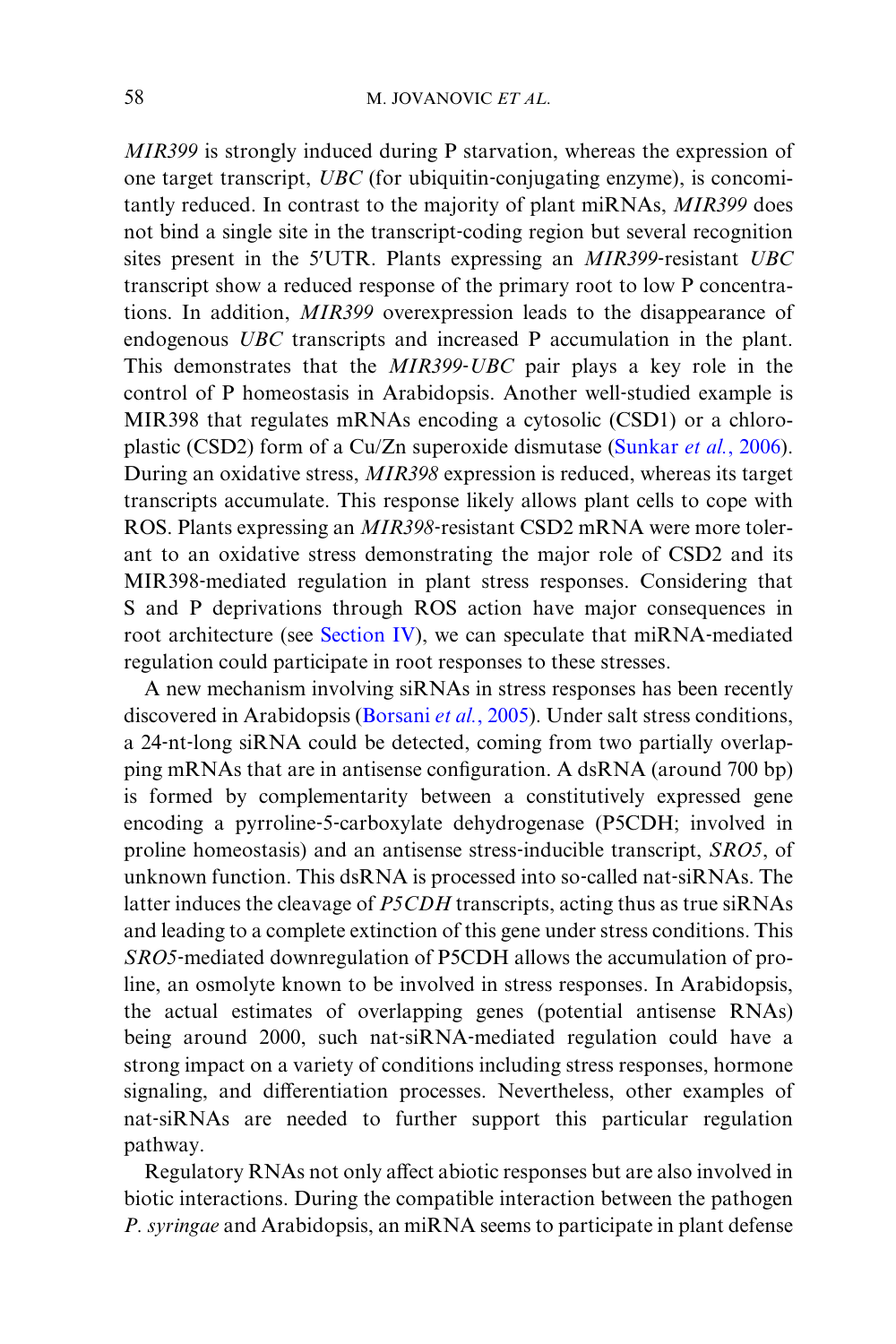*MIR399* is strongly induced during P starvation, whereas the expression of one target transcript, *UBC* (for ubiquitin-conjugating enzyme), is concomitantly reduced. In contrast to the majority of plant miRNAs, *MIR399* does not bind a single site in the transcript-coding region but several recognition sites present in the 5′UTR. Plants expressing an *MIR399*-resistant *UBC* transcript show a reduced response of the primary root to low P concentrations. In addition, *MIR399* overexpression leads to the disappearance of endogenous *UBC* transcripts and increased P accumulation in the plant. This demonstrates that the *MIR399*-*UBC* pair plays a key role in the control of P homeostasis in Arabidopsis. Another well-studied example is MIR398 that regulates mRNAs encoding a cytosolic (CSD1) or a chloroplastic (CSD2) form of a Cu/Zn superoxide dismutase (Sunkar *et al.*, 2006). During an oxidative stress, *MIR398* expression is reduced, whereas its target transcripts accumulate. This response likely allows plant cells to cope with ROS. Plants expressing an *MIR398*-resistant CSD2 mRNA were more tolerant to an oxidative stress demonstrating the major role of CSD2 and its MIR398-mediated regulation in plant stress responses. Considering that S and P deprivations through ROS action have major consequences in root architecture (see Section IV), we can speculate that miRNA-mediated regulation could participate in root responses to these stresses.

A new mechanism involving siRNAs in stress responses has been recently discovered in Arabidopsis (Borsani *et al.*, 2005). Under salt stress conditions, a 24-nt-long siRNA could be detected, coming from two partially overlapping mRNAs that are in antisense configuration. A dsRNA (around 700 bp) is formed by complementarity between a constitutively expressed gene encoding a pyrroline-5-carboxylate dehydrogenase (P5CDH; involved in proline homeostasis) and an antisense stress-inducible transcript, *SRO5*, of unknown function. This dsRNA is processed into so-called nat-siRNAs. The latter induces the cleavage of *P5CDH* transcripts, acting thus as true siRNAs and leading to a complete extinction of this gene under stress conditions. This *SRO5*-mediated downregulation of P5CDH allows the accumulation of proline, an osmolyte known to be involved in stress responses. In Arabidopsis, the actual estimates of overlapping genes (potential antisense RNAs) being around 2000, such nat-siRNA-mediated regulation could have a strong impact on a variety of conditions including stress responses, hormone signaling, and differentiation processes. Nevertheless, other examples of nat-siRNAs are needed to further support this particular regulation pathway.

Regulatory RNAs not only affect abiotic responses but are also involved in biotic interactions. During the compatible interaction between the pathogen *P. syringae* and Arabidopsis, an miRNA seems to participate in plant defense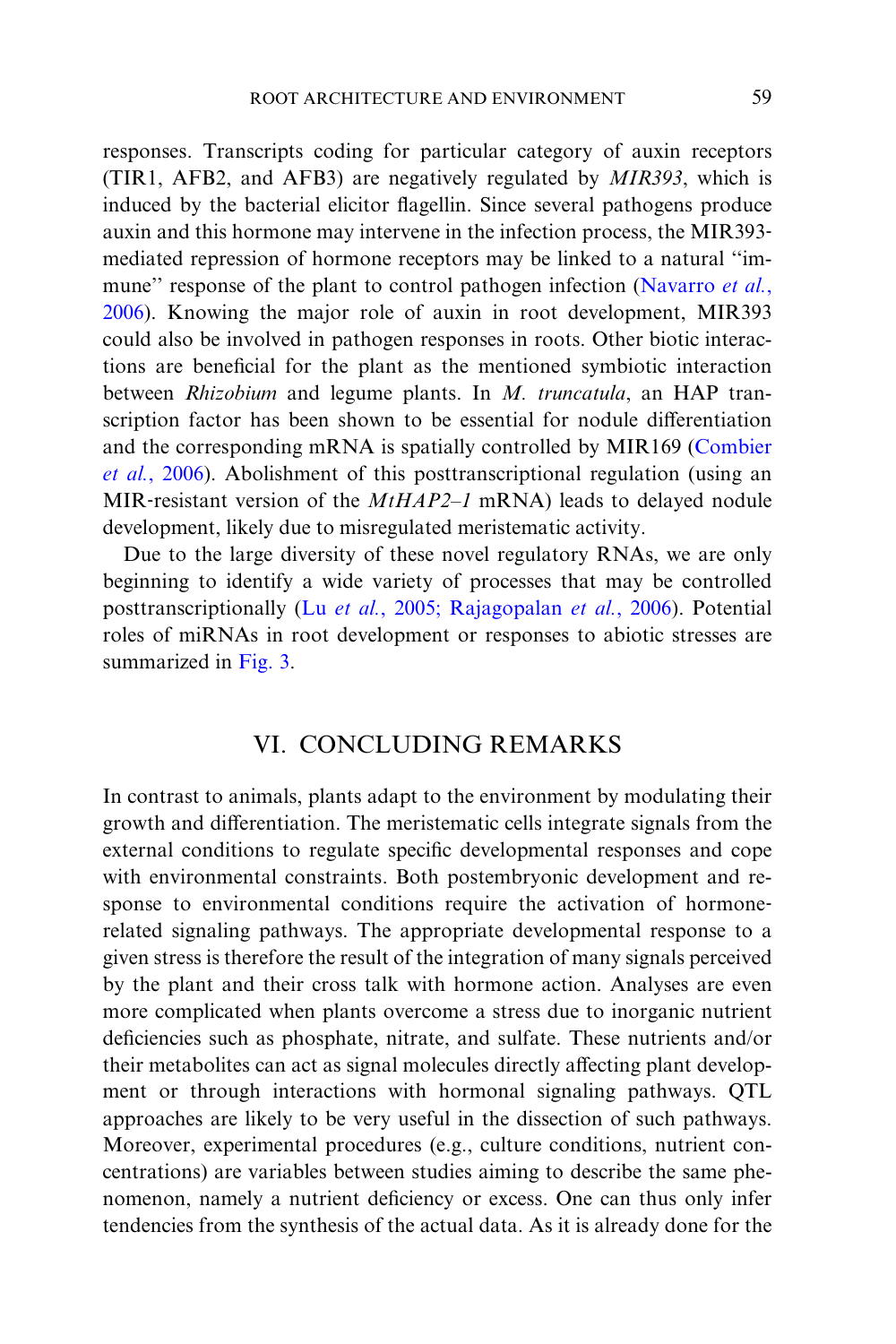responses. Transcripts coding for particular category of auxin receptors (TIR1, AFB2, and AFB3) are negatively regulated by *MIR393*, which is induced by the bacterial elicitor flagellin. Since several pathogens produce auxin and this hormone may intervene in the infection process, the MIR393-mediated repression of hormone receptors may be linked to a natural ''immune'' response of the plant to control pathogen infection (Navarro *et al.*, 2006). Knowing the major role of auxin in root development, MIR393 could also be involved in pathogen responses in roots. Other biotic interactions are beneficial for the plant as the mentioned symbiotic interaction between *Rhizobium* and legume plants. In *M. truncatula*, an HAP transcription factor has been shown to be essential for nodule differentiation and the corresponding mRNA is spatially controlled by MIR169 (Combier *et al.*, 2006). Abolishment of this posttranscriptional regulation (using an MIR-resistant version of the *MtHAP2–1* mRNA) leads to delayed nodule development, likely due to misregulated meristematic activity.

Due to the large diversity of these novel regulatory RNAs, we are only beginning to identify a wide variety of processes that may be controlled posttranscriptionally (Lu *et al.*, 2005; Rajagopalan *et al.*, 2006). Potential roles of miRNAs in root development or responses to abiotic stresses are summarized in Fig. 3.

## VI. CONCLUDING REMARKS

In contrast to animals, plants adapt to the environment by modulating their growth and differentiation. The meristematic cells integrate signals from the external conditions to regulate specific developmental responses and cope with environmental constraints. Both postembryonic development and response to environmental conditions require the activation of hormone-related signaling pathways. The appropriate developmental response to a given stress is therefore the result of the integration of many signals perceived by the plant and their cross talk with hormone action. Analyses are even more complicated when plants overcome a stress due to inorganic nutrient deficiencies such as phosphate, nitrate, and sulfate. These nutrients and/or their metabolites can act as signal molecules directly affecting plant development or through interactions with hormonal signaling pathways. QTL approaches are likely to be very useful in the dissection of such pathways. Moreover, experimental procedures (e.g., culture conditions, nutrient concentrations) are variables between studies aiming to describe the same phenomenon, namely a nutrient deficiency or excess. One can thus only infer tendencies from the synthesis of the actual data. As it is already done for the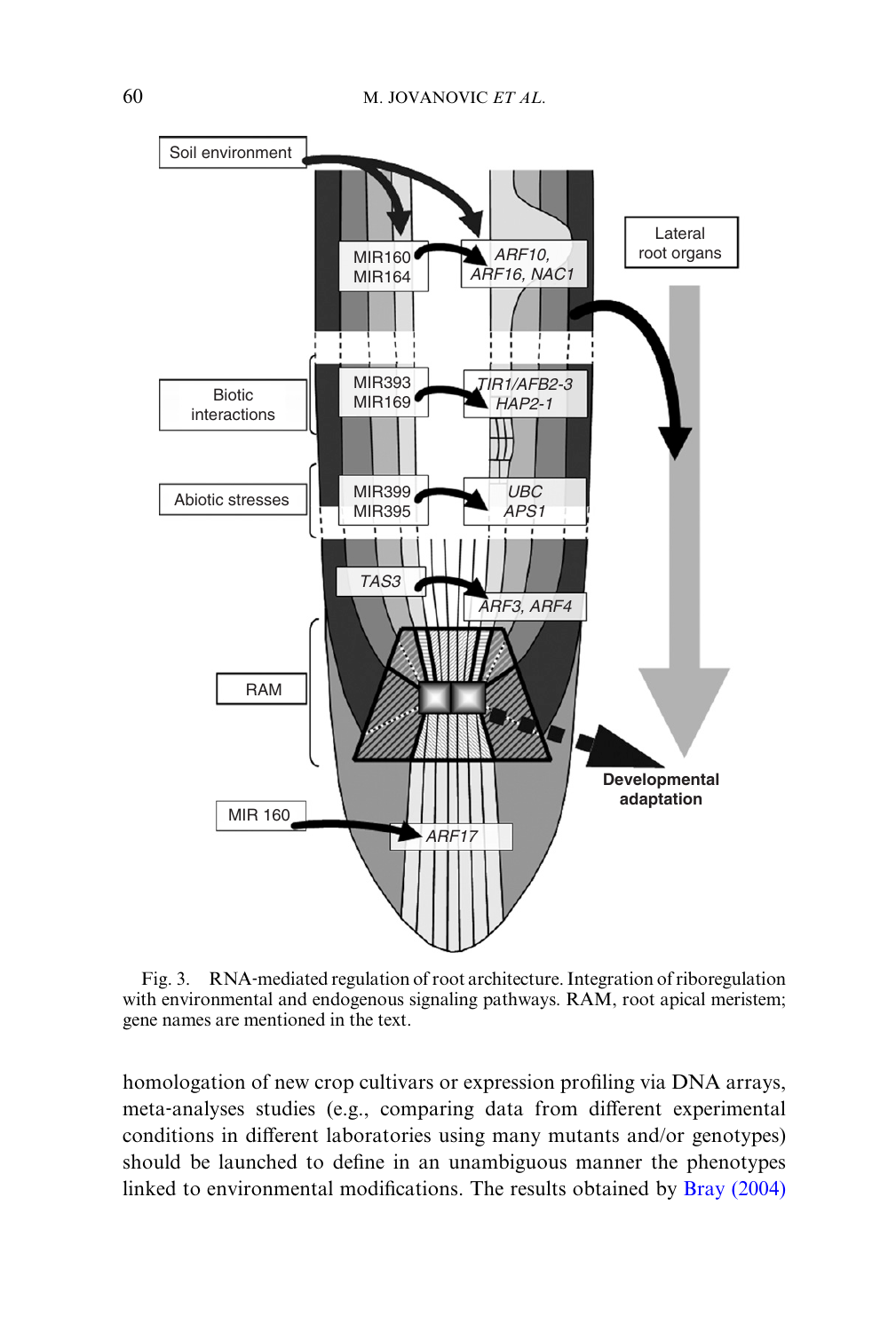Fig. 3. RNA-mediated regulation of root architecture. Integration of riboregulation with environmental and endogenous signaling pathways. RAM, root apical meristem; gene names are mentioned in the text.

homologation of new crop cultivars or expression profiling via DNA arrays, meta-analyses studies (e.g., comparing data from different experimental conditions in different laboratories using many mutants and/or genotypes) should be launched to define in an unambiguous manner the phenotypes linked to environmental modifications. The results obtained by Bray (2004)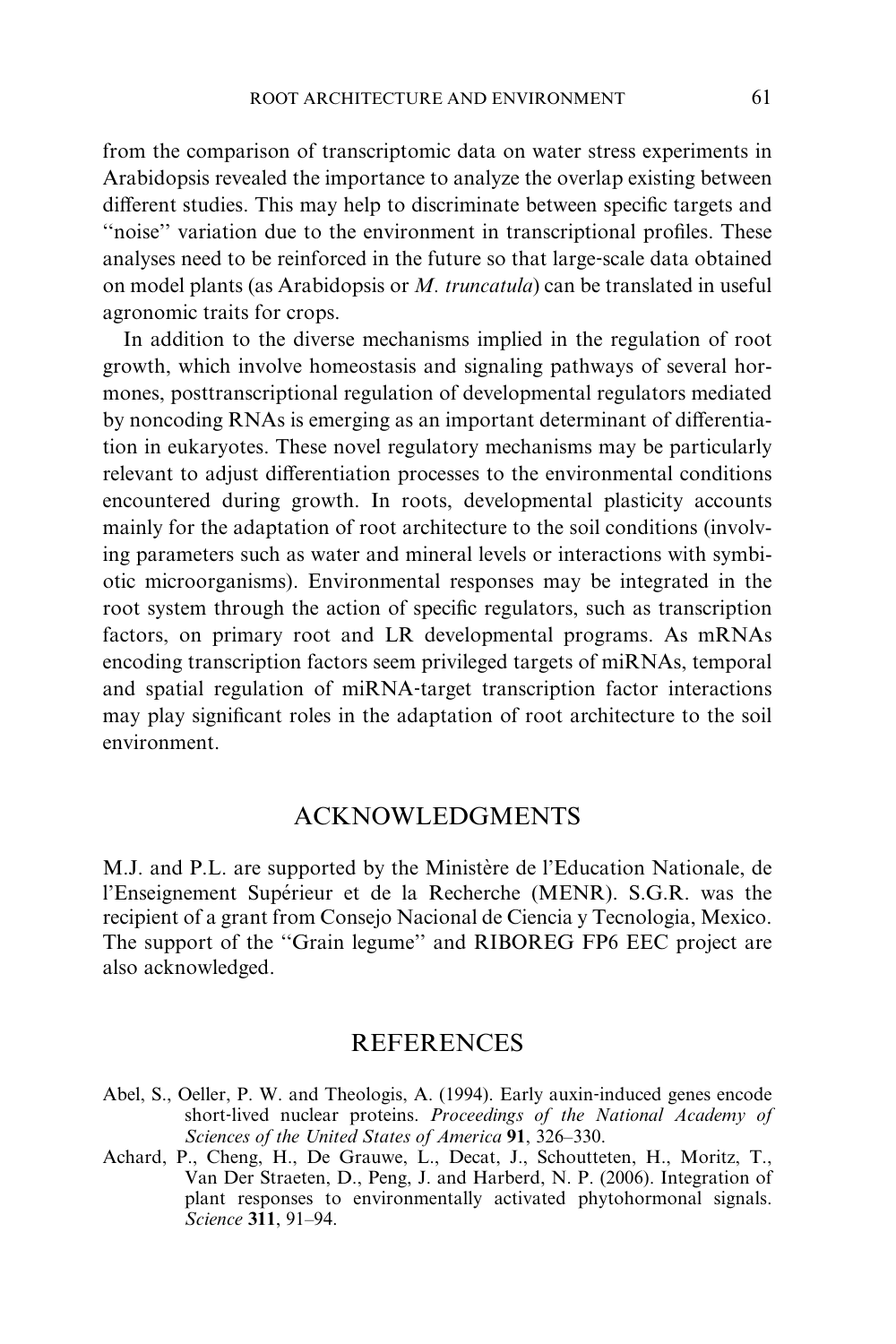from the comparison of transcriptomic data on water stress experiments in Arabidopsis revealed the importance to analyze the overlap existing between different studies. This may help to discriminate between specific targets and "noise" variation due to the environment in transcriptional profiles. These analyses need to be reinforced in the future so that large-scale data obtained on model plants (as Arabidopsis or *M. truncatula*) can be translated in useful agronomic traits for crops.

In addition to the diverse mechanisms implied in the regulation of root growth, which involve homeostasis and signaling pathways of several hormones, posttranscriptional regulation of developmental regulators mediated by noncoding RNAs is emerging as an important determinant of differentiation in eukaryotes. These novel regulatory mechanisms may be particularly relevant to adjust differentiation processes to the environmental conditions encountered during growth. In roots, developmental plasticity accounts mainly for the adaptation of root architecture to the soil conditions (involving parameters such as water and mineral levels or interactions with symbiotic microorganisms). Environmental responses may be integrated in the root system through the action of specific regulators, such as transcription factors, on primary root and LR developmental programs. As mRNAs encoding transcription factors seem privileged targets of miRNAs, temporal and spatial regulation of miRNA-target transcription factor interactions may play significant roles in the adaptation of root architecture to the soil environment.

## ACKNOWLEDGMENTS

M.J. and P.L. are supported by the Ministère de l'Education Nationale, de l'Enseignement Supérieur et de la Recherche (MENR). S.G.R. was the recipient of a grant from Consejo Nacional de Ciencia y Tecnologia, Mexico. The support of the "Grain legume" and RIBOREG FP6 EEC project are also acknowledged.

## REFERENCES

Abel, S., Oeller, P. W. and Theologis, A. (1994). Early auxin-induced genes encode short-lived nuclear proteins. *Proceedings of the National Academy of Sciences of the United States of America* **91**, 326–330.

Achard, P., Cheng, H., De Grauwe, L., Decat, J., Schoutteten, H., Moritz, T., Van Der Straeten, D., Peng, J. and Harberd, N. P. (2006). Integration of plant responses to environmentally activated phytohormonal signals. *Science* **311**, 91–94.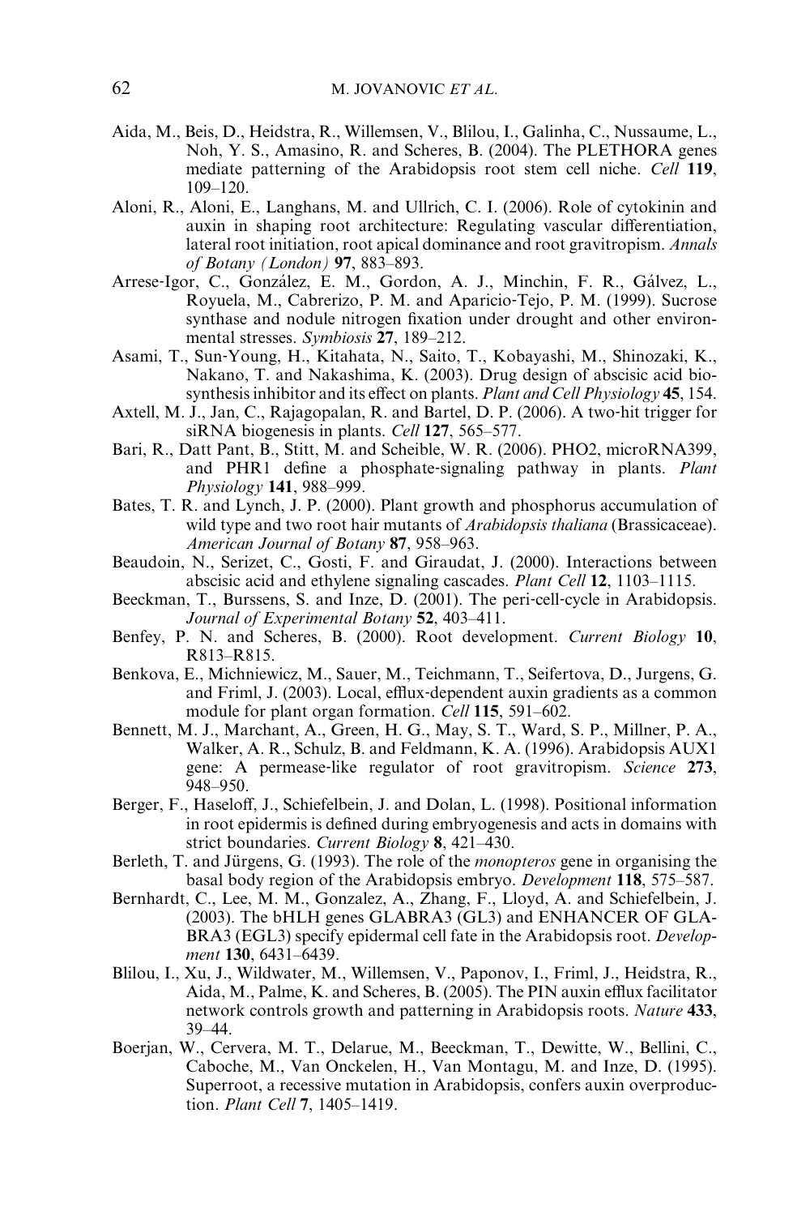Aida, M., Beis, D., Heidstra, R., Willemsen, V., Blilou, I., Galinha, C., Nussaume, L., Noh, Y. S., Amasino, R. and Scheres, B. (2004). The PLETHORA genes mediate patterning of the Arabidopsis root stem cell niche. *Cell* **119**, 109–120.

Aloni, R., Aloni, E., Langhans, M. and Ullrich, C. I. (2006). Role of cytokinin and auxin in shaping root architecture: Regulating vascular differentiation, lateral root initiation, root apical dominance and root gravitropism. *Annals of Botany (London)* **97**, 883–893.

Arrese-Igor, C., González, E. M., Gordon, A. J., Minchin, F. R., Gálvez, L., Royuela, M., Cabrerizo, P. M. and Aparicio-Tejo, P. M. (1999). Sucrose synthase and nodule nitrogen fixation under drought and other environmental stresses. *Symbiosis* **27**, 189–212.

Asami, T., Sun-Young, H., Kitahata, N., Saito, T., Kobayashi, M., Shinozaki, K., Nakano, T. and Nakashima, K. (2003). Drug design of abscisic acid biosynthesis inhibitor and its effect on plants. *Plant and Cell Physiology* **45**, 154.

Axtell, M. J., Jan, C., Rajagopalan, R. and Bartel, D. P. (2006). A two-hit trigger for siRNA biogenesis in plants. *Cell* **127**, 565–577.

Bari, R., Datt Pant, B., Stitt, M. and Scheible, W. R. (2006). PHO2, microRNA399, and PHR1 define a phosphate-signaling pathway in plants. *Plant Physiology* **141**, 988–999.

Bates, T. R. and Lynch, J. P. (2000). Plant growth and phosphorus accumulation of wild type and two root hair mutants of *Arabidopsis thaliana* (Brassicaceae). *American Journal of Botany* **87**, 958–963.

Beaudoin, N., Serizet, C., Gosti, F. and Giraudat, J. (2000). Interactions between abscisic acid and ethylene signaling cascades. *Plant Cell* **12**, 1103–1115.

Beeckman, T., Burssens, S. and Inze, D. (2001). The peri-cell-cycle in Arabidopsis. *Journal of Experimental Botany* **52**, 403–411.

Benfey, P. N. and Scheres, B. (2000). Root development. *Current Biology* **10**, R813–R815.

Benkova, E., Michniewicz, M., Sauer, M., Teichmann, T., Seifertova, D., Jurgens, G. and Friml, J. (2003). Local, efflux-dependent auxin gradients as a common module for plant organ formation. *Cell* **115**, 591–602.

Bennett, M. J., Marchant, A., Green, H. G., May, S. T., Ward, S. P., Millner, P. A., Walker, A. R., Schulz, B. and Feldmann, K. A. (1996). Arabidopsis AUX1 gene: A permease-like regulator of root gravitropism. *Science* **273**, 948–950.

Berger, F., Haseloff, J., Schiefelbein, J. and Dolan, L. (1998). Positional information in root epidermis is defined during embryogenesis and acts in domains with strict boundaries. *Current Biology* **8**, 421–430.

Berleth, T. and Jürgens, G. (1993). The role of the *monopteros* gene in organising the basal body region of the Arabidopsis embryo. *Development* **118**, 575–587.

Bernhardt, C., Lee, M. M., Gonzalez, A., Zhang, F., Lloyd, A. and Schiefelbein, J. (2003). The bHLH genes GLABRA3 (GL3) and ENHANCER OF GLABRA3 (EGL3) specify epidermal cell fate in the Arabidopsis root. *Development* **130**, 6431–6439.

Blilou, I., Xu, J., Wildwater, M., Willemsen, V., Paponov, I., Friml, J., Heidstra, R., Aida, M., Palme, K. and Scheres, B. (2005). The PIN auxin efflux facilitator network controls growth and patterning in Arabidopsis roots. *Nature* **433**, 39–44.

Boerjan, W., Cervera, M. T., Delarue, M., Beeckman, T., Dewitte, W., Bellini, C., Caboche, M., Van Onckelen, H., Van Montagu, M. and Inze, D. (1995). Superroot, a recessive mutation in Arabidopsis, confers auxin overproduction. *Plant Cell* **7**, 1405–1419.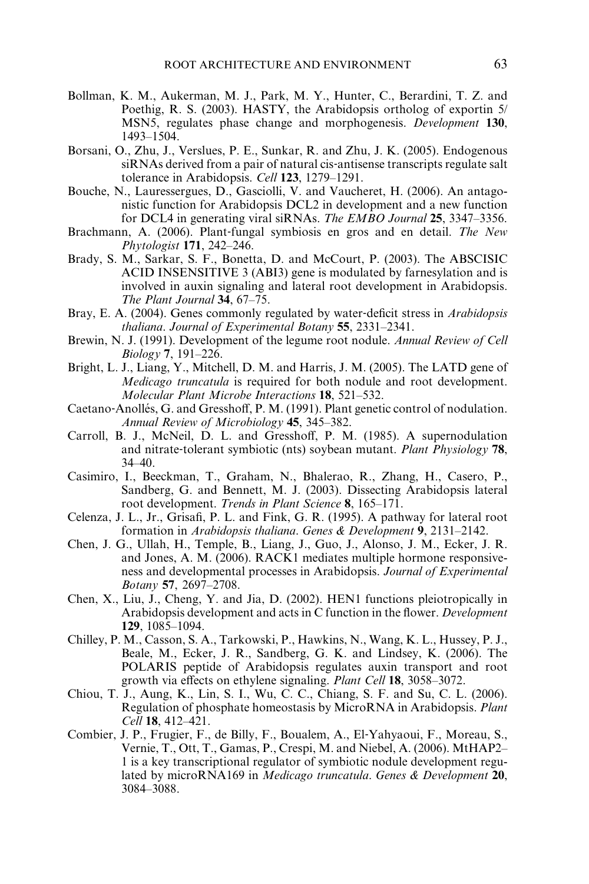Bollman, K. M., Aukerman, M. J., Park, M. Y., Hunter, C., Berardini, T. Z. and Poethig, R. S. (2003). HASTY, the Arabidopsis ortholog of exportin 5/ MSN5, regulates phase change and morphogenesis. *Development* **130**, 1493–1504.

Borsani, O., Zhu, J., Verslues, P. E., Sunkar, R. and Zhu, J. K. (2005). Endogenous siRNAs derived from a pair of natural cis-antisense transcripts regulate salt tolerance in Arabidopsis. *Cell* **123**, 1279–1291.

Bouche, N., Lauressergues, D., Gasciolli, V. and Vaucheret, H. (2006). An antagonistic function for Arabidopsis DCL2 in development and a new function for DCL4 in generating viral siRNAs. *The EMBO Journal* **25**, 3347–3356.

Brachmann, A. (2006). Plant-fungal symbiosis en gros and en detail. *The New Phytologist* **171**, 242–246.

Brady, S. M., Sarkar, S. F., Bonetta, D. and McCourt, P. (2003). The ABSCISIC ACID INSENSITIVE 3 (ABI3) gene is modulated by farnesylation and is involved in auxin signaling and lateral root development in Arabidopsis. *The Plant Journal* **34**, 67–75.

Bray, E. A. (2004). Genes commonly regulated by water-deficit stress in *Arabidopsis thaliana*. *Journal of Experimental Botany* **55**, 2331–2341.

Brewin, N. J. (1991). Development of the legume root nodule. *Annual Review of Cell Biology* **7**, 191–226.

Bright, L. J., Liang, Y., Mitchell, D. M. and Harris, J. M. (2005). The LATD gene of *Medicago truncatula* is required for both nodule and root development. *Molecular Plant Microbe Interactions* **18**, 521–532.

Caetano-Anollés, G. and Gresshoff, P. M. (1991). Plant genetic control of nodulation. *Annual Review of Microbiology* **45**, 345–382.

Carroll, B. J., McNeil, D. L. and Gresshoff, P. M. (1985). A supernodulation and nitrate-tolerant symbiotic (nts) soybean mutant. *Plant Physiology* **78**, 34–40.

Casimiro, I., Beeckman, T., Graham, N., Bhalerao, R., Zhang, H., Casero, P., Sandberg, G. and Bennett, M. J. (2003). Dissecting Arabidopsis lateral root development. *Trends in Plant Science* **8**, 165–171.

Celenza, J. L., Jr., Grisafi, P. L. and Fink, G. R. (1995). A pathway for lateral root formation in *Arabidopsis thaliana*. *Genes & Development* **9**, 2131–2142.

Chen, J. G., Ullah, H., Temple, B., Liang, J., Guo, J., Alonso, J. M., Ecker, J. R. and Jones, A. M. (2006). RACK1 mediates multiple hormone responsiveness and developmental processes in Arabidopsis. *Journal of Experimental Botany* **57**, 2697–2708.

Chen, X., Liu, J., Cheng, Y. and Jia, D. (2002). HEN1 functions pleiotropically in Arabidopsis development and acts in C function in the flower. *Development* **129**, 1085–1094.

Chilley, P. M., Casson, S. A., Tarkowski, P., Hawkins, N., Wang, K. L., Hussey, P. J., Beale, M., Ecker, J. R., Sandberg, G. K. and Lindsey, K. (2006). The POLARIS peptide of Arabidopsis regulates auxin transport and root growth via effects on ethylene signaling. *Plant Cell* **18**, 3058–3072.

Chiou, T. J., Aung, K., Lin, S. I., Wu, C. C., Chiang, S. F. and Su, C. L. (2006). Regulation of phosphate homeostasis by MicroRNA in Arabidopsis. *Plant Cell* **18**, 412–421.

Combier, J. P., Frugier, F., de Billy, F., Boualem, A., El-Yahyaoui, F., Moreau, S., Vernie, T., Ott, T., Gamas, P., Crespi, M. and Niebel, A. (2006). MtHAP2–1 is a key transcriptional regulator of symbiotic nodule development regulated by microRNA169 in *Medicago truncatula*. *Genes & Development* **20**, 3084–3088.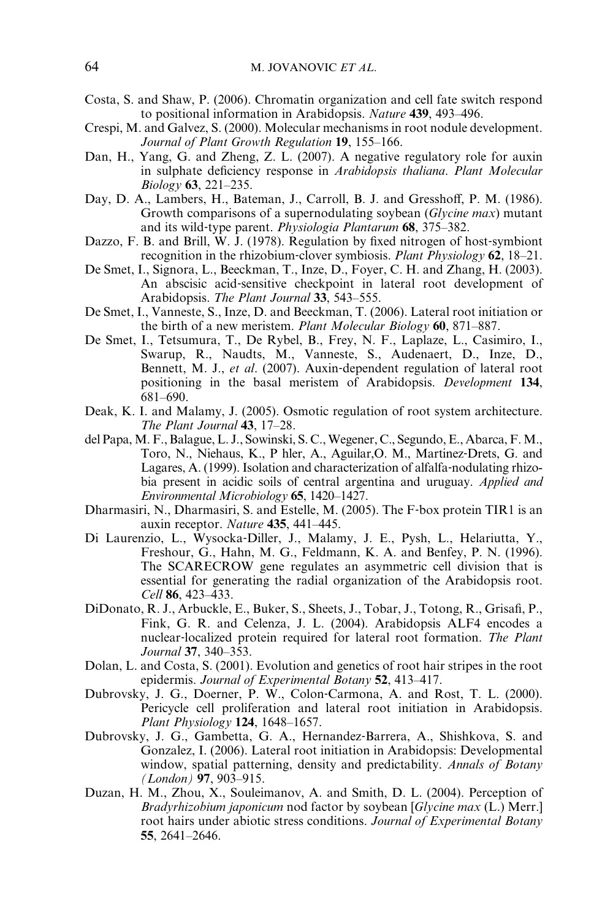Costa, S. and Shaw, P. (2006). Chromatin organization and cell fate switch respond to positional information in Arabidopsis. *Nature* **439**, 493–496.

Crespi, M. and Galvez, S. (2000). Molecular mechanisms in root nodule development. *Journal of Plant Growth Regulation* **19**, 155–166.

Dan, H., Yang, G. and Zheng, Z. L. (2007). A negative regulatory role for auxin in sulphate deficiency response in *Arabidopsis thaliana*. *Plant Molecular Biology* **63**, 221–235.

Day, D. A., Lambers, H., Bateman, J., Carroll, B. J. and Gresshoff, P. M. (1986). Growth comparisons of a supernodulating soybean (*Glycine max*) mutant and its wild-type parent. *Physiologia Plantarum* **68**, 375–382.

Dazzo, F. B. and Brill, W. J. (1978). Regulation by fixed nitrogen of host-symbiont recognition in the rhizobium-clover symbiosis. *Plant Physiology* **62**, 18–21.

De Smet, I., Signora, L., Beeckman, T., Inze, D., Foyer, C. H. and Zhang, H. (2003). An abscisic acid-sensitive checkpoint in lateral root development of Arabidopsis. *The Plant Journal* **33**, 543–555.

De Smet, I., Vanneste, S., Inze, D. and Beeckman, T. (2006). Lateral root initiation or the birth of a new meristem. *Plant Molecular Biology* **60**, 871–887.

De Smet, I., Tetsumura, T., De Rybel, B., Frey, N. F., Laplaze, L., Casimiro, I., Swarup, R., Naudts, M., Vanneste, S., Audenaert, D., Inze, D., Bennett, M. J., *et al*. (2007). Auxin-dependent regulation of lateral root positioning in the basal meristem of Arabidopsis. *Development* **134**, 681–690.

Deak, K. I. and Malamy, J. (2005). Osmotic regulation of root system architecture. *The Plant Journal* **43**, 17–28.

del Papa, M. F., Balague, L. J., Sowinski, S. C., Wegener, C., Segundo, E., Abarca, F. M., Toro, N., Niehaus, K., P hler, A., Aguilar,O. M., Martinez-Drets, G. and Lagares, A. (1999). Isolation and characterization of alfalfa-nodulating rhizobia present in acidic soils of central argentina and uruguay. *Applied and Environmental Microbiology* **65**, 1420–1427.

Dharmasiri, N., Dharmasiri, S. and Estelle, M. (2005). The F-box protein TIR1 is an auxin receptor. *Nature* **435**, 441–445.

Di Laurenzio, L., Wysocka-Diller, J., Malamy, J. E., Pysh, L., Helariutta, Y., Freshour, G., Hahn, M. G., Feldmann, K. A. and Benfey, P. N. (1996). The SCARECROW gene regulates an asymmetric cell division that is essential for generating the radial organization of the Arabidopsis root. *Cell* **86**, 423–433.

DiDonato, R. J., Arbuckle, E., Buker, S., Sheets, J., Tobar, J., Totong, R., Grisafi, P., Fink, G. R. and Celenza, J. L. (2004). Arabidopsis ALF4 encodes a nuclear-localized protein required for lateral root formation. *The Plant Journal* **37**, 340–353.

Dolan, L. and Costa, S. (2001). Evolution and genetics of root hair stripes in the root epidermis. *Journal of Experimental Botany* **52**, 413–417.

Dubrovsky, J. G., Doerner, P. W., Colon-Carmona, A. and Rost, T. L. (2000). Pericycle cell proliferation and lateral root initiation in Arabidopsis. *Plant Physiology* **124**, 1648–1657.

Dubrovsky, J. G., Gambetta, G. A., Hernandez-Barrera, A., Shishkova, S. and Gonzalez, I. (2006). Lateral root initiation in Arabidopsis: Developmental window, spatial patterning, density and predictability. *Annals of Botany (London)* **97**, 903–915.

Duzan, H. M., Zhou, X., Souleimanov, A. and Smith, D. L. (2004). Perception of *Bradyrhizobium japonicum* nod factor by soybean [*Glycine max* (L.) Merr.] root hairs under abiotic stress conditions. *Journal of Experimental Botany* **55**, 2641–2646.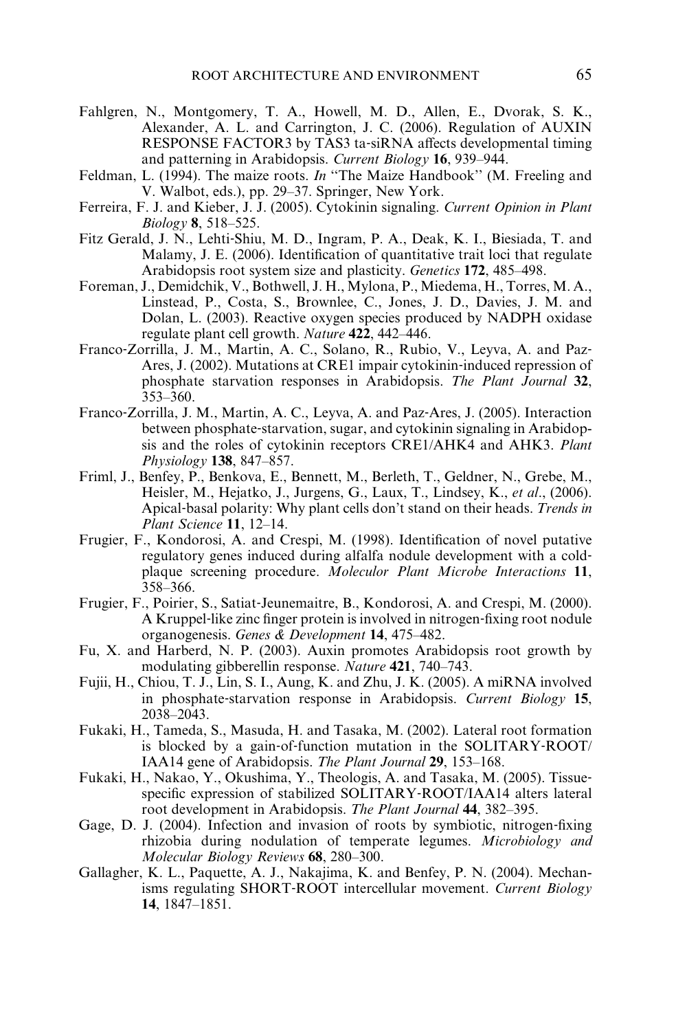Fahlgren, N., Montgomery, T. A., Howell, M. D., Allen, E., Dvorak, S. K., Alexander, A. L. and Carrington, J. C. (2006). Regulation of AUXIN RESPONSE FACTOR3 by TAS3 ta-siRNA affects developmental timing and patterning in Arabidopsis. *Current Biology* **16**, 939–944.

Feldman, L. (1994). The maize roots. *In* ''The Maize Handbook'' (M. Freeling and V. Walbot, eds.), pp. 29–37. Springer, New York.

Ferreira, F. J. and Kieber, J. J. (2005). Cytokinin signaling. *Current Opinion in Plant Biology* **8**, 518–525.

Fitz Gerald, J. N., Lehti-Shiu, M. D., Ingram, P. A., Deak, K. I., Biesiada, T. and Malamy, J. E. (2006). Identification of quantitative trait loci that regulate Arabidopsis root system size and plasticity. *Genetics* **172**, 485–498.

Foreman, J., Demidchik, V., Bothwell, J. H., Mylona, P., Miedema, H., Torres, M. A., Linstead, P., Costa, S., Brownlee, C., Jones, J. D., Davies, J. M. and Dolan, L. (2003). Reactive oxygen species produced by NADPH oxidase regulate plant cell growth. *Nature* **422**, 442–446.

Franco-Zorrilla, J. M., Martin, A. C., Solano, R., Rubio, V., Leyva, A. and Paz-Ares, J. (2002). Mutations at CRE1 impair cytokinin-induced repression of phosphate starvation responses in Arabidopsis. *The Plant Journal* **32**, 353–360.

Franco-Zorrilla, J. M., Martin, A. C., Leyva, A. and Paz-Ares, J. (2005). Interaction between phosphate-starvation, sugar, and cytokinin signaling in Arabidopsis and the roles of cytokinin receptors CRE1/AHK4 and AHK3. *Plant Physiology* **138**, 847–857.

Friml, J., Benfey, P., Benkova, E., Bennett, M., Berleth, T., Geldner, N., Grebe, M., Heisler, M., Hejatko, J., Jurgens, G., Laux, T., Lindsey, K., *et al*., (2006). Apical-basal polarity: Why plant cells don't stand on their heads. *Trends in Plant Science* **11**, 12–14.

Frugier, F., Kondorosi, A. and Crespi, M. (1998). Identification of novel putative regulatory genes induced during alfalfa nodule development with a cold-plaque screening procedure. *Moleculor Plant Microbe Interactions* **11**, 358–366.

Frugier, F., Poirier, S., Satiat-Jeunemaitre, B., Kondorosi, A. and Crespi, M. (2000). A Kruppel-like zinc finger protein is involved in nitrogen-fixing root nodule organogenesis. *Genes & Development* **14**, 475–482.

Fu, X. and Harberd, N. P. (2003). Auxin promotes Arabidopsis root growth by modulating gibberellin response. *Nature* **421**, 740–743.

Fujii, H., Chiou, T. J., Lin, S. I., Aung, K. and Zhu, J. K. (2005). A miRNA involved in phosphate-starvation response in Arabidopsis. *Current Biology* **15**, 2038–2043.

Fukaki, H., Tameda, S., Masuda, H. and Tasaka, M. (2002). Lateral root formation is blocked by a gain-of-function mutation in the SOLITARY-ROOT/IAA14 gene of Arabidopsis. *The Plant Journal* **29**, 153–168.

Fukaki, H., Nakao, Y., Okushima, Y., Theologis, A. and Tasaka, M. (2005). Tissue-specific expression of stabilized SOLITARY-ROOT/IAA14 alters lateral root development in Arabidopsis. *The Plant Journal* **44**, 382–395.

Gage, D. J. (2004). Infection and invasion of roots by symbiotic, nitrogen-fixing rhizobia during nodulation of temperate legumes. *Microbiology and Molecular Biology Reviews* **68**, 280–300.

Gallagher, K. L., Paquette, A. J., Nakajima, K. and Benfey, P. N. (2004). Mechanisms regulating SHORT-ROOT intercellular movement. *Current Biology* **14**, 1847–1851.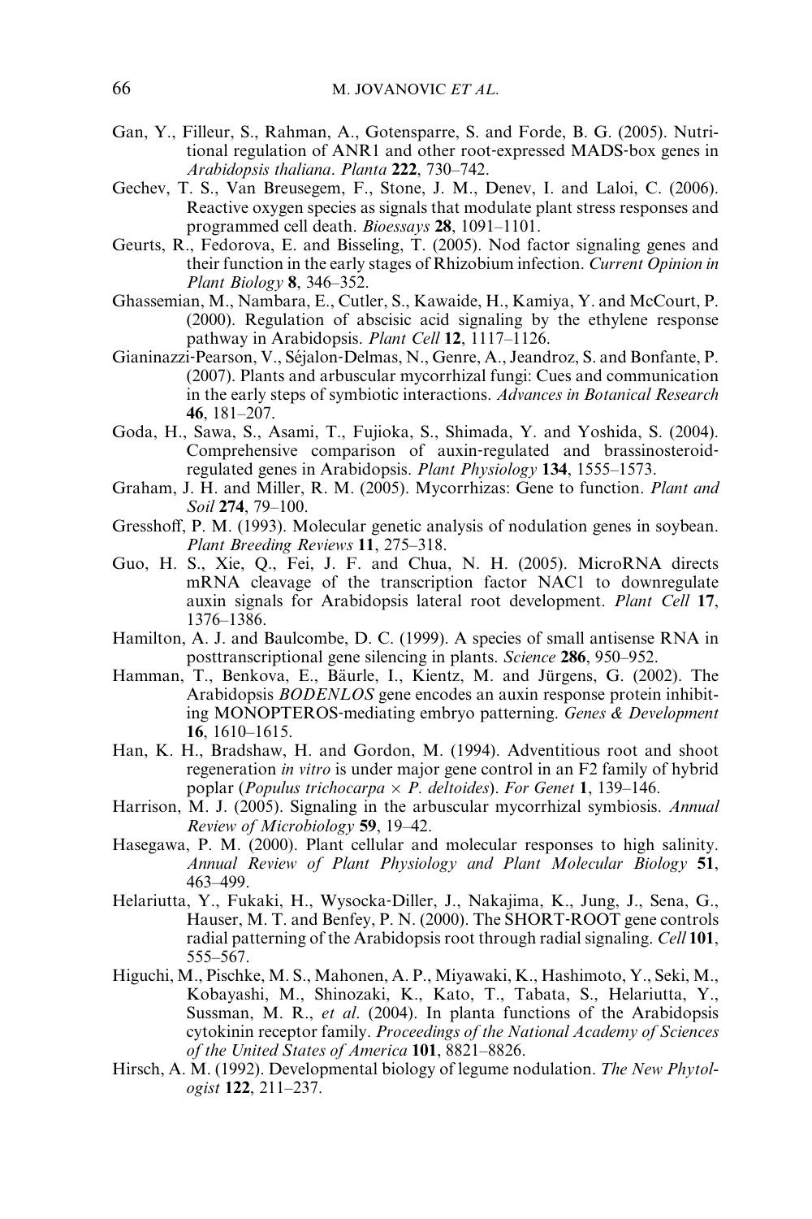Gan, Y., Filleur, S., Rahman, A., Gotensparre, S. and Forde, B. G. (2005). Nutritional regulation of ANR1 and other root-expressed MADS-box genes in *Arabidopsis thaliana*. *Planta* **222**, 730–742.

Gechev, T. S., Van Breusegem, F., Stone, J. M., Denev, I. and Laloi, C. (2006). Reactive oxygen species as signals that modulate plant stress responses and programmed cell death. *Bioessays* **28**, 1091–1101.

Geurts, R., Fedorova, E. and Bisseling, T. (2005). Nod factor signaling genes and their function in the early stages of Rhizobium infection. *Current Opinion in Plant Biology* **8**, 346–352.

Ghassemian, M., Nambara, E., Cutler, S., Kawaide, H., Kamiya, Y. and McCourt, P. (2000). Regulation of abscisic acid signaling by the ethylene response pathway in Arabidopsis. *Plant Cell* **12**, 1117–1126.

Gianinazzi-Pearson, V., Séjalon-Delmas, N., Genre, A., Jeandroz, S. and Bonfante, P. (2007). Plants and arbuscular mycorrhizal fungi: Cues and communication in the early steps of symbiotic interactions. *Advances in Botanical Research* **46**, 181–207.

Goda, H., Sawa, S., Asami, T., Fujioka, S., Shimada, Y. and Yoshida, S. (2004). Comprehensive comparison of auxin-regulated and brassinosteroid-regulated genes in Arabidopsis. *Plant Physiology* **134**, 1555–1573.

Graham, J. H. and Miller, R. M. (2005). Mycorrhizas: Gene to function. *Plant and Soil* **274**, 79–100.

Gresshoff, P. M. (1993). Molecular genetic analysis of nodulation genes in soybean. *Plant Breeding Reviews* **11**, 275–318.

Guo, H. S., Xie, Q., Fei, J. F. and Chua, N. H. (2005). MicroRNA directs mRNA cleavage of the transcription factor NAC1 to downregulate auxin signals for Arabidopsis lateral root development. *Plant Cell* **17**, 1376–1386.

Hamilton, A. J. and Baulcombe, D. C. (1999). A species of small antisense RNA in posttranscriptional gene silencing in plants. *Science* **286**, 950–952.

Hamman, T., Benkova, E., Bäurle, I., Kientz, M. and Jürgens, G. (2002). The Arabidopsis *BODENLOS* gene encodes an auxin response protein inhibiting MONOPTEROS-mediating embryo patterning. *Genes & Development* **16**, 1610–1615.

Han, K. H., Bradshaw, H. and Gordon, M. (1994). Adventitious root and shoot regeneration *in vitro* is under major gene control in an F2 family of hybrid poplar (*Populus trichocarpa* × *P. deltoides*). *For Genet* **1**, 139–146.

Harrison, M. J. (2005). Signaling in the arbuscular mycorrhizal symbiosis. *Annual Review of Microbiology* **59**, 19–42.

Hasegawa, P. M. (2000). Plant cellular and molecular responses to high salinity. *Annual Review of Plant Physiology and Plant Molecular Biology* **51**, 463–499.

Helariutta, Y., Fukaki, H., Wysocka-Diller, J., Nakajima, K., Jung, J., Sena, G., Hauser, M. T. and Benfey, P. N. (2000). The SHORT-ROOT gene controls radial patterning of the Arabidopsis root through radial signaling. *Cell* **101**, 555–567.

Higuchi, M., Pischke, M. S., Mahonen, A. P., Miyawaki, K., Hashimoto, Y., Seki, M., Kobayashi, M., Shinozaki, K., Kato, T., Tabata, S., Helariutta, Y., Sussman, M. R., *et al*. (2004). In planta functions of the Arabidopsis cytokinin receptor family. *Proceedings of the National Academy of Sciences of the United States of America* **101**, 8821–8826.

Hirsch, A. M. (1992). Developmental biology of legume nodulation. *The New Phytologist* **122**, 211–237.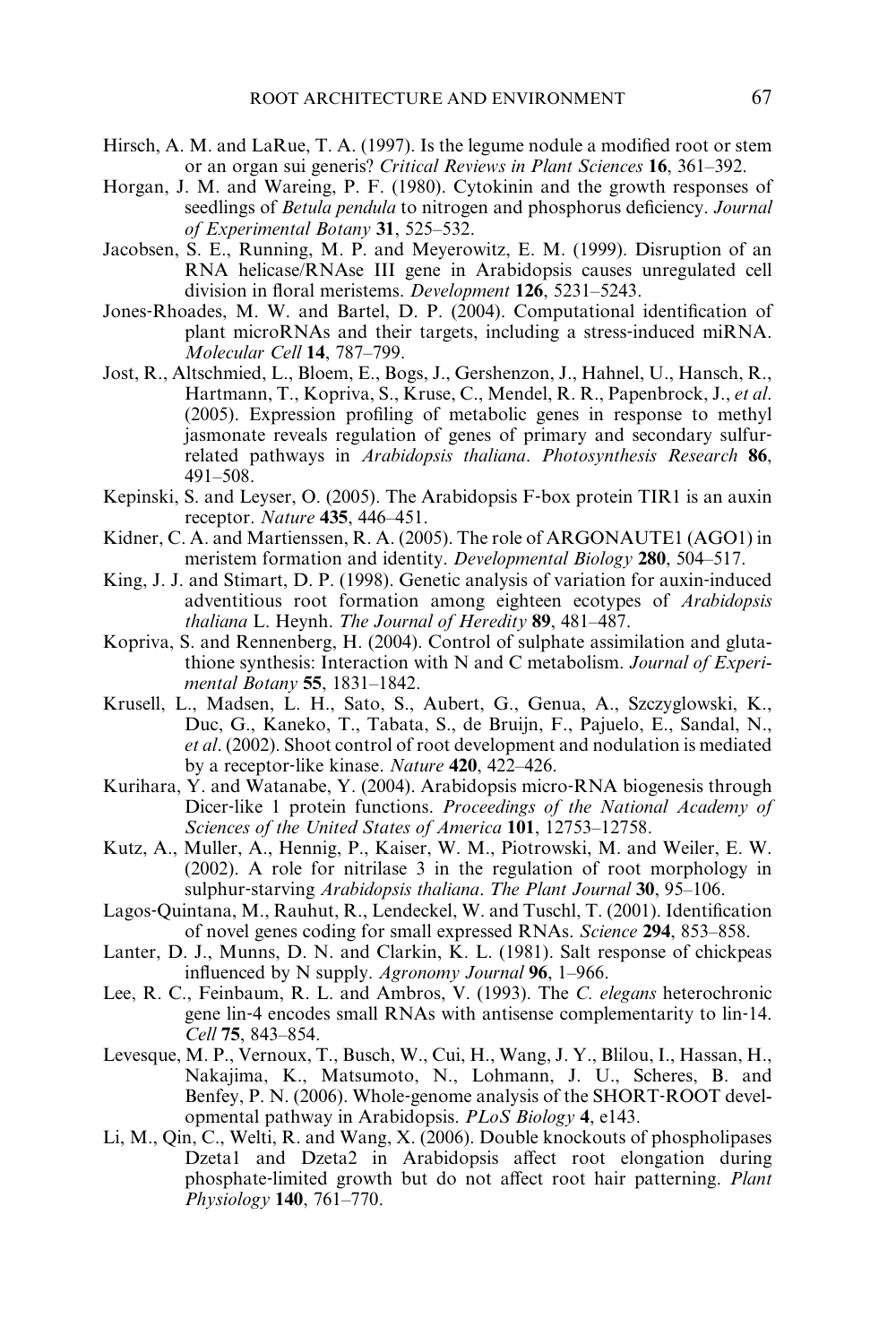Hirsch, A. M. and LaRue, T. A. (1997). Is the legume nodule a modified root or stem or an organ sui generis? *Critical Reviews in Plant Sciences* **16**, 361–392.

Horgan, J. M. and Wareing, P. F. (1980). Cytokinin and the growth responses of seedlings of *Betula pendula* to nitrogen and phosphorus deficiency. *Journal of Experimental Botany* **31**, 525–532.

Jacobsen, S. E., Running, M. P. and Meyerowitz, E. M. (1999). Disruption of an RNA helicase/RNAse III gene in Arabidopsis causes unregulated cell division in floral meristems. *Development* **126**, 5231–5243.

Jones-Rhoades, M. W. and Bartel, D. P. (2004). Computational identification of plant microRNAs and their targets, including a stress-induced miRNA. *Molecular Cell* **14**, 787–799.

Jost, R., Altschmied, L., Bloem, E., Bogs, J., Gershenzon, J., Hahnel, U., Hansch, R., Hartmann, T., Kopriva, S., Kruse, C., Mendel, R. R., Papenbrock, J., *et al.* (2005). Expression profiling of metabolic genes in response to methyl jasmonate reveals regulation of genes of primary and secondary sulfur-related pathways in *Arabidopsis thaliana*. *Photosynthesis Research* **86**, 491–508.

Kepinski, S. and Leyser, O. (2005). The Arabidopsis F-box protein TIR1 is an auxin receptor. *Nature* **435**, 446–451.

Kidner, C. A. and Martienssen, R. A. (2005). The role of ARGONAUTE1 (AGO1) in meristem formation and identity. *Developmental Biology* **280**, 504–517.

King, J. J. and Stimart, D. P. (1998). Genetic analysis of variation for auxin-induced adventitious root formation among eighteen ecotypes of *Arabidopsis thaliana* L. Heynh. *The Journal of Heredity* **89**, 481–487.

Kopriva, S. and Rennenberg, H. (2004). Control of sulphate assimilation and glutathione synthesis: Interaction with N and C metabolism. *Journal of Experimental Botany* **55**, 1831–1842.

Krusell, L., Madsen, L. H., Sato, S., Aubert, G., Genua, A., Szczyglowski, K., Duc, G., Kaneko, T., Tabata, S., de Bruijn, F., Pajuelo, E., Sandal, N., *et al.* (2002). Shoot control of root development and nodulation is mediated by a receptor-like kinase. *Nature* **420**, 422–426.

Kurihara, Y. and Watanabe, Y. (2004). Arabidopsis micro-RNA biogenesis through Dicer-like 1 protein functions. *Proceedings of the National Academy of Sciences of the United States of America* **101**, 12753–12758.

Kutz, A., Muller, A., Hennig, P., Kaiser, W. M., Piotrowski, M. and Weiler, E. W. (2002). A role for nitrilase 3 in the regulation of root morphology in sulphur-starving *Arabidopsis thaliana*. *The Plant Journal* **30**, 95–106.

Lagos-Quintana, M., Rauhut, R., Lendeckel, W. and Tuschl, T. (2001). Identification of novel genes coding for small expressed RNAs. *Science* **294**, 853–858.

Lanter, D. J., Munns, D. N. and Clarkin, K. L. (1981). Salt response of chickpeas influenced by N supply. *Agronomy Journal* **96**, 1–966.

Lee, R. C., Feinbaum, R. L. and Ambros, V. (1993). The *C. elegans* heterochronic gene lin-4 encodes small RNAs with antisense complementarity to lin-14. *Cell* **75**, 843–854.

Levesque, M. P., Vernoux, T., Busch, W., Cui, H., Wang, J. Y., Blilou, I., Hassan, H., Nakajima, K., Matsumoto, N., Lohmann, J. U., Scheres, B. and Benfey, P. N. (2006). Whole-genome analysis of the SHORT-ROOT developmental pathway in Arabidopsis. *PLoS Biology* **4**, e143.

Li, M., Qin, C., Welti, R. and Wang, X. (2006). Double knockouts of phospholipases Dzeta1 and Dzeta2 in Arabidopsis affect root elongation during phosphate-limited growth but do not affect root hair patterning. *Plant Physiology* **140**, 761–770.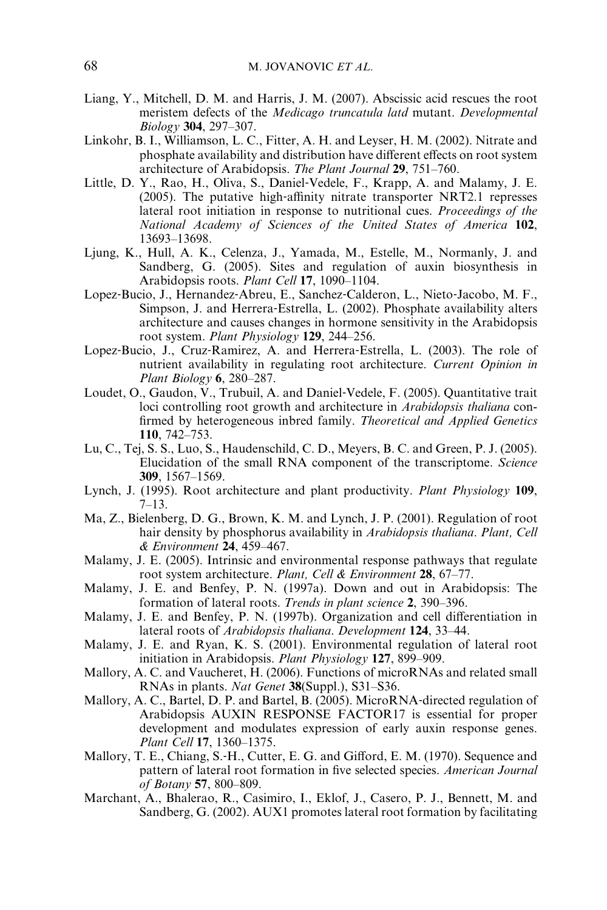Liang, Y., Mitchell, D. M. and Harris, J. M. (2007). Abscissic acid rescues the root meristem defects of the *Medicago truncatula latd* mutant. *Developmental Biology* **304**, 297–307.

Linkohr, B. I., Williamson, L. C., Fitter, A. H. and Leyser, H. M. (2002). Nitrate and phosphate availability and distribution have different effects on root system architecture of Arabidopsis. *The Plant Journal* **29**, 751–760.

Little, D. Y., Rao, H., Oliva, S., Daniel-Vedele, F., Krapp, A. and Malamy, J. E. (2005). The putative high-affinity nitrate transporter NRT2.1 represses lateral root initiation in response to nutritional cues. *Proceedings of the National Academy of Sciences of the United States of America* **102**, 13693–13698.

Ljung, K., Hull, A. K., Celenza, J., Yamada, M., Estelle, M., Normanly, J. and Sandberg, G. (2005). Sites and regulation of auxin biosynthesis in Arabidopsis roots. *Plant Cell* **17**, 1090–1104.

Lopez-Bucio, J., Hernandez-Abreu, E., Sanchez-Calderon, L., Nieto-Jacobo, M. F., Simpson, J. and Herrera-Estrella, L. (2002). Phosphate availability alters architecture and causes changes in hormone sensitivity in the Arabidopsis root system. *Plant Physiology* **129**, 244–256.

Lopez-Bucio, J., Cruz-Ramirez, A. and Herrera-Estrella, L. (2003). The role of nutrient availability in regulating root architecture. *Current Opinion in Plant Biology* **6**, 280–287.

Loudet, O., Gaudon, V., Trubuil, A. and Daniel-Vedele, F. (2005). Quantitative trait loci controlling root growth and architecture in *Arabidopsis thaliana* confirmed by heterogeneous inbred family. *Theoretical and Applied Genetics* **110**, 742–753.

Lu, C., Tej, S. S., Luo, S., Haudenschild, C. D., Meyers, B. C. and Green, P. J. (2005). Elucidation of the small RNA component of the transcriptome. *Science* **309**, 1567–1569.

Lynch, J. (1995). Root architecture and plant productivity. *Plant Physiology* **109**, 7–13.

Ma, Z., Bielenberg, D. G., Brown, K. M. and Lynch, J. P. (2001). Regulation of root hair density by phosphorus availability in *Arabidopsis thaliana*. *Plant, Cell & Environment* **24**, 459–467.

Malamy, J. E. (2005). Intrinsic and environmental response pathways that regulate root system architecture. *Plant, Cell & Environment* **28**, 67–77.

Malamy, J. E. and Benfey, P. N. (1997a). Down and out in Arabidopsis: The formation of lateral roots. *Trends in plant science* **2**, 390–396.

Malamy, J. E. and Benfey, P. N. (1997b). Organization and cell differentiation in lateral roots of *Arabidopsis thaliana*. *Development* **124**, 33–44.

Malamy, J. E. and Ryan, K. S. (2001). Environmental regulation of lateral root initiation in Arabidopsis. *Plant Physiology* **127**, 899–909.

Mallory, A. C. and Vaucheret, H. (2006). Functions of microRNAs and related small RNAs in plants. *Nat Genet* **38**(Suppl.), S31–S36.

Mallory, A. C., Bartel, D. P. and Bartel, B. (2005). MicroRNA-directed regulation of Arabidopsis AUXIN RESPONSE FACTOR17 is essential for proper development and modulates expression of early auxin response genes. *Plant Cell* **17**, 1360–1375.

Mallory, T. E., Chiang, S.-H., Cutter, E. G. and Gifford, E. M. (1970). Sequence and pattern of lateral root formation in five selected species. *American Journal of Botany* **57**, 800–809.

Marchant, A., Bhalerao, R., Casimiro, I., Eklof, J., Casero, P. J., Bennett, M. and Sandberg, G. (2002). AUX1 promotes lateral root formation by facilitating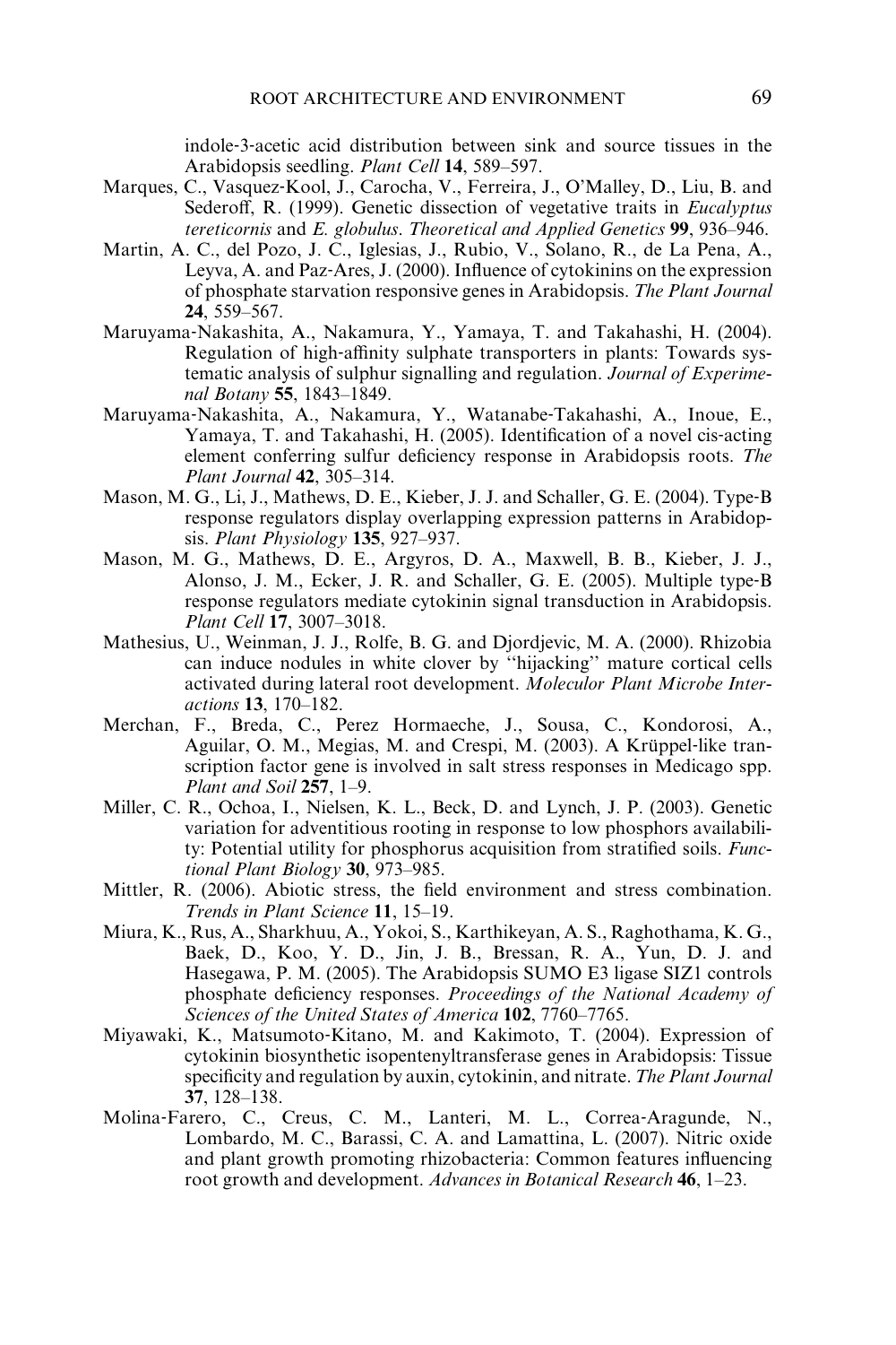indole-3-acetic acid distribution between sink and source tissues in the Arabidopsis seedling. *Plant Cell* **14**, 589–597.

Marques, C., Vasquez-Kool, J., Carocha, V., Ferreira, J., O'Malley, D., Liu, B. and Sederoff, R. (1999). Genetic dissection of vegetative traits in *Eucalyptus tereticornis* and *E. globulus*. *Theoretical and Applied Genetics* **99**, 936–946.

Martin, A. C., del Pozo, J. C., Iglesias, J., Rubio, V., Solano, R., de La Pena, A., Leyva, A. and Paz-Ares, J. (2000). Influence of cytokinins on the expression of phosphate starvation responsive genes in Arabidopsis. *The Plant Journal* **24**, 559–567.

Maruyama-Nakashita, A., Nakamura, Y., Yamaya, T. and Takahashi, H. (2004). Regulation of high-affinity sulphate transporters in plants: Towards systematic analysis of sulphur signalling and regulation. *Journal of Experimental Botany* **55**, 1843–1849.

Maruyama-Nakashita, A., Nakamura, Y., Watanabe-Takahashi, A., Inoue, E., Yamaya, T. and Takahashi, H. (2005). Identification of a novel cis-acting element conferring sulfur deficiency response in Arabidopsis roots. *The Plant Journal* **42**, 305–314.

Mason, M. G., Li, J., Mathews, D. E., Kieber, J. J. and Schaller, G. E. (2004). Type-B response regulators display overlapping expression patterns in Arabidopsis. *Plant Physiology* **135**, 927–937.

Mason, M. G., Mathews, D. E., Argyros, D. A., Maxwell, B. B., Kieber, J. J., Alonso, J. M., Ecker, J. R. and Schaller, G. E. (2005). Multiple type-B response regulators mediate cytokinin signal transduction in Arabidopsis. *Plant Cell* **17**, 3007–3018.

Mathesius, U., Weinman, J. J., Rolfe, B. G. and Djordjevic, M. A. (2000). Rhizobia can induce nodules in white clover by "hijacking" mature cortical cells activated during lateral root development. *Moleculor Plant Microbe Interactions* **13**, 170–182.

Merchan, F., Breda, C., Perez Hormaeche, J., Sousa, C., Kondorosi, A., Aguilar, O. M., Megias, M. and Crespi, M. (2003). A Krüppel-like transcription factor gene is involved in salt stress responses in Medicago spp. *Plant and Soil* **257**, 1–9.

Miller, C. R., Ochoa, I., Nielsen, K. L., Beck, D. and Lynch, J. P. (2003). Genetic variation for adventitious rooting in response to low phosphors availability: Potential utility for phosphorus acquisition from stratified soils. *Functional Plant Biology* **30**, 973–985.

Mittler, R. (2006). Abiotic stress, the field environment and stress combination. *Trends in Plant Science* **11**, 15–19.

Miura, K., Rus, A., Sharkhuu, A., Yokoi, S., Karthikeyan, A. S., Raghothama, K. G., Baek, D., Koo, Y. D., Jin, J. B., Bressan, R. A., Yun, D. J. and Hasegawa, P. M. (2005). The Arabidopsis SUMO E3 ligase SIZ1 controls phosphate deficiency responses. *Proceedings of the National Academy of Sciences of the United States of America* **102**, 7760–7765.

Miyawaki, K., Matsumoto-Kitano, M. and Kakimoto, T. (2004). Expression of cytokinin biosynthetic isopentenyltransferase genes in Arabidopsis: Tissue specificity and regulation by auxin, cytokinin, and nitrate. *The Plant Journal* **37**, 128–138.

Molina-Farero, C., Creus, C. M., Lanteri, M. L., Correa-Aragunde, N., Lombardo, M. C., Barassi, C. A. and Lamattina, L. (2007). Nitric oxide and plant growth promoting rhizobacteria: Common features influencing root growth and development. *Advances in Botanical Research* **46**, 1–23.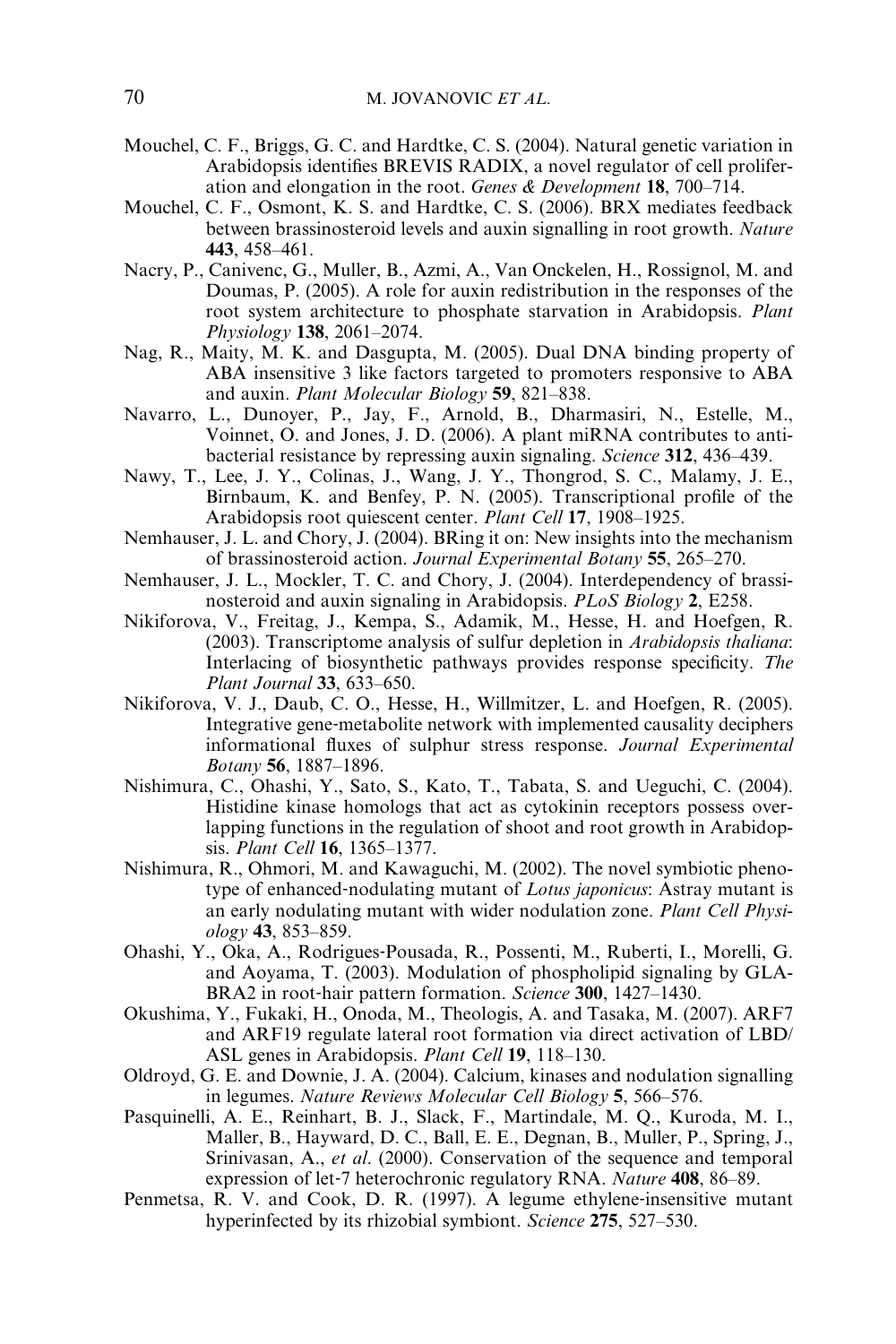Mouchel, C. F., Briggs, G. C. and Hardtke, C. S. (2004). Natural genetic variation in Arabidopsis identifies BREVIS RADIX, a novel regulator of cell proliferation and elongation in the root. *Genes & Development* **18**, 700–714.

Mouchel, C. F., Osmont, K. S. and Hardtke, C. S. (2006). BRX mediates feedback between brassinosteroid levels and auxin signalling in root growth. *Nature* **443**, 458–461.

Nacry, P., Canivenc, G., Muller, B., Azmi, A., Van Onckelen, H., Rossignol, M. and Doumas, P. (2005). A role for auxin redistribution in the responses of the root system architecture to phosphate starvation in Arabidopsis. *Plant Physiology* **138**, 2061–2074.

Nag, R., Maity, M. K. and Dasgupta, M. (2005). Dual DNA binding property of ABA insensitive 3 like factors targeted to promoters responsive to ABA and auxin. *Plant Molecular Biology* **59**, 821–838.

Navarro, L., Dunoyer, P., Jay, F., Arnold, B., Dharmasiri, N., Estelle, M., Voinnet, O. and Jones, J. D. (2006). A plant miRNA contributes to antibacterial resistance by repressing auxin signaling. *Science* **312**, 436–439.

Nawy, T., Lee, J. Y., Colinas, J., Wang, J. Y., Thongrod, S. C., Malamy, J. E., Birnbaum, K. and Benfey, P. N. (2005). Transcriptional profile of the Arabidopsis root quiescent center. *Plant Cell* **17**, 1908–1925.

Nemhauser, J. L. and Chory, J. (2004). BRing it on: New insights into the mechanism of brassinosteroid action. *Journal Experimental Botany* **55**, 265–270.

Nemhauser, J. L., Mockler, T. C. and Chory, J. (2004). Interdependency of brassinosteroid and auxin signaling in Arabidopsis. *PLoS Biology* **2**, E258.

Nikiforova, V., Freitag, J., Kempa, S., Adamik, M., Hesse, H. and Hoefgen, R. (2003). Transcriptome analysis of sulfur depletion in *Arabidopsis thaliana*: Interlacing of biosynthetic pathways provides response specificity. *The Plant Journal* **33**, 633–650.

Nikiforova, V. J., Daub, C. O., Hesse, H., Willmitzer, L. and Hoefgen, R. (2005). Integrative gene-metabolite network with implemented causality deciphers informational fluxes of sulphur stress response. *Journal Experimental Botany* **56**, 1887–1896.

Nishimura, C., Ohashi, Y., Sato, S., Kato, T., Tabata, S. and Ueguchi, C. (2004). Histidine kinase homologs that act as cytokinin receptors possess overlapping functions in the regulation of shoot and root growth in Arabidopsis. *Plant Cell* **16**, 1365–1377.

Nishimura, R., Ohmori, M. and Kawaguchi, M. (2002). The novel symbiotic phenotype of enhanced-nodulating mutant of *Lotus japonicus*: Astray mutant is an early nodulating mutant with wider nodulation zone. *Plant Cell Physiology* **43**, 853–859.

Ohashi, Y., Oka, A., Rodrigues-Pousada, R., Possenti, M., Ruberti, I., Morelli, G. and Aoyama, T. (2003). Modulation of phospholipid signaling by GLABRA2 in root-hair pattern formation. *Science* **300**, 1427–1430.

Okushima, Y., Fukaki, H., Onoda, M., Theologis, A. and Tasaka, M. (2007). ARF7 and ARF19 regulate lateral root formation via direct activation of LBD/ASL genes in Arabidopsis. *Plant Cell* **19**, 118–130.

Oldroyd, G. E. and Downie, J. A. (2004). Calcium, kinases and nodulation signalling in legumes. *Nature Reviews Molecular Cell Biology* **5**, 566–576.

Pasquinelli, A. E., Reinhart, B. J., Slack, F., Martindale, M. Q., Kuroda, M. I., Maller, B., Hayward, D. C., Ball, E. E., Degnan, B., Muller, P., Spring, J., Srinivasan, A., *et al.* (2000). Conservation of the sequence and temporal expression of let-7 heterochronic regulatory RNA. *Nature* **408**, 86–89.

Penmetsa, R. V. and Cook, D. R. (1997). A legume ethylene-insensitive mutant hyperinfected by its rhizobial symbiont. *Science* **275**, 527–530.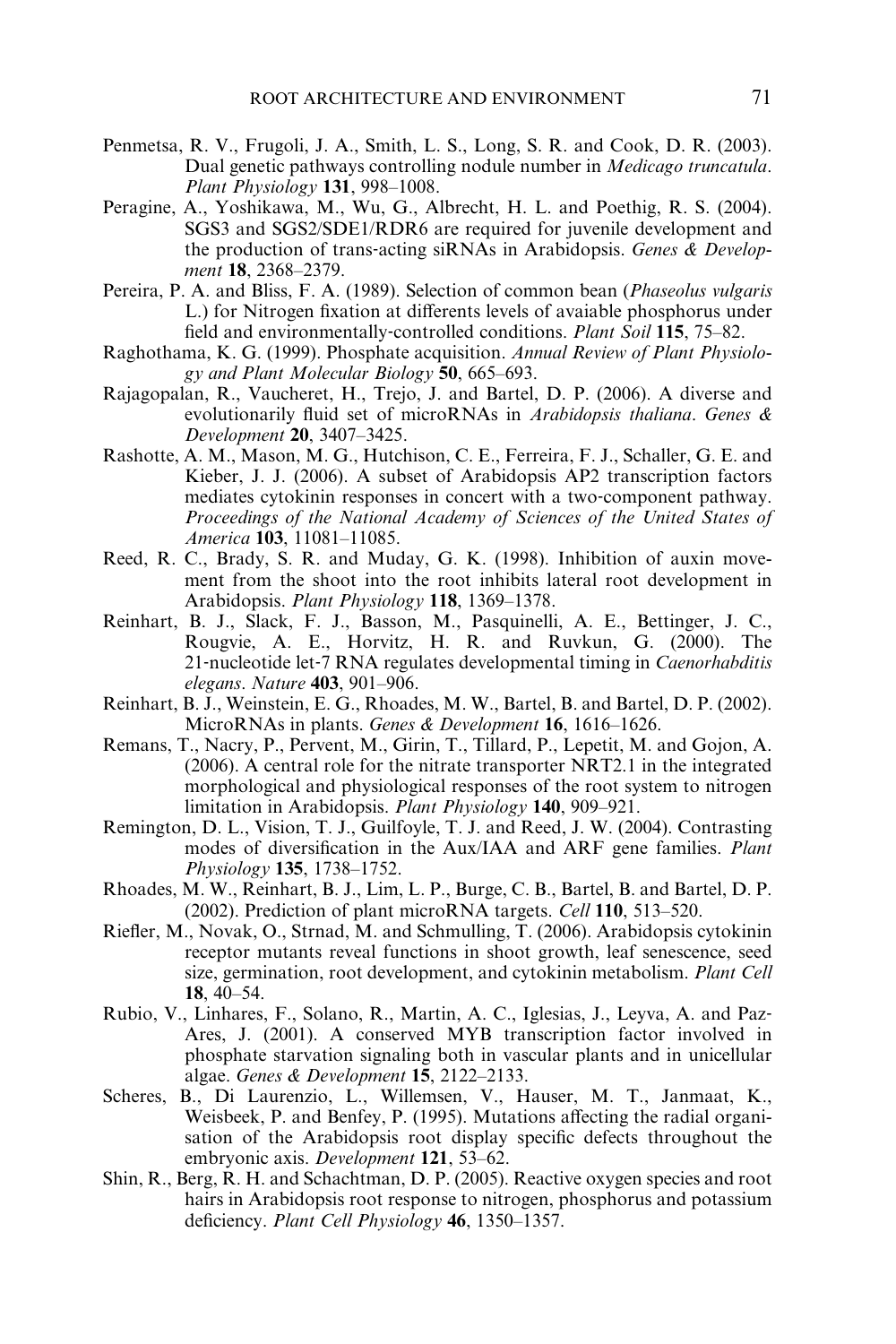Penmetsa, R. V., Frugoli, J. A., Smith, L. S., Long, S. R. and Cook, D. R. (2003). Dual genetic pathways controlling nodule number in *Medicago truncatula*. *Plant Physiology* **131**, 998–1008.

Peragine, A., Yoshikawa, M., Wu, G., Albrecht, H. L. and Poethig, R. S. (2004). SGS3 and SGS2/SDE1/RDR6 are required for juvenile development and the production of trans-acting siRNAs in Arabidopsis. *Genes & Development* **18**, 2368–2379.

Pereira, P. A. and Bliss, F. A. (1989). Selection of common bean (*Phaseolus vulgaris* L.) for Nitrogen fixation at differents levels of avaiable phosphorus under field and environmentally-controlled conditions. *Plant Soil* **115**, 75–82.

Raghothama, K. G. (1999). Phosphate acquisition. *Annual Review of Plant Physiology and Plant Molecular Biology* **50**, 665–693.

Rajagopalan, R., Vaucheret, H., Trejo, J. and Bartel, D. P. (2006). A diverse and evolutionarily fluid set of microRNAs in *Arabidopsis thaliana*. *Genes & Development* **20**, 3407–3425.

Rashotte, A. M., Mason, M. G., Hutchison, C. E., Ferreira, F. J., Schaller, G. E. and Kieber, J. J. (2006). A subset of Arabidopsis AP2 transcription factors mediates cytokinin responses in concert with a two-component pathway. *Proceedings of the National Academy of Sciences of the United States of America* **103**, 11081–11085.

Reed, R. C., Brady, S. R. and Muday, G. K. (1998). Inhibition of auxin movement from the shoot into the root inhibits lateral root development in Arabidopsis. *Plant Physiology* **118**, 1369–1378.

Reinhart, B. J., Slack, F. J., Basson, M., Pasquinelli, A. E., Bettinger, J. C., Rougvie, A. E., Horvitz, H. R. and Ruvkun, G. (2000). The 21-nucleotide let-7 RNA regulates developmental timing in *Caenorhabditis elegans*. *Nature* **403**, 901–906.

Reinhart, B. J., Weinstein, E. G., Rhoades, M. W., Bartel, B. and Bartel, D. P. (2002). MicroRNAs in plants. *Genes & Development* **16**, 1616–1626.

Remans, T., Nacry, P., Pervent, M., Girin, T., Tillard, P., Lepetit, M. and Gojon, A. (2006). A central role for the nitrate transporter NRT2.1 in the integrated morphological and physiological responses of the root system to nitrogen limitation in Arabidopsis. *Plant Physiology* **140**, 909–921.

Remington, D. L., Vision, T. J., Guilfoyle, T. J. and Reed, J. W. (2004). Contrasting modes of diversification in the Aux/IAA and ARF gene families. *Plant Physiology* **135**, 1738–1752.

Rhoades, M. W., Reinhart, B. J., Lim, L. P., Burge, C. B., Bartel, B. and Bartel, D. P. (2002). Prediction of plant microRNA targets. *Cell* **110**, 513–520.

Riefler, M., Novak, O., Strnad, M. and Schmulling, T. (2006). Arabidopsis cytokinin receptor mutants reveal functions in shoot growth, leaf senescence, seed size, germination, root development, and cytokinin metabolism. *Plant Cell* **18**, 40–54.

Rubio, V., Linhares, F., Solano, R., Martin, A. C., Iglesias, J., Leyva, A. and Paz-Ares, J. (2001). A conserved MYB transcription factor involved in phosphate starvation signaling both in vascular plants and in unicellular algae. *Genes & Development* **15**, 2122–2133.

Scheres, B., Di Laurenzio, L., Willemsen, V., Hauser, M. T., Janmaat, K., Weisbeek, P. and Benfey, P. (1995). Mutations affecting the radial organisation of the Arabidopsis root display specific defects throughout the embryonic axis. *Development* **121**, 53–62.

Shin, R., Berg, R. H. and Schachtman, D. P. (2005). Reactive oxygen species and root hairs in Arabidopsis root response to nitrogen, phosphorus and potassium deficiency. *Plant Cell Physiology* **46**, 1350–1357.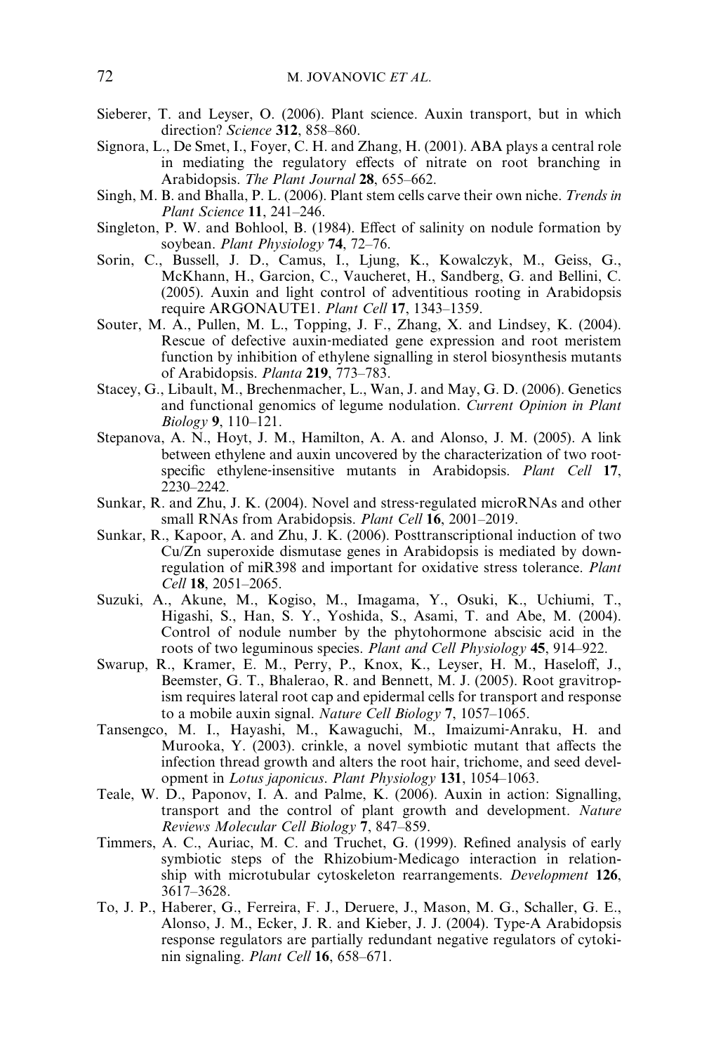Sieberer, T. and Leyser, O. (2006). Plant science. Auxin transport, but in which direction? *Science* **312**, 858–860.

Signora, L., De Smet, I., Foyer, C. H. and Zhang, H. (2001). ABA plays a central role in mediating the regulatory effects of nitrate on root branching in Arabidopsis. *The Plant Journal* **28**, 655–662.

Singh, M. B. and Bhalla, P. L. (2006). Plant stem cells carve their own niche. *Trends in Plant Science* **11**, 241–246.

Singleton, P. W. and Bohlool, B. (1984). Effect of salinity on nodule formation by soybean. *Plant Physiology* **74**, 72–76.

Sorin, C., Bussell, J. D., Camus, I., Ljung, K., Kowalczyk, M., Geiss, G., McKhann, H., Garcion, C., Vaucheret, H., Sandberg, G. and Bellini, C. (2005). Auxin and light control of adventitious rooting in Arabidopsis require ARGONAUTE1. *Plant Cell* **17**, 1343–1359.

Souter, M. A., Pullen, M. L., Topping, J. F., Zhang, X. and Lindsey, K. (2004). Rescue of defective auxin-mediated gene expression and root meristem function by inhibition of ethylene signalling in sterol biosynthesis mutants of Arabidopsis. *Planta* **219**, 773–783.

Stacey, G., Libault, M., Brechenmacher, L., Wan, J. and May, G. D. (2006). Genetics and functional genomics of legume nodulation. *Current Opinion in Plant Biology* **9**, 110–121.

Stepanova, A. N., Hoyt, J. M., Hamilton, A. A. and Alonso, J. M. (2005). A link between ethylene and auxin uncovered by the characterization of two root-specific ethylene-insensitive mutants in Arabidopsis. *Plant Cell* **17**, 2230–2242.

Sunkar, R. and Zhu, J. K. (2004). Novel and stress-regulated microRNAs and other small RNAs from Arabidopsis. *Plant Cell* **16**, 2001–2019.

Sunkar, R., Kapoor, A. and Zhu, J. K. (2006). Posttranscriptional induction of two Cu/Zn superoxide dismutase genes in Arabidopsis is mediated by down-regulation of miR398 and important for oxidative stress tolerance. *Plant Cell* **18**, 2051–2065.

Suzuki, A., Akune, M., Kogiso, M., Imagama, Y., Osuki, K., Uchiumi, T., Higashi, S., Han, S. Y., Yoshida, S., Asami, T. and Abe, M. (2004). Control of nodule number by the phytohormone abscisic acid in the roots of two leguminous species. *Plant and Cell Physiology* **45**, 914–922.

Swarup, R., Kramer, E. M., Perry, P., Knox, K., Leyser, H. M., Haseloff, J., Beemster, G. T., Bhalerao, R. and Bennett, M. J. (2005). Root gravitropism requires lateral root cap and epidermal cells for transport and response to a mobile auxin signal. *Nature Cell Biology* **7**, 1057–1065.

Tansengco, M. I., Hayashi, M., Kawaguchi, M., Imaizumi-Anraku, H. and Murooka, Y. (2003). crinkle, a novel symbiotic mutant that affects the infection thread growth and alters the root hair, trichome, and seed development in *Lotus japonicus*. *Plant Physiology* **131**, 1054–1063.

Teale, W. D., Paponov, I. A. and Palme, K. (2006). Auxin in action: Signalling, transport and the control of plant growth and development. *Nature Reviews Molecular Cell Biology* **7**, 847–859.

Timmers, A. C., Auriac, M. C. and Truchet, G. (1999). Refined analysis of early symbiotic steps of the Rhizobium-Medicago interaction in relationship with microtubular cytoskeleton rearrangements. *Development* **126**, 3617–3628.

To, J. P., Haberer, G., Ferreira, F. J., Deruere, J., Mason, M. G., Schaller, G. E., Alonso, J. M., Ecker, J. R. and Kieber, J. J. (2004). Type-A Arabidopsis response regulators are partially redundant negative regulators of cytokinin signaling. *Plant Cell* **16**, 658–671.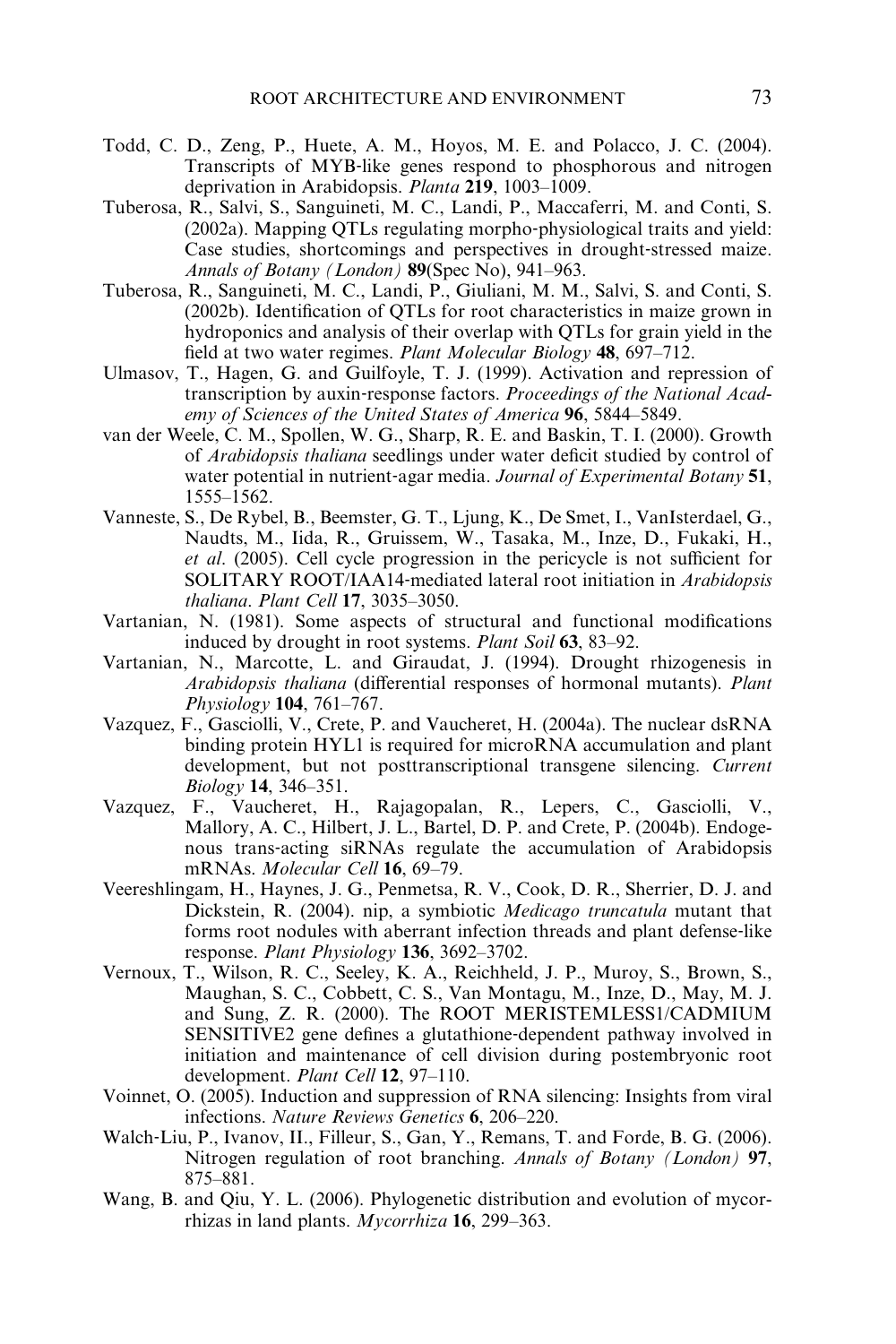Todd, C. D., Zeng, P., Huete, A. M., Hoyos, M. E. and Polacco, J. C. (2004). Transcripts of MYB-like genes respond to phosphorous and nitrogen deprivation in Arabidopsis. *Planta* **219**, 1003–1009.

Tuberosa, R., Salvi, S., Sanguineti, M. C., Landi, P., Maccaferri, M. and Conti, S. (2002a). Mapping QTLs regulating morpho-physiological traits and yield: Case studies, shortcomings and perspectives in drought-stressed maize. *Annals of Botany (London)* **89**(Spec No), 941–963.

Tuberosa, R., Sanguineti, M. C., Landi, P., Giuliani, M. M., Salvi, S. and Conti, S. (2002b). Identification of QTLs for root characteristics in maize grown in hydroponics and analysis of their overlap with QTLs for grain yield in the field at two water regimes. *Plant Molecular Biology* **48**, 697–712.

Ulmasov, T., Hagen, G. and Guilfoyle, T. J. (1999). Activation and repression of transcription by auxin-response factors. *Proceedings of the National Academy of Sciences of the United States of America* **96**, 5844–5849.

van der Weele, C. M., Spollen, W. G., Sharp, R. E. and Baskin, T. I. (2000). Growth of *Arabidopsis thaliana* seedlings under water deficit studied by control of water potential in nutrient-agar media. *Journal of Experimental Botany* **51**, 1555–1562.

Vanneste, S., De Rybel, B., Beemster, G. T., Ljung, K., De Smet, I., VanIsterdael, G., Naudts, M., Iida, R., Gruissem, W., Tasaka, M., Inze, D., Fukaki, H., *et al*. (2005). Cell cycle progression in the pericycle is not sufficient for SOLITARY ROOT/IAA14-mediated lateral root initiation in *Arabidopsis thaliana*. *Plant Cell* **17**, 3035–3050.

Vartanian, N. (1981). Some aspects of structural and functional modifications induced by drought in root systems. *Plant Soil* **63**, 83–92.

Vartanian, N., Marcotte, L. and Giraudat, J. (1994). Drought rhizogenesis in *Arabidopsis thaliana* (differential responses of hormonal mutants). *Plant Physiology* **104**, 761–767.

Vazquez, F., Gasciolli, V., Crete, P. and Vaucheret, H. (2004a). The nuclear dsRNA binding protein HYL1 is required for microRNA accumulation and plant development, but not posttranscriptional transgene silencing. *Current Biology* **14**, 346–351.

Vazquez, F., Vaucheret, H., Rajagopalan, R., Lepers, C., Gasciolli, V., Mallory, A. C., Hilbert, J. L., Bartel, D. P. and Crete, P. (2004b). Endogenous trans-acting siRNAs regulate the accumulation of Arabidopsis mRNAs. *Molecular Cell* **16**, 69–79.

Veereshlingam, H., Haynes, J. G., Penmetsa, R. V., Cook, D. R., Sherrier, D. J. and Dickstein, R. (2004). nip, a symbiotic *Medicago truncatula* mutant that forms root nodules with aberrant infection threads and plant defense-like response. *Plant Physiology* **136**, 3692–3702.

Vernoux, T., Wilson, R. C., Seeley, K. A., Reichheld, J. P., Muroy, S., Brown, S., Maughan, S. C., Cobbett, C. S., Van Montagu, M., Inze, D., May, M. J. and Sung, Z. R. (2000). The ROOT MERISTEMLESS1/CADMIUM SENSITIVE2 gene defines a glutathione-dependent pathway involved in initiation and maintenance of cell division during postembryonic root development. *Plant Cell* **12**, 97–110.

Voinnet, O. (2005). Induction and suppression of RNA silencing: Insights from viral infections. *Nature Reviews Genetics* **6**, 206–220.

Walch-Liu, P., Ivanov, II., Filleur, S., Gan, Y., Remans, T. and Forde, B. G. (2006). Nitrogen regulation of root branching. *Annals of Botany (London)* **97**, 875–881.

Wang, B. and Qiu, Y. L. (2006). Phylogenetic distribution and evolution of mycorrhizas in land plants. *Mycorrhiza* **16**, 299–363.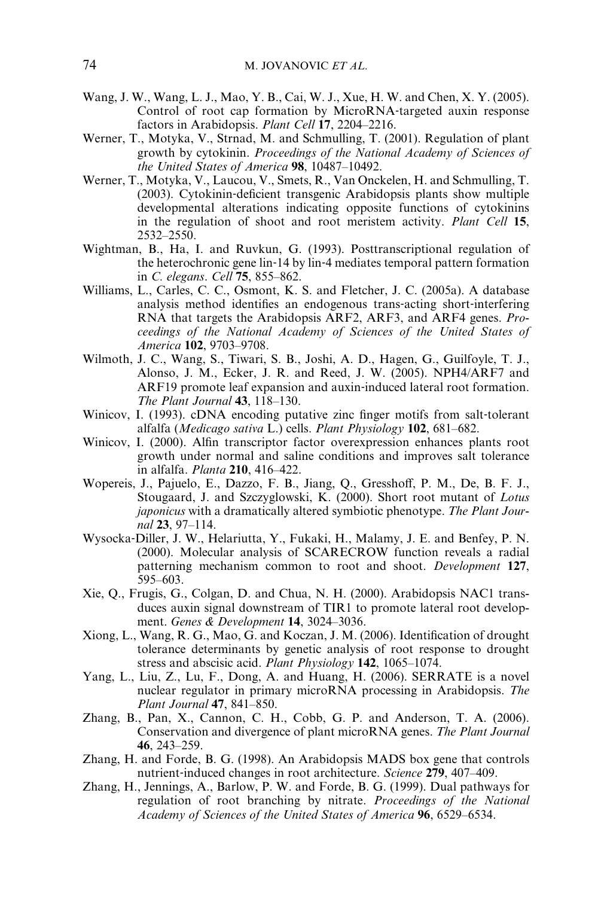Wang, J. W., Wang, L. J., Mao, Y. B., Cai, W. J., Xue, H. W. and Chen, X. Y. (2005). Control of root cap formation by MicroRNA-targeted auxin response factors in Arabidopsis. *Plant Cell* **17**, 2204–2216.

Werner, T., Motyka, V., Strnad, M. and Schmulling, T. (2001). Regulation of plant growth by cytokinin. *Proceedings of the National Academy of Sciences of the United States of America* **98**, 10487–10492.

Werner, T., Motyka, V., Laucou, V., Smets, R., Van Onckelen, H. and Schmulling, T. (2003). Cytokinin-deficient transgenic Arabidopsis plants show multiple developmental alterations indicating opposite functions of cytokinins in the regulation of shoot and root meristem activity. *Plant Cell* **15**, 2532–2550.

Wightman, B., Ha, I. and Ruvkun, G. (1993). Posttranscriptional regulation of the heterochronic gene lin-14 by lin-4 mediates temporal pattern formation in *C. elegans*. *Cell* **75**, 855–862.

Williams, L., Carles, C. C., Osmont, K. S. and Fletcher, J. C. (2005a). A database analysis method identifies an endogenous trans-acting short-interfering RNA that targets the Arabidopsis ARF2, ARF3, and ARF4 genes. *Proceedings of the National Academy of Sciences of the United States of America* **102**, 9703–9708.

Wilmoth, J. C., Wang, S., Tiwari, S. B., Joshi, A. D., Hagen, G., Guilfoyle, T. J., Alonso, J. M., Ecker, J. R. and Reed, J. W. (2005). NPH4/ARF7 and ARF19 promote leaf expansion and auxin-induced lateral root formation. *The Plant Journal* **43**, 118–130.

Winicov, I. (1993). cDNA encoding putative zinc finger motifs from salt-tolerant alfalfa (*Medicago sativa* L.) cells. *Plant Physiology* **102**, 681–682.

Winicov, I. (2000). Alfin transcriptor factor overexpression enhances plants root growth under normal and saline conditions and improves salt tolerance in alfalfa. *Planta* **210**, 416–422.

Wopereis, J., Pajuelo, E., Dazzo, F. B., Jiang, Q., Gresshoff, P. M., De, B. F. J., Stougaard, J. and Szczyglowski, K. (2000). Short root mutant of *Lotus japonicus* with a dramatically altered symbiotic phenotype. *The Plant Journal* **23**, 97–114.

Wysocka-Diller, J. W., Helariutta, Y., Fukaki, H., Malamy, J. E. and Benfey, P. N. (2000). Molecular analysis of SCARECROW function reveals a radial patterning mechanism common to root and shoot. *Development* **127**, 595–603.

Xie, Q., Frugis, G., Colgan, D. and Chua, N. H. (2000). Arabidopsis NAC1 transduces auxin signal downstream of TIR1 to promote lateral root development. *Genes & Development* **14**, 3024–3036.

Xiong, L., Wang, R. G., Mao, G. and Koczan, J. M. (2006). Identification of drought tolerance determinants by genetic analysis of root response to drought stress and abscisic acid. *Plant Physiology* **142**, 1065–1074.

Yang, L., Liu, Z., Lu, F., Dong, A. and Huang, H. (2006). SERRATE is a novel nuclear regulator in primary microRNA processing in Arabidopsis. *The Plant Journal* **47**, 841–850.

Zhang, B., Pan, X., Cannon, C. H., Cobb, G. P. and Anderson, T. A. (2006). Conservation and divergence of plant microRNA genes. *The Plant Journal* **46**, 243–259.

Zhang, H. and Forde, B. G. (1998). An Arabidopsis MADS box gene that controls nutrient-induced changes in root architecture. *Science* **279**, 407–409.

Zhang, H., Jennings, A., Barlow, P. W. and Forde, B. G. (1999). Dual pathways for regulation of root branching by nitrate. *Proceedings of the National Academy of Sciences of the United States of America* **96**, 6529–6534.